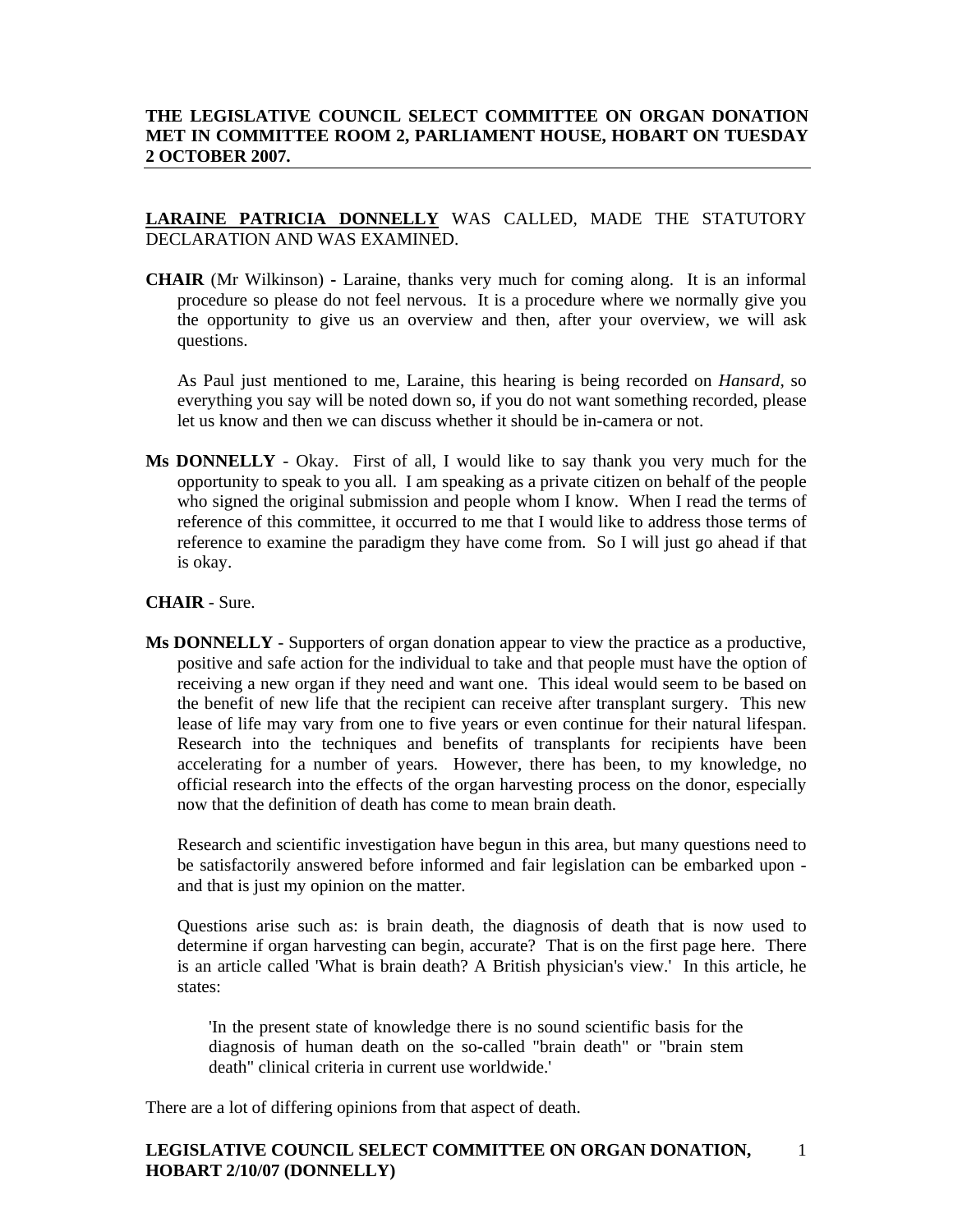**THE LEGISLATIVE COUNCIL SELECT COMMITTEE ON ORGAN DONATION MET IN COMMITTEE ROOM 2, PARLIAMENT HOUSE, HOBART ON TUESDAY 2 OCTOBER 2007.**

**LARAINE PATRICIA DONNELLY** WAS CALLED, MADE THE STATUTORY DECLARATION AND WAS EXAMINED.

**CHAIR** (Mr Wilkinson) - Laraine, thanks very much for coming along. It is an informal procedure so please do not feel nervous. It is a procedure where we normally give you the opportunity to give us an overview and then, after your overview, we will ask questions.

As Paul just mentioned to me, Laraine, this hearing is being recorded on *Hansard*, so everything you say will be noted down so, if you do not want something recorded, please let us know and then we can discuss whether it should be in-camera or not.

**Ms DONNELLY** - Okay. First of all, I would like to say thank you very much for the opportunity to speak to you all. I am speaking as a private citizen on behalf of the people who signed the original submission and people whom I know. When I read the terms of reference of this committee, it occurred to me that I would like to address those terms of reference to examine the paradigm they have come from. So I will just go ahead if that is okay.

**CHAIR** - Sure.

**Ms DONNELLY** - Supporters of organ donation appear to view the practice as a productive, positive and safe action for the individual to take and that people must have the option of receiving a new organ if they need and want one. This ideal would seem to be based on the benefit of new life that the recipient can receive after transplant surgery. This new lease of life may vary from one to five years or even continue for their natural lifespan. Research into the techniques and benefits of transplants for recipients have been accelerating for a number of years. However, there has been, to my knowledge, no official research into the effects of the organ harvesting process on the donor, especially now that the definition of death has come to mean brain death.

Research and scientific investigation have begun in this area, but many questions need to be satisfactorily answered before informed and fair legislation can be embarked upon - and that is just my opinion on the matter.

Questions arise such as: is brain death, the diagnosis of death that is now used to determine if organ harvesting can begin, accurate? That is on the first page here. There is an article called 'What is brain death? A British physician's view.' In this article, he states:

> 'In the present state of knowledge there is no sound scientific basis for the diagnosis of human death on the so-called "brain death" or "brain stem death" clinical criteria in current use worldwide.'

There are a lot of differing opinions from that aspect of death.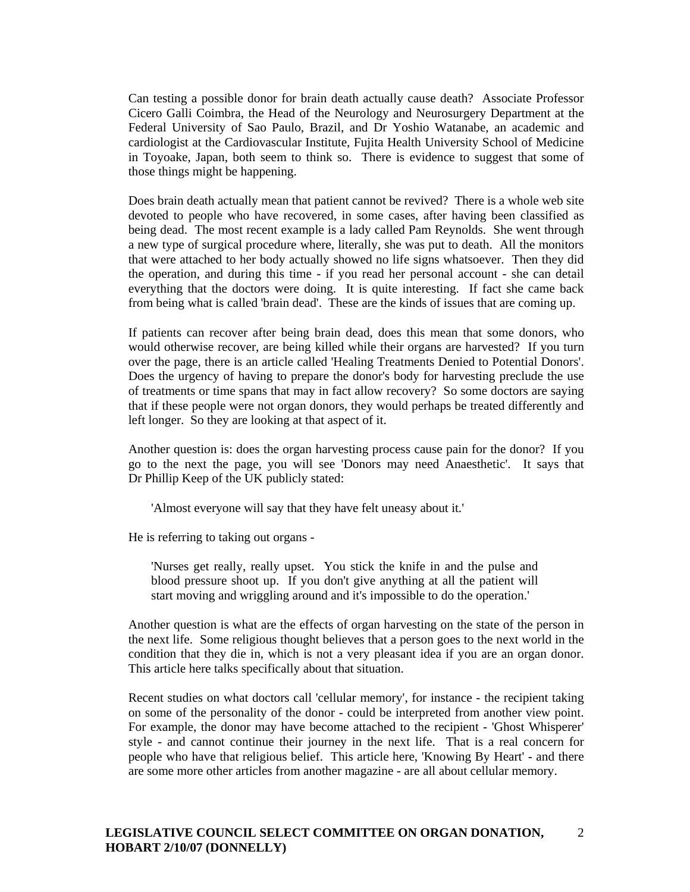Can testing a possible donor for brain death actually cause death? Associate Professor Cicero Galli Coimbra, the Head of the Neurology and Neurosurgery Department at the Federal University of Sao Paulo, Brazil, and Dr Yoshio Watanabe, an academic and cardiologist at the Cardiovascular Institute, Fujita Health University School of Medicine in Toyoake, Japan, both seem to think so. There is evidence to suggest that some of those things might be happening.

Does brain death actually mean that patient cannot be revived? There is a whole web site devoted to people who have recovered, in some cases, after having been classified as being dead. The most recent example is a lady called Pam Reynolds. She went through a new type of surgical procedure where, literally, she was put to death. All the monitors that were attached to her body actually showed no life signs whatsoever. Then they did the operation, and during this time - if you read her personal account - she can detail everything that the doctors were doing. It is quite interesting. If fact she came back from being what is called 'brain dead'. These are the kinds of issues that are coming up.

If patients can recover after being brain dead, does this mean that some donors, who would otherwise recover, are being killed while their organs are harvested? If you turn over the page, there is an article called 'Healing Treatments Denied to Potential Donors'. Does the urgency of having to prepare the donor's body for harvesting preclude the use of treatments or time spans that may in fact allow recovery? So some doctors are saying that if these people were not organ donors, they would perhaps be treated differently and left longer. So they are looking at that aspect of it.

Another question is: does the organ harvesting process cause pain for the donor? If you go to the next the page, you will see 'Donors may need Anaesthetic'. It says that Dr Phillip Keep of the UK publicly stated:

> 'Almost everyone will say that they have felt uneasy about it.'

He is referring to taking out organs -

> 'Nurses get really, really upset. You stick the knife in and the pulse and blood pressure shoot up. If you don't give anything at all the patient will start moving and wriggling around and it's impossible to do the operation.'

Another question is what are the effects of organ harvesting on the state of the person in the next life. Some religious thought believes that a person goes to the next world in the condition that they die in, which is not a very pleasant idea if you are an organ donor. This article here talks specifically about that situation.

Recent studies on what doctors call 'cellular memory', for instance - the recipient taking on some of the personality of the donor - could be interpreted from another view point. For example, the donor may have become attached to the recipient - 'Ghost Whisperer' style - and cannot continue their journey in the next life. That is a real concern for people who have that religious belief. This article here, 'Knowing By Heart' - and there are some more other articles from another magazine - are all about cellular memory.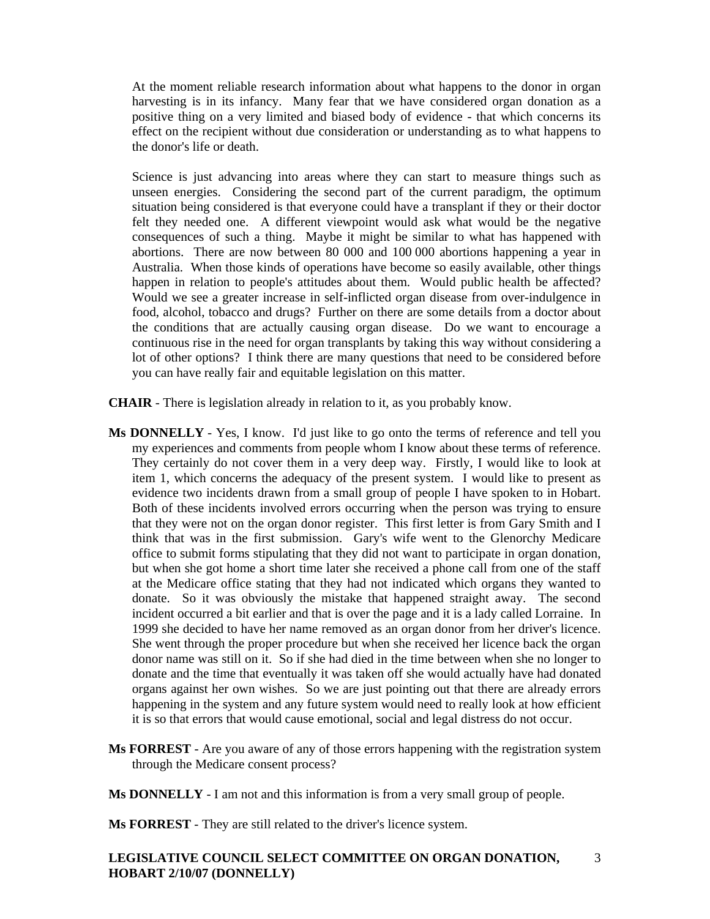At the moment reliable research information about what happens to the donor in organ harvesting is in its infancy. Many fear that we have considered organ donation as a positive thing on a very limited and biased body of evidence - that which concerns its effect on the recipient without due consideration or understanding as to what happens to the donor's life or death.

Science is just advancing into areas where they can start to measure things such as unseen energies. Considering the second part of the current paradigm, the optimum situation being considered is that everyone could have a transplant if they or their doctor felt they needed one. A different viewpoint would ask what would be the negative consequences of such a thing. Maybe it might be similar to what has happened with abortions. There are now between 80 000 and 100 000 abortions happening a year in Australia. When those kinds of operations have become so easily available, other things happen in relation to people's attitudes about them. Would public health be affected? Would we see a greater increase in self-inflicted organ disease from over-indulgence in food, alcohol, tobacco and drugs? Further on there are some details from a doctor about the conditions that are actually causing organ disease. Do we want to encourage a continuous rise in the need for organ transplants by taking this way without considering a lot of other options? I think there are many questions that need to be considered before you can have really fair and equitable legislation on this matter.

**CHAIR** - There is legislation already in relation to it, as you probably know.

**Ms DONNELLY** - Yes, I know. I'd just like to go onto the terms of reference and tell you my experiences and comments from people whom I know about these terms of reference. They certainly do not cover them in a very deep way. Firstly, I would like to look at item 1, which concerns the adequacy of the present system. I would like to present as evidence two incidents drawn from a small group of people I have spoken to in Hobart. Both of these incidents involved errors occurring when the person was trying to ensure that they were not on the organ donor register. This first letter is from Gary Smith and I think that was in the first submission. Gary's wife went to the Glenorchy Medicare office to submit forms stipulating that they did not want to participate in organ donation, but when she got home a short time later she received a phone call from one of the staff at the Medicare office stating that they had not indicated which organs they wanted to donate. So it was obviously the mistake that happened straight away. The second incident occurred a bit earlier and that is over the page and it is a lady called Lorraine. In 1999 she decided to have her name removed as an organ donor from her driver's licence. She went through the proper procedure but when she received her licence back the organ donor name was still on it. So if she had died in the time between when she no longer to donate and the time that eventually it was taken off she would actually have had donated organs against her own wishes. So we are just pointing out that there are already errors happening in the system and any future system would need to really look at how efficient it is so that errors that would cause emotional, social and legal distress do not occur.

**Ms FORREST** - Are you aware of any of those errors happening with the registration system through the Medicare consent process?

**Ms DONNELLY** - I am not and this information is from a very small group of people.

**Ms FORREST** - They are still related to the driver's licence system.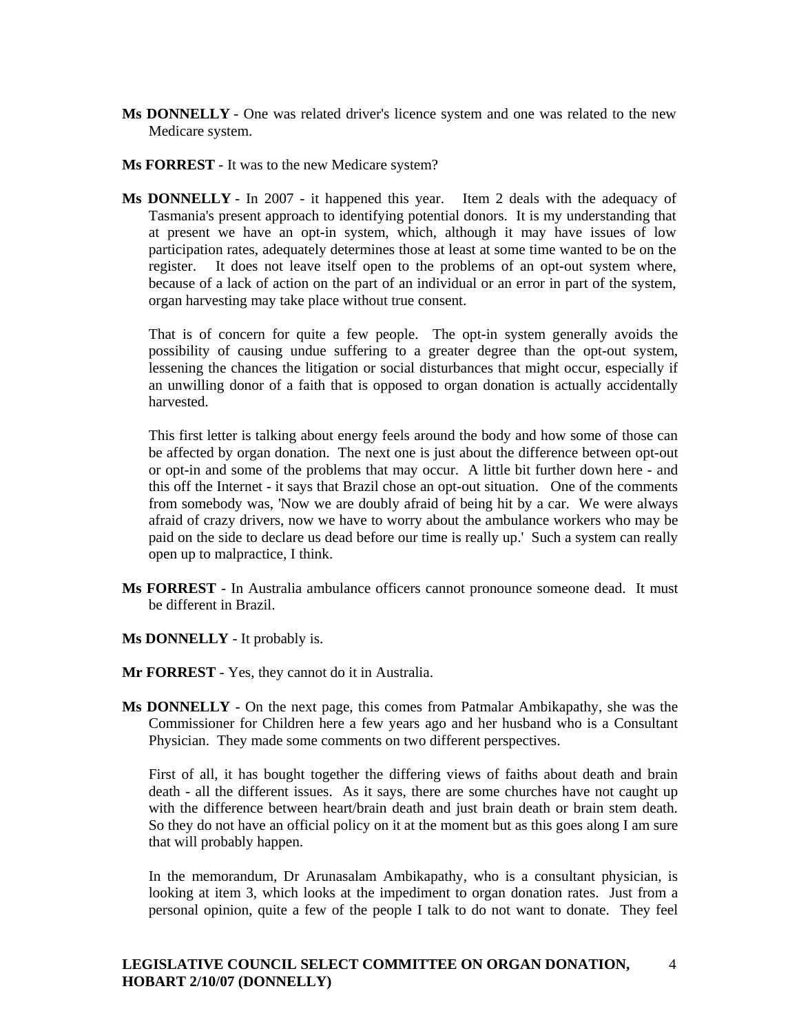**Ms DONNELLY** - One was related driver's licence system and one was related to the new Medicare system.

**Ms FORREST** - It was to the new Medicare system?

**Ms DONNELLY** - In 2007 - it happened this year. Item 2 deals with the adequacy of Tasmania's present approach to identifying potential donors. It is my understanding that at present we have an opt-in system, which, although it may have issues of low participation rates, adequately determines those at least at some time wanted to be on the register. It does not leave itself open to the problems of an opt-out system where, because of a lack of action on the part of an individual or an error in part of the system, organ harvesting may take place without true consent.

That is of concern for quite a few people. The opt-in system generally avoids the possibility of causing undue suffering to a greater degree than the opt-out system, lessening the chances the litigation or social disturbances that might occur, especially if an unwilling donor of a faith that is opposed to organ donation is actually accidentally harvested.

This first letter is talking about energy feels around the body and how some of those can be affected by organ donation. The next one is just about the difference between opt-out or opt-in and some of the problems that may occur. A little bit further down here - and this off the Internet - it says that Brazil chose an opt-out situation. One of the comments from somebody was, 'Now we are doubly afraid of being hit by a car. We were always afraid of crazy drivers, now we have to worry about the ambulance workers who may be paid on the side to declare us dead before our time is really up.' Such a system can really open up to malpractice, I think.

**Ms FORREST** - In Australia ambulance officers cannot pronounce someone dead. It must be different in Brazil.

**Ms DONNELLY** - It probably is.

**Mr FORREST** - Yes, they cannot do it in Australia.

**Ms DONNELLY** - On the next page, this comes from Patmalar Ambikapathy, she was the Commissioner for Children here a few years ago and her husband who is a Consultant Physician. They made some comments on two different perspectives.

First of all, it has bought together the differing views of faiths about death and brain death - all the different issues. As it says, there are some churches have not caught up with the difference between heart/brain death and just brain death or brain stem death. So they do not have an official policy on it at the moment but as this goes along I am sure that will probably happen.

In the memorandum, Dr Arunasalam Ambikapathy, who is a consultant physician, is looking at item 3, which looks at the impediment to organ donation rates. Just from a personal opinion, quite a few of the people I talk to do not want to donate. They feel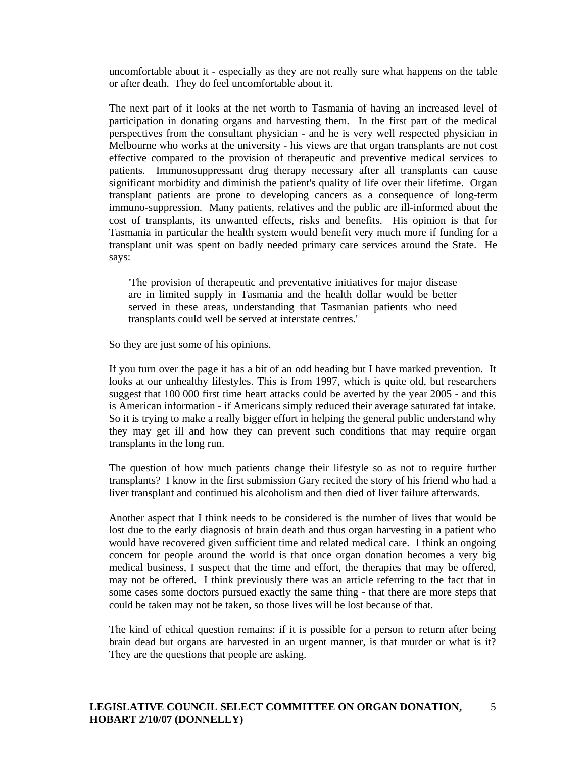uncomfortable about it - especially as they are not really sure what happens on the table or after death. They do feel uncomfortable about it.

The next part of it looks at the net worth to Tasmania of having an increased level of participation in donating organs and harvesting them. In the first part of the medical perspectives from the consultant physician - and he is very well respected physician in Melbourne who works at the university - his views are that organ transplants are not cost effective compared to the provision of therapeutic and preventive medical services to patients. Immunosuppressant drug therapy necessary after all transplants can cause significant morbidity and diminish the patient's quality of life over their lifetime. Organ transplant patients are prone to developing cancers as a consequence of long-term immuno-suppression. Many patients, relatives and the public are ill-informed about the cost of transplants, its unwanted effects, risks and benefits. His opinion is that for Tasmania in particular the health system would benefit very much more if funding for a transplant unit was spent on badly needed primary care services around the State. He says:

> 'The provision of therapeutic and preventative initiatives for major disease are in limited supply in Tasmania and the health dollar would be better served in these areas, understanding that Tasmanian patients who need transplants could well be served at interstate centres.'

So they are just some of his opinions.

If you turn over the page it has a bit of an odd heading but I have marked prevention. It looks at our unhealthy lifestyles. This is from 1997, which is quite old, but researchers suggest that 100 000 first time heart attacks could be averted by the year 2005 - and this is American information - if Americans simply reduced their average saturated fat intake. So it is trying to make a really bigger effort in helping the general public understand why they may get ill and how they can prevent such conditions that may require organ transplants in the long run.

The question of how much patients change their lifestyle so as not to require further transplants? I know in the first submission Gary recited the story of his friend who had a liver transplant and continued his alcoholism and then died of liver failure afterwards.

Another aspect that I think needs to be considered is the number of lives that would be lost due to the early diagnosis of brain death and thus organ harvesting in a patient who would have recovered given sufficient time and related medical care. I think an ongoing concern for people around the world is that once organ donation becomes a very big medical business, I suspect that the time and effort, the therapies that may be offered, may not be offered. I think previously there was an article referring to the fact that in some cases some doctors pursued exactly the same thing - that there are more steps that could be taken may not be taken, so those lives will be lost because of that.

The kind of ethical question remains: if it is possible for a person to return after being brain dead but organs are harvested in an urgent manner, is that murder or what is it? They are the questions that people are asking.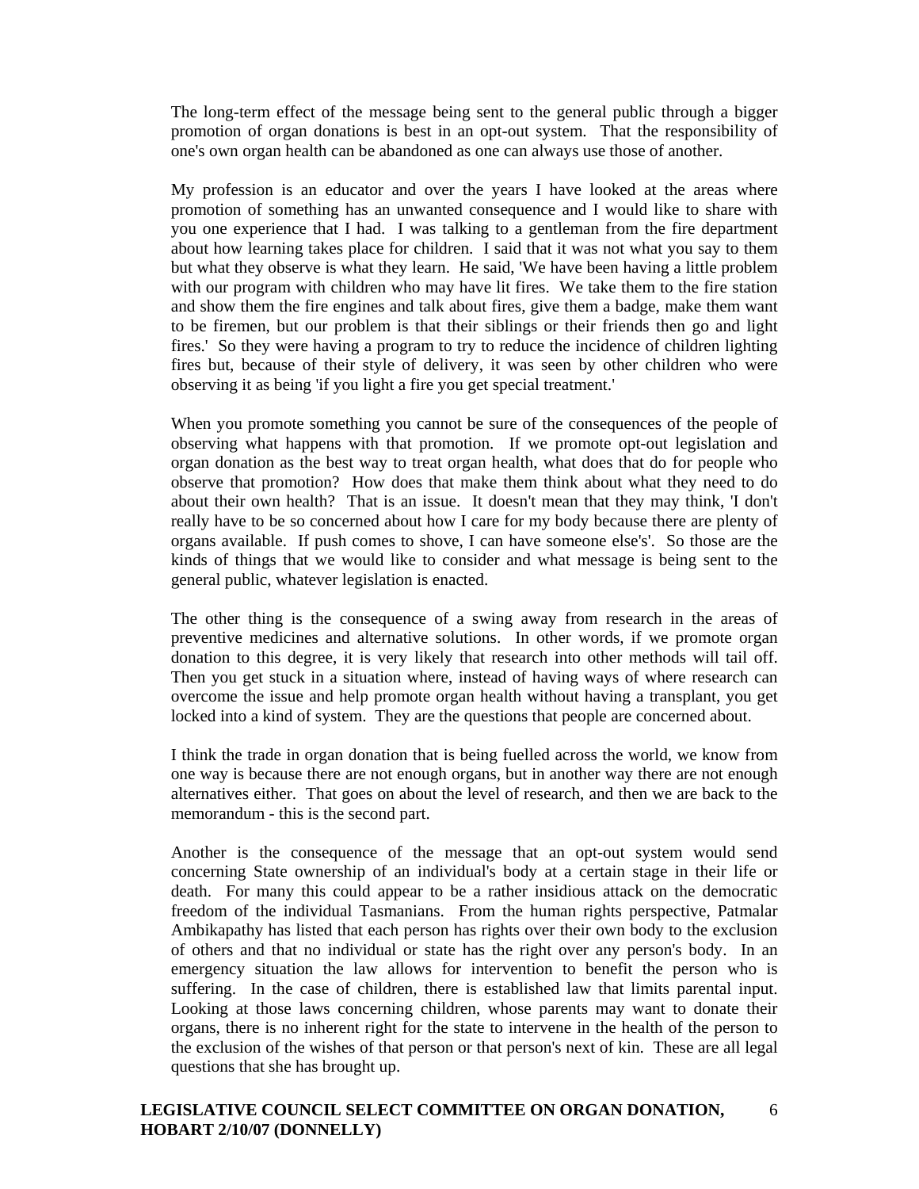The long-term effect of the message being sent to the general public through a bigger promotion of organ donations is best in an opt-out system. That the responsibility of one's own organ health can be abandoned as one can always use those of another.

My profession is an educator and over the years I have looked at the areas where promotion of something has an unwanted consequence and I would like to share with you one experience that I had. I was talking to a gentleman from the fire department about how learning takes place for children. I said that it was not what you say to them but what they observe is what they learn. He said, 'We have been having a little problem with our program with children who may have lit fires. We take them to the fire station and show them the fire engines and talk about fires, give them a badge, make them want to be firemen, but our problem is that their siblings or their friends then go and light fires.' So they were having a program to try to reduce the incidence of children lighting fires but, because of their style of delivery, it was seen by other children who were observing it as being 'if you light a fire you get special treatment.'

When you promote something you cannot be sure of the consequences of the people of observing what happens with that promotion. If we promote opt-out legislation and organ donation as the best way to treat organ health, what does that do for people who observe that promotion? How does that make them think about what they need to do about their own health? That is an issue. It doesn't mean that they may think, 'I don't really have to be so concerned about how I care for my body because there are plenty of organs available. If push comes to shove, I can have someone else's'. So those are the kinds of things that we would like to consider and what message is being sent to the general public, whatever legislation is enacted.

The other thing is the consequence of a swing away from research in the areas of preventive medicines and alternative solutions. In other words, if we promote organ donation to this degree, it is very likely that research into other methods will tail off. Then you get stuck in a situation where, instead of having ways of where research can overcome the issue and help promote organ health without having a transplant, you get locked into a kind of system. They are the questions that people are concerned about.

I think the trade in organ donation that is being fuelled across the world, we know from one way is because there are not enough organs, but in another way there are not enough alternatives either. That goes on about the level of research, and then we are back to the memorandum - this is the second part.

Another is the consequence of the message that an opt-out system would send concerning State ownership of an individual's body at a certain stage in their life or death. For many this could appear to be a rather insidious attack on the democratic freedom of the individual Tasmanians. From the human rights perspective, Patmalar Ambikapathy has listed that each person has rights over their own body to the exclusion of others and that no individual or state has the right over any person's body. In an emergency situation the law allows for intervention to benefit the person who is suffering. In the case of children, there is established law that limits parental input. Looking at those laws concerning children, whose parents may want to donate their organs, there is no inherent right for the state to intervene in the health of the person to the exclusion of the wishes of that person or that person's next of kin. These are all legal questions that she has brought up.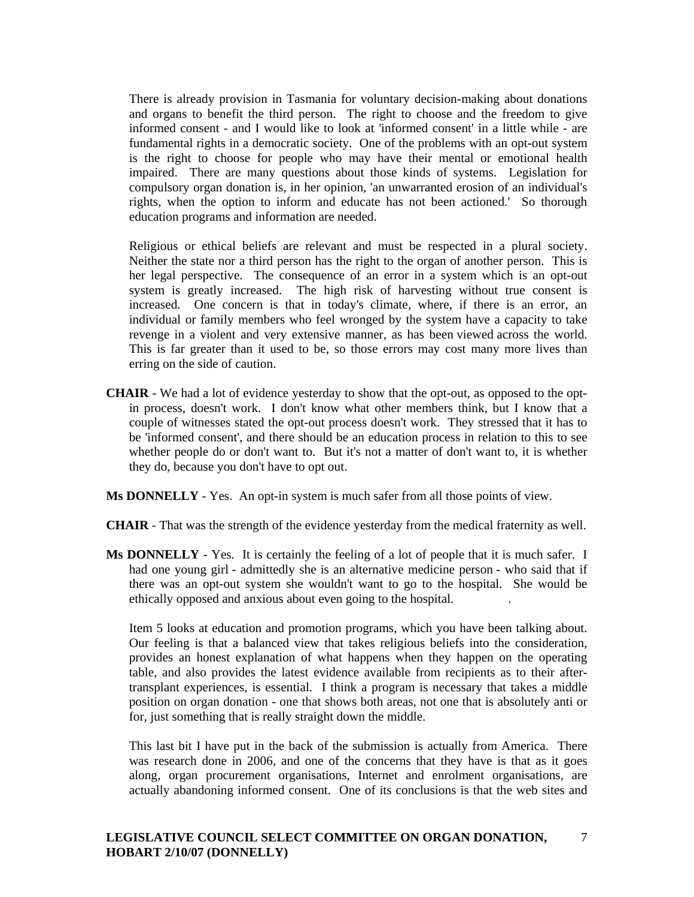There is already provision in Tasmania for voluntary decision-making about donations and organs to benefit the third person. The right to choose and the freedom to give informed consent - and I would like to look at 'informed consent' in a little while - are fundamental rights in a democratic society. One of the problems with an opt-out system is the right to choose for people who may have their mental or emotional health impaired. There are many questions about those kinds of systems. Legislation for compulsory organ donation is, in her opinion, 'an unwarranted erosion of an individual's rights, when the option to inform and educate has not been actioned.' So thorough education programs and information are needed.

Religious or ethical beliefs are relevant and must be respected in a plural society. Neither the state nor a third person has the right to the organ of another person. This is her legal perspective. The consequence of an error in a system which is an opt-out system is greatly increased. The high risk of harvesting without true consent is increased. One concern is that in today's climate, where, if there is an error, an individual or family members who feel wronged by the system have a capacity to take revenge in a violent and very extensive manner, as has been viewed across the world. This is far greater than it used to be, so those errors may cost many more lives than erring on the side of caution.

**CHAIR** - We had a lot of evidence yesterday to show that the opt-out, as opposed to the opt-in process, doesn't work. I don't know what other members think, but I know that a couple of witnesses stated the opt-out process doesn't work. They stressed that it has to be 'informed consent', and there should be an education process in relation to this to see whether people do or don't want to. But it's not a matter of don't want to, it is whether they do, because you don't have to opt out.

**Ms DONNELLY** - Yes. An opt-in system is much safer from all those points of view.

**CHAIR** - That was the strength of the evidence yesterday from the medical fraternity as well.

**Ms DONNELLY** - Yes. It is certainly the feeling of a lot of people that it is much safer. I had one young girl - admittedly she is an alternative medicine person - who said that if there was an opt-out system she wouldn't want to go to the hospital. She would be ethically opposed and anxious about even going to the hospital.

Item 5 looks at education and promotion programs, which you have been talking about. Our feeling is that a balanced view that takes religious beliefs into the consideration, provides an honest explanation of what happens when they happen on the operating table, and also provides the latest evidence available from recipients as to their after-transplant experiences, is essential. I think a program is necessary that takes a middle position on organ donation - one that shows both areas, not one that is absolutely anti or for, just something that is really straight down the middle.

This last bit I have put in the back of the submission is actually from America. There was research done in 2006, and one of the concerns that they have is that as it goes along, organ procurement organisations, Internet and enrolment organisations, are actually abandoning informed consent. One of its conclusions is that the web sites and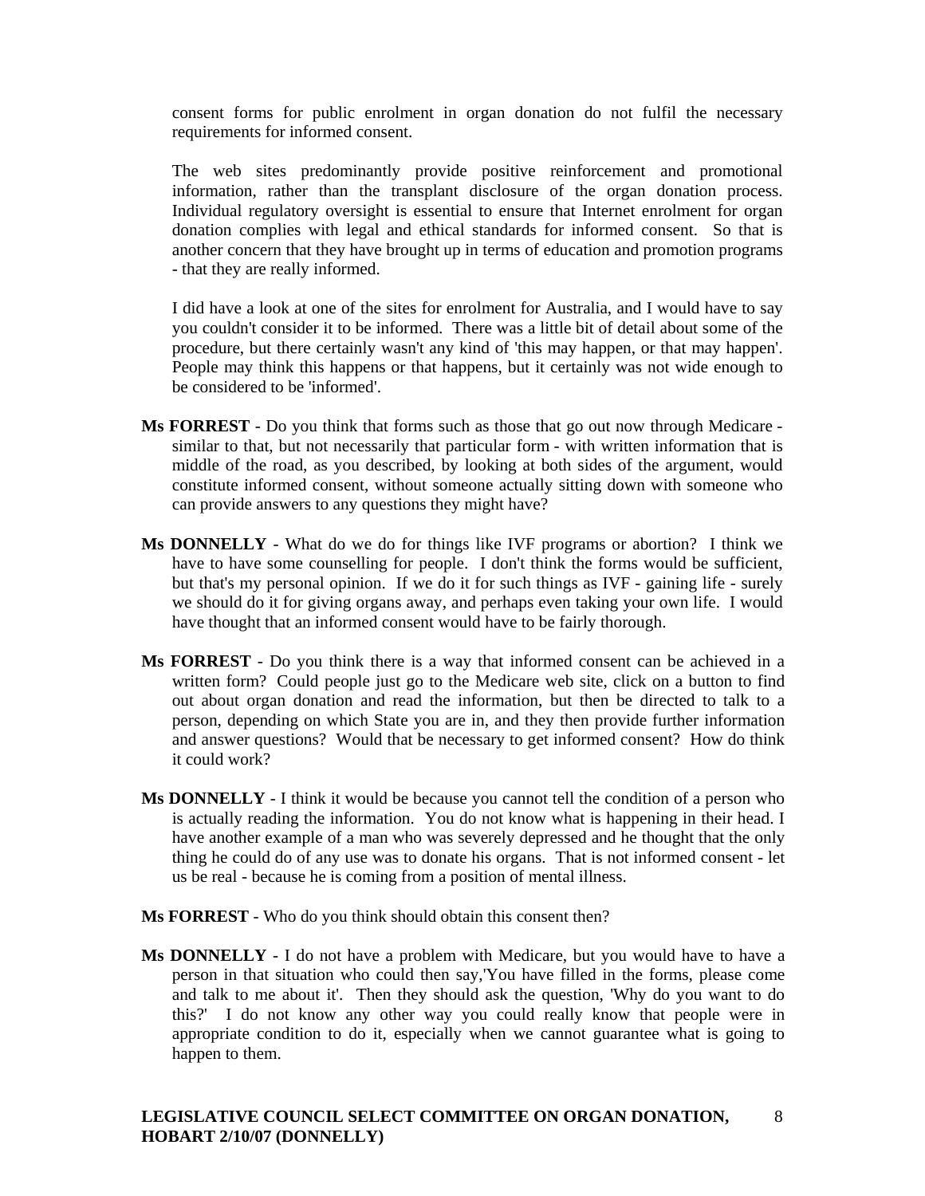consent forms for public enrolment in organ donation do not fulfil the necessary requirements for informed consent.

The web sites predominantly provide positive reinforcement and promotional information, rather than the transplant disclosure of the organ donation process. Individual regulatory oversight is essential to ensure that Internet enrolment for organ donation complies with legal and ethical standards for informed consent. So that is another concern that they have brought up in terms of education and promotion programs - that they are really informed.

I did have a look at one of the sites for enrolment for Australia, and I would have to say you couldn't consider it to be informed. There was a little bit of detail about some of the procedure, but there certainly wasn't any kind of 'this may happen, or that may happen'. People may think this happens or that happens, but it certainly was not wide enough to be considered to be 'informed'.

**Ms FORREST** - Do you think that forms such as those that go out now through Medicare - similar to that, but not necessarily that particular form - with written information that is middle of the road, as you described, by looking at both sides of the argument, would constitute informed consent, without someone actually sitting down with someone who can provide answers to any questions they might have?

**Ms DONNELLY** - What do we do for things like IVF programs or abortion? I think we have to have some counselling for people. I don't think the forms would be sufficient, but that's my personal opinion. If we do it for such things as IVF - gaining life - surely we should do it for giving organs away, and perhaps even taking your own life. I would have thought that an informed consent would have to be fairly thorough.

**Ms FORREST** - Do you think there is a way that informed consent can be achieved in a written form? Could people just go to the Medicare web site, click on a button to find out about organ donation and read the information, but then be directed to talk to a person, depending on which State you are in, and they then provide further information and answer questions? Would that be necessary to get informed consent? How do think it could work?

**Ms DONNELLY** - I think it would be because you cannot tell the condition of a person who is actually reading the information. You do not know what is happening in their head. I have another example of a man who was severely depressed and he thought that the only thing he could do of any use was to donate his organs. That is not informed consent - let us be real - because he is coming from a position of mental illness.

**Ms FORREST** - Who do you think should obtain this consent then?

**Ms DONNELLY** - I do not have a problem with Medicare, but you would have to have a person in that situation who could then say,'You have filled in the forms, please come and talk to me about it'. Then they should ask the question, 'Why do you want to do this?' I do not know any other way you could really know that people were in appropriate condition to do it, especially when we cannot guarantee what is going to happen to them.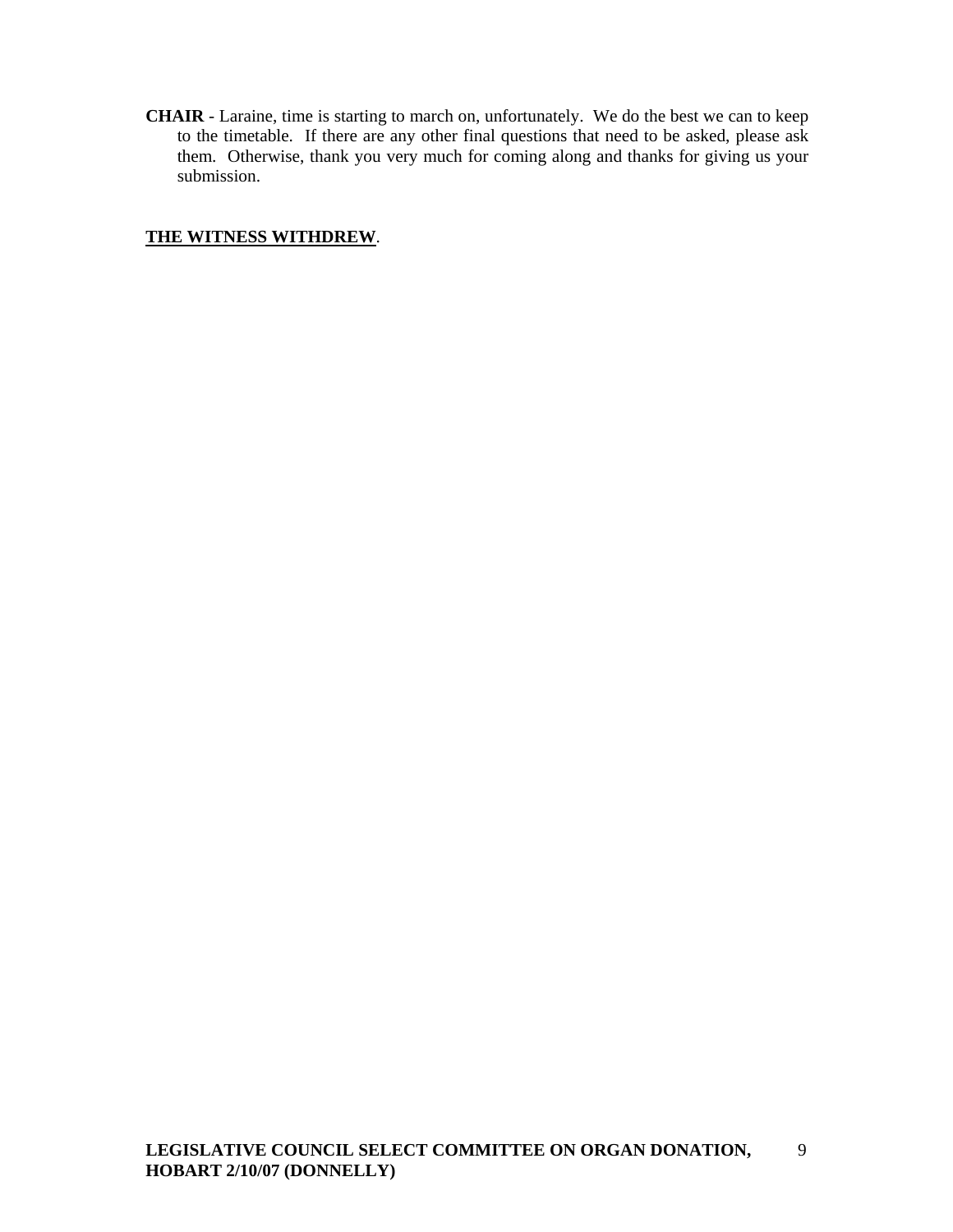**CHAIR** - Laraine, time is starting to march on, unfortunately. We do the best we can to keep to the timetable. If there are any other final questions that need to be asked, please ask them. Otherwise, thank you very much for coming along and thanks for giving us your submission.

**THE WITNESS WITHDREW**.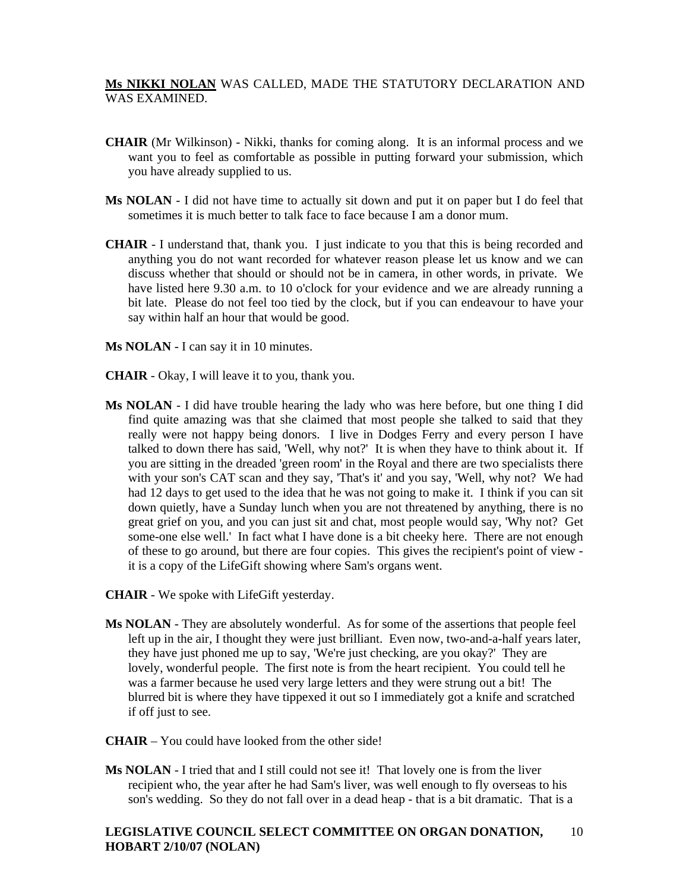**Ms NIKKI NOLAN** WAS CALLED, MADE THE STATUTORY DECLARATION AND WAS EXAMINED.

**CHAIR** (Mr Wilkinson) - Nikki, thanks for coming along. It is an informal process and we want you to feel as comfortable as possible in putting forward your submission, which you have already supplied to us.

**Ms NOLAN** - I did not have time to actually sit down and put it on paper but I do feel that sometimes it is much better to talk face to face because I am a donor mum.

**CHAIR** - I understand that, thank you. I just indicate to you that this is being recorded and anything you do not want recorded for whatever reason please let us know and we can discuss whether that should or should not be in camera, in other words, in private. We have listed here 9.30 a.m. to 10 o'clock for your evidence and we are already running a bit late. Please do not feel too tied by the clock, but if you can endeavour to have your say within half an hour that would be good.

**Ms NOLAN** - I can say it in 10 minutes.

**CHAIR** - Okay, I will leave it to you, thank you.

**Ms NOLAN** - I did have trouble hearing the lady who was here before, but one thing I did find quite amazing was that she claimed that most people she talked to said that they really were not happy being donors. I live in Dodges Ferry and every person I have talked to down there has said, 'Well, why not?' It is when they have to think about it. If you are sitting in the dreaded 'green room' in the Royal and there are two specialists there with your son's CAT scan and they say, 'That's it' and you say, 'Well, why not? We had had 12 days to get used to the idea that he was not going to make it. I think if you can sit down quietly, have a Sunday lunch when you are not threatened by anything, there is no great grief on you, and you can just sit and chat, most people would say, 'Why not? Get some-one else well.' In fact what I have done is a bit cheeky here. There are not enough of these to go around, but there are four copies. This gives the recipient's point of view - it is a copy of the LifeGift showing where Sam's organs went.

**CHAIR** - We spoke with LifeGift yesterday.

**Ms NOLAN** - They are absolutely wonderful. As for some of the assertions that people feel left up in the air, I thought they were just brilliant. Even now, two-and-a-half years later, they have just phoned me up to say, 'We're just checking, are you okay?' They are lovely, wonderful people. The first note is from the heart recipient. You could tell he was a farmer because he used very large letters and they were strung out a bit! The blurred bit is where they have tippexed it out so I immediately got a knife and scratched if off just to see.

**CHAIR** – You could have looked from the other side!

**Ms NOLAN** - I tried that and I still could not see it! That lovely one is from the liver recipient who, the year after he had Sam's liver, was well enough to fly overseas to his son's wedding. So they do not fall over in a dead heap - that is a bit dramatic. That is a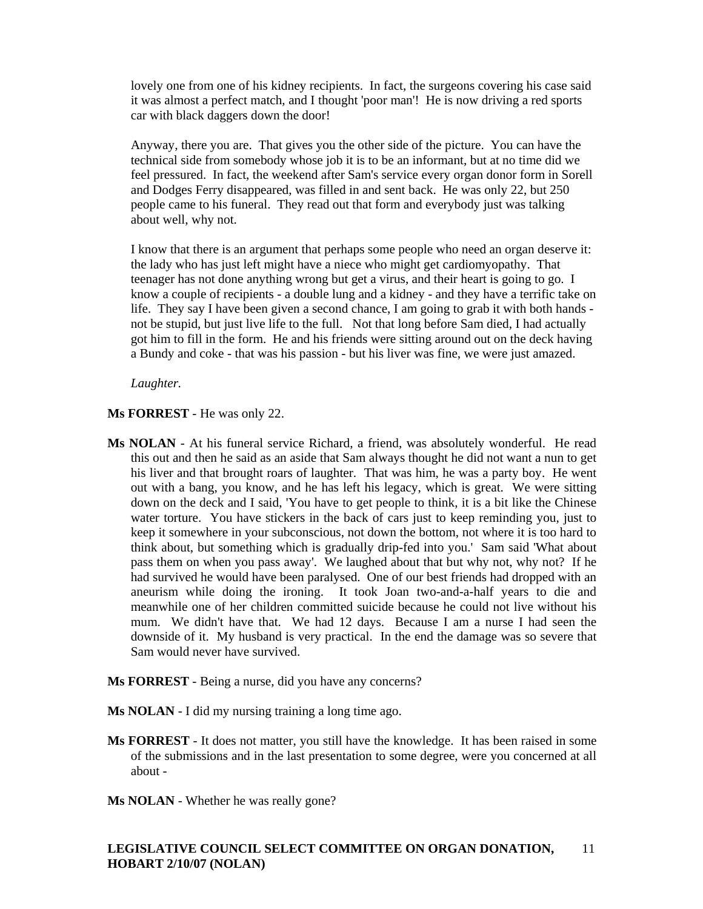lovely one from one of his kidney recipients. In fact, the surgeons covering his case said it was almost a perfect match, and I thought 'poor man'! He is now driving a red sports car with black daggers down the door!

Anyway, there you are. That gives you the other side of the picture. You can have the technical side from somebody whose job it is to be an informant, but at no time did we feel pressured. In fact, the weekend after Sam's service every organ donor form in Sorell and Dodges Ferry disappeared, was filled in and sent back. He was only 22, but 250 people came to his funeral. They read out that form and everybody just was talking about well, why not.

I know that there is an argument that perhaps some people who need an organ deserve it: the lady who has just left might have a niece who might get cardiomyopathy. That teenager has not done anything wrong but get a virus, and their heart is going to go. I know a couple of recipients - a double lung and a kidney - and they have a terrific take on life. They say I have been given a second chance, I am going to grab it with both hands - not be stupid, but just live life to the full. Not that long before Sam died, I had actually got him to fill in the form. He and his friends were sitting around out on the deck having a Bundy and coke - that was his passion - but his liver was fine, we were just amazed.

*Laughter.*

**Ms FORREST** - He was only 22.

**Ms NOLAN** - At his funeral service Richard, a friend, was absolutely wonderful. He read this out and then he said as an aside that Sam always thought he did not want a nun to get his liver and that brought roars of laughter. That was him, he was a party boy. He went out with a bang, you know, and he has left his legacy, which is great. We were sitting down on the deck and I said, 'You have to get people to think, it is a bit like the Chinese water torture. You have stickers in the back of cars just to keep reminding you, just to keep it somewhere in your subconscious, not down the bottom, not where it is too hard to think about, but something which is gradually drip-fed into you.' Sam said 'What about pass them on when you pass away'. We laughed about that but why not, why not? If he had survived he would have been paralysed. One of our best friends had dropped with an aneurism while doing the ironing. It took Joan two-and-a-half years to die and meanwhile one of her children committed suicide because he could not live without his mum. We didn't have that. We had 12 days. Because I am a nurse I had seen the downside of it. My husband is very practical. In the end the damage was so severe that Sam would never have survived.

**Ms FORREST** - Being a nurse, did you have any concerns?

**Ms NOLAN** - I did my nursing training a long time ago.

**Ms FORREST** - It does not matter, you still have the knowledge. It has been raised in some of the submissions and in the last presentation to some degree, were you concerned at all about -

**Ms NOLAN** - Whether he was really gone?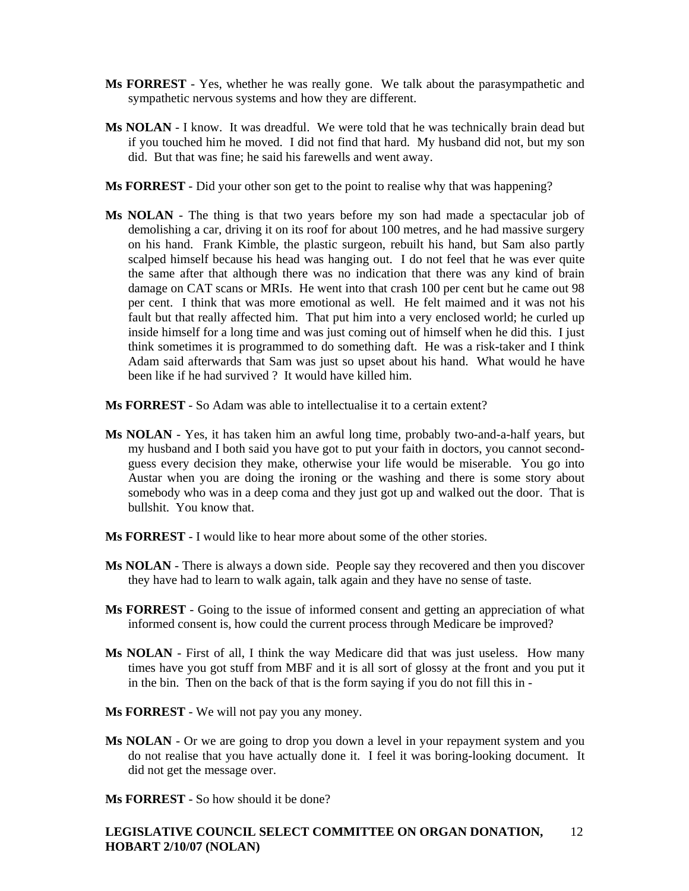**Ms FORREST** - Yes, whether he was really gone. We talk about the parasympathetic and sympathetic nervous systems and how they are different.

**Ms NOLAN** - I know. It was dreadful. We were told that he was technically brain dead but if you touched him he moved. I did not find that hard. My husband did not, but my son did. But that was fine; he said his farewells and went away.

**Ms FORREST** - Did your other son get to the point to realise why that was happening?

**Ms NOLAN** - The thing is that two years before my son had made a spectacular job of demolishing a car, driving it on its roof for about 100 metres, and he had massive surgery on his hand. Frank Kimble, the plastic surgeon, rebuilt his hand, but Sam also partly scalped himself because his head was hanging out. I do not feel that he was ever quite the same after that although there was no indication that there was any kind of brain damage on CAT scans or MRIs. He went into that crash 100 per cent but he came out 98 per cent. I think that was more emotional as well. He felt maimed and it was not his fault but that really affected him. That put him into a very enclosed world; he curled up inside himself for a long time and was just coming out of himself when he did this. I just think sometimes it is programmed to do something daft. He was a risk-taker and I think Adam said afterwards that Sam was just so upset about his hand. What would he have been like if he had survived ? It would have killed him.

**Ms FORREST** - So Adam was able to intellectualise it to a certain extent?

**Ms NOLAN** - Yes, it has taken him an awful long time, probably two-and-a-half years, but my husband and I both said you have got to put your faith in doctors, you cannot second-guess every decision they make, otherwise your life would be miserable. You go into Austar when you are doing the ironing or the washing and there is some story about somebody who was in a deep coma and they just got up and walked out the door. That is bullshit. You know that.

**Ms FORREST** - I would like to hear more about some of the other stories.

**Ms NOLAN** - There is always a down side. People say they recovered and then you discover they have had to learn to walk again, talk again and they have no sense of taste.

**Ms FORREST** - Going to the issue of informed consent and getting an appreciation of what informed consent is, how could the current process through Medicare be improved?

**Ms NOLAN** - First of all, I think the way Medicare did that was just useless. How many times have you got stuff from MBF and it is all sort of glossy at the front and you put it in the bin. Then on the back of that is the form saying if you do not fill this in -

**Ms FORREST** - We will not pay you any money.

**Ms NOLAN** - Or we are going to drop you down a level in your repayment system and you do not realise that you have actually done it. I feel it was boring-looking document. It did not get the message over.

**Ms FORREST** - So how should it be done?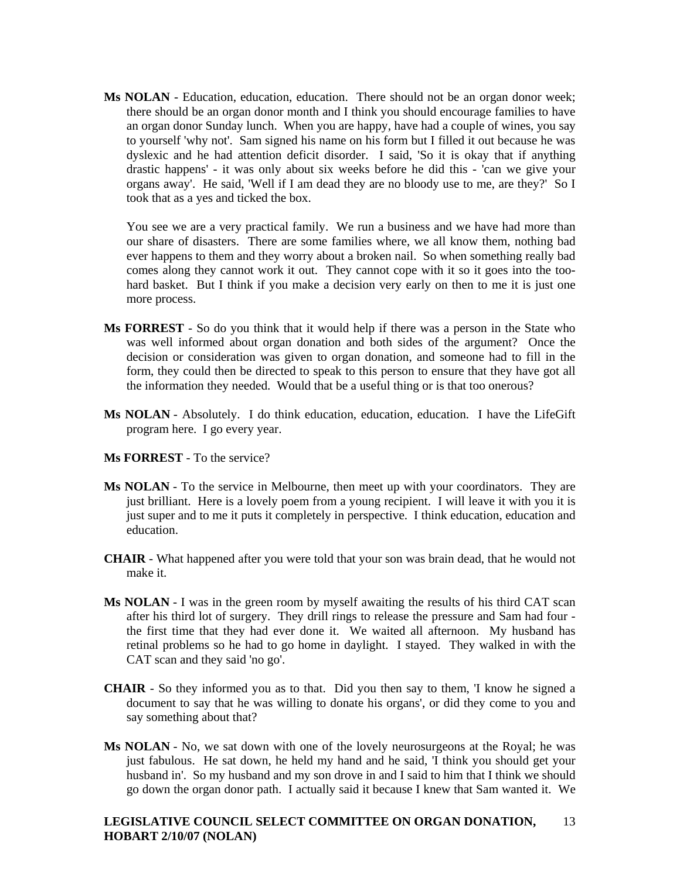**Ms NOLAN** - Education, education, education. There should not be an organ donor week; there should be an organ donor month and I think you should encourage families to have an organ donor Sunday lunch. When you are happy, have had a couple of wines, you say to yourself 'why not'. Sam signed his name on his form but I filled it out because he was dyslexic and he had attention deficit disorder. I said, 'So it is okay that if anything drastic happens' - it was only about six weeks before he did this - 'can we give your organs away'. He said, 'Well if I am dead they are no bloody use to me, are they?' So I took that as a yes and ticked the box.

You see we are a very practical family. We run a business and we have had more than our share of disasters. There are some families where, we all know them, nothing bad ever happens to them and they worry about a broken nail. So when something really bad comes along they cannot work it out. They cannot cope with it so it goes into the too-hard basket. But I think if you make a decision very early on then to me it is just one more process.

**Ms FORREST** - So do you think that it would help if there was a person in the State who was well informed about organ donation and both sides of the argument? Once the decision or consideration was given to organ donation, and someone had to fill in the form, they could then be directed to speak to this person to ensure that they have got all the information they needed. Would that be a useful thing or is that too onerous?

**Ms NOLAN** - Absolutely. I do think education, education, education. I have the LifeGift program here. I go every year.

**Ms FORREST** - To the service?

**Ms NOLAN** - To the service in Melbourne, then meet up with your coordinators. They are just brilliant. Here is a lovely poem from a young recipient. I will leave it with you it is just super and to me it puts it completely in perspective. I think education, education and education.

**CHAIR** - What happened after you were told that your son was brain dead, that he would not make it.

**Ms NOLAN** - I was in the green room by myself awaiting the results of his third CAT scan after his third lot of surgery. They drill rings to release the pressure and Sam had four - the first time that they had ever done it. We waited all afternoon. My husband has retinal problems so he had to go home in daylight. I stayed. They walked in with the CAT scan and they said 'no go'.

**CHAIR** - So they informed you as to that. Did you then say to them, 'I know he signed a document to say that he was willing to donate his organs', or did they come to you and say something about that?

**Ms NOLAN** - No, we sat down with one of the lovely neurosurgeons at the Royal; he was just fabulous. He sat down, he held my hand and he said, 'I think you should get your husband in'. So my husband and my son drove in and I said to him that I think we should go down the organ donor path. I actually said it because I knew that Sam wanted it. We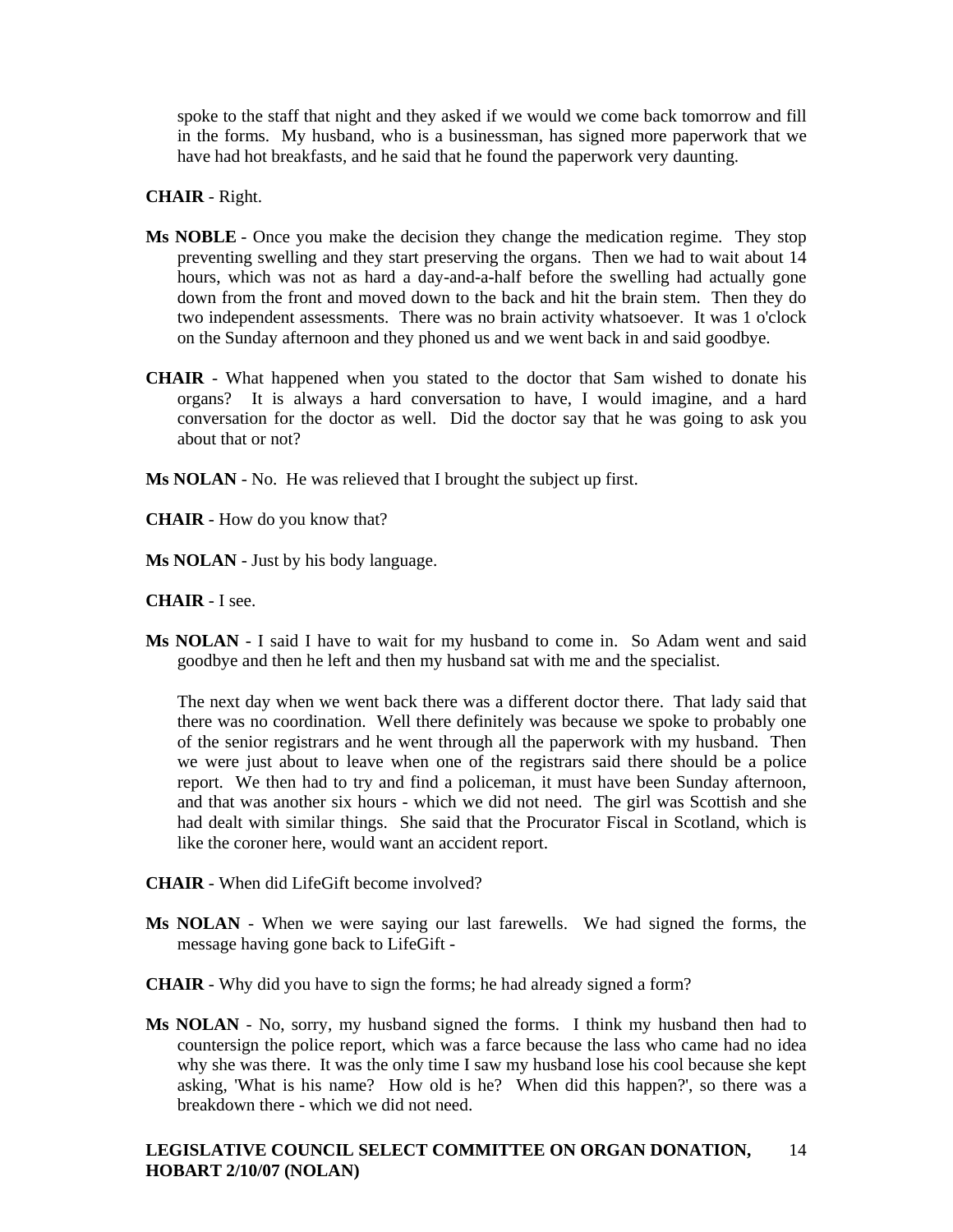spoke to the staff that night and they asked if we would we come back tomorrow and fill in the forms. My husband, who is a businessman, has signed more paperwork that we have had hot breakfasts, and he said that he found the paperwork very daunting.

**CHAIR** - Right.

**Ms NOBLE** - Once you make the decision they change the medication regime. They stop preventing swelling and they start preserving the organs. Then we had to wait about 14 hours, which was not as hard a day-and-a-half before the swelling had actually gone down from the front and moved down to the back and hit the brain stem. Then they do two independent assessments. There was no brain activity whatsoever. It was 1 o'clock on the Sunday afternoon and they phoned us and we went back in and said goodbye.

**CHAIR** - What happened when you stated to the doctor that Sam wished to donate his organs? It is always a hard conversation to have, I would imagine, and a hard conversation for the doctor as well. Did the doctor say that he was going to ask you about that or not?

**Ms NOLAN** - No. He was relieved that I brought the subject up first.

**CHAIR** - How do you know that?

**Ms NOLAN** - Just by his body language.

**CHAIR** - I see.

**Ms NOLAN** - I said I have to wait for my husband to come in. So Adam went and said goodbye and then he left and then my husband sat with me and the specialist.

The next day when we went back there was a different doctor there. That lady said that there was no coordination. Well there definitely was because we spoke to probably one of the senior registrars and he went through all the paperwork with my husband. Then we were just about to leave when one of the registrars said there should be a police report. We then had to try and find a policeman, it must have been Sunday afternoon, and that was another six hours - which we did not need. The girl was Scottish and she had dealt with similar things. She said that the Procurator Fiscal in Scotland, which is like the coroner here, would want an accident report.

**CHAIR** - When did LifeGift become involved?

**Ms NOLAN** - When we were saying our last farewells. We had signed the forms, the message having gone back to LifeGift -

**CHAIR** - Why did you have to sign the forms; he had already signed a form?

**Ms NOLAN** - No, sorry, my husband signed the forms. I think my husband then had to countersign the police report, which was a farce because the lass who came had no idea why she was there. It was the only time I saw my husband lose his cool because she kept asking, 'What is his name? How old is he? When did this happen?', so there was a breakdown there - which we did not need.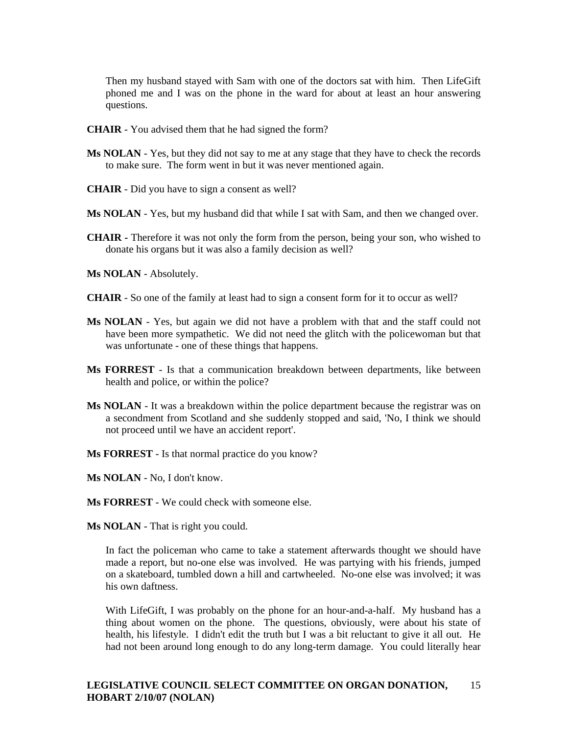Then my husband stayed with Sam with one of the doctors sat with him. Then LifeGift phoned me and I was on the phone in the ward for about at least an hour answering questions.

**CHAIR** - You advised them that he had signed the form?

**Ms NOLAN** - Yes, but they did not say to me at any stage that they have to check the records to make sure. The form went in but it was never mentioned again.

**CHAIR** - Did you have to sign a consent as well?

**Ms NOLAN** - Yes, but my husband did that while I sat with Sam, and then we changed over.

**CHAIR** - Therefore it was not only the form from the person, being your son, who wished to donate his organs but it was also a family decision as well?

**Ms NOLAN** - Absolutely.

**CHAIR** - So one of the family at least had to sign a consent form for it to occur as well?

**Ms NOLAN** - Yes, but again we did not have a problem with that and the staff could not have been more sympathetic. We did not need the glitch with the policewoman but that was unfortunate - one of these things that happens.

**Ms FORREST** - Is that a communication breakdown between departments, like between health and police, or within the police?

**Ms NOLAN** - It was a breakdown within the police department because the registrar was on a secondment from Scotland and she suddenly stopped and said, 'No, I think we should not proceed until we have an accident report'.

**Ms FORREST** - Is that normal practice do you know?

**Ms NOLAN** - No, I don't know.

**Ms FORREST** - We could check with someone else.

**Ms NOLAN** - That is right you could.

In fact the policeman who came to take a statement afterwards thought we should have made a report, but no-one else was involved. He was partying with his friends, jumped on a skateboard, tumbled down a hill and cartwheeled. No-one else was involved; it was his own daftness.

With LifeGift, I was probably on the phone for an hour-and-a-half. My husband has a thing about women on the phone. The questions, obviously, were about his state of health, his lifestyle. I didn't edit the truth but I was a bit reluctant to give it all out. He had not been around long enough to do any long-term damage. You could literally hear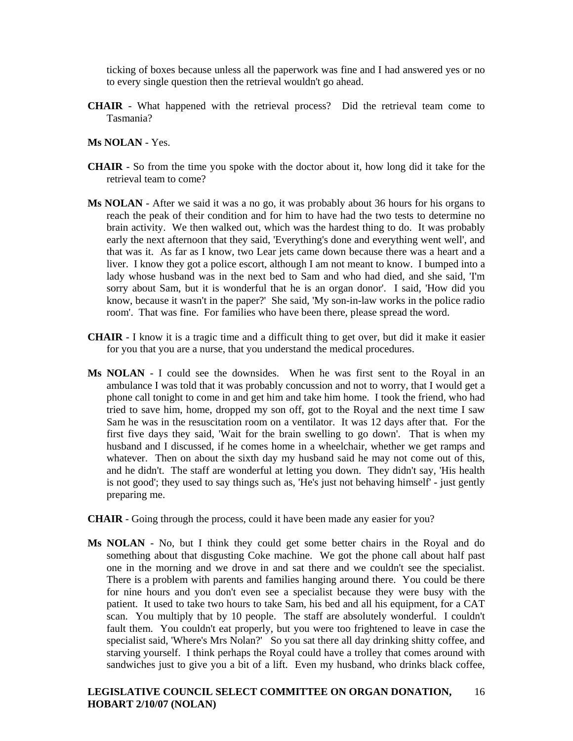ticking of boxes because unless all the paperwork was fine and I had answered yes or no to every single question then the retrieval wouldn't go ahead.

**CHAIR** - What happened with the retrieval process? Did the retrieval team come to Tasmania?

**Ms NOLAN** - Yes.

**CHAIR** - So from the time you spoke with the doctor about it, how long did it take for the retrieval team to come?

**Ms NOLAN** - After we said it was a no go, it was probably about 36 hours for his organs to reach the peak of their condition and for him to have had the two tests to determine no brain activity. We then walked out, which was the hardest thing to do. It was probably early the next afternoon that they said, 'Everything's done and everything went well', and that was it. As far as I know, two Lear jets came down because there was a heart and a liver. I know they got a police escort, although I am not meant to know. I bumped into a lady whose husband was in the next bed to Sam and who had died, and she said, 'I'm sorry about Sam, but it is wonderful that he is an organ donor'. I said, 'How did you know, because it wasn't in the paper?' She said, 'My son-in-law works in the police radio room'. That was fine. For families who have been there, please spread the word.

**CHAIR** - I know it is a tragic time and a difficult thing to get over, but did it make it easier for you that you are a nurse, that you understand the medical procedures.

**Ms NOLAN** - I could see the downsides. When he was first sent to the Royal in an ambulance I was told that it was probably concussion and not to worry, that I would get a phone call tonight to come in and get him and take him home. I took the friend, who had tried to save him, home, dropped my son off, got to the Royal and the next time I saw Sam he was in the resuscitation room on a ventilator. It was 12 days after that. For the first five days they said, 'Wait for the brain swelling to go down'. That is when my husband and I discussed, if he comes home in a wheelchair, whether we get ramps and whatever. Then on about the sixth day my husband said he may not come out of this, and he didn't. The staff are wonderful at letting you down. They didn't say, 'His health is not good'; they used to say things such as, 'He's just not behaving himself' - just gently preparing me.

**CHAIR** - Going through the process, could it have been made any easier for you?

**Ms NOLAN** - No, but I think they could get some better chairs in the Royal and do something about that disgusting Coke machine. We got the phone call about half past one in the morning and we drove in and sat there and we couldn't see the specialist. There is a problem with parents and families hanging around there. You could be there for nine hours and you don't even see a specialist because they were busy with the patient. It used to take two hours to take Sam, his bed and all his equipment, for a CAT scan. You multiply that by 10 people. The staff are absolutely wonderful. I couldn't fault them. You couldn't eat properly, but you were too frightened to leave in case the specialist said, 'Where's Mrs Nolan?' So you sat there all day drinking shitty coffee, and starving yourself. I think perhaps the Royal could have a trolley that comes around with sandwiches just to give you a bit of a lift. Even my husband, who drinks black coffee,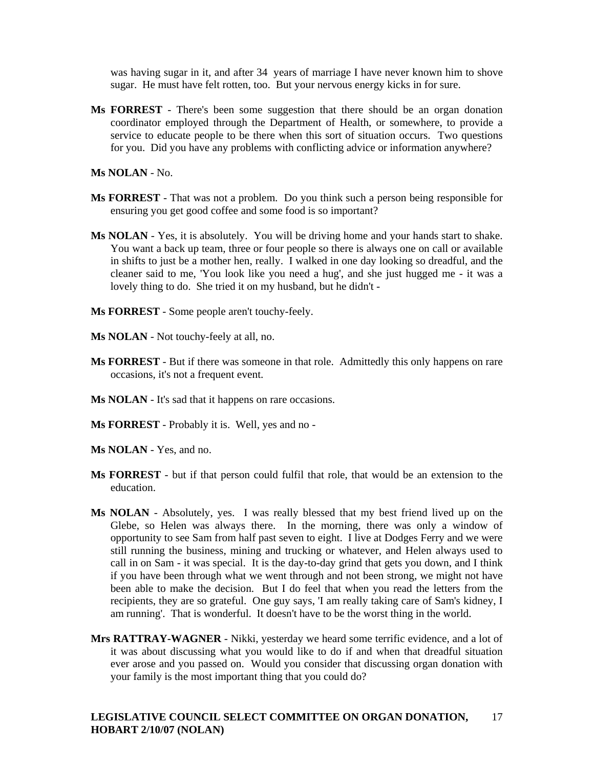was having sugar in it, and after 34  years of marriage I have never known him to shove sugar.  He must have felt rotten, too.  But your nervous energy kicks in for sure.

**Ms FORREST** - There's been some suggestion that there should be an organ donation coordinator employed through the Department of Health, or somewhere, to provide a service to educate people to be there when this sort of situation occurs.  Two questions for you.  Did you have any problems with conflicting advice or information anywhere?

**Ms NOLAN** - No.

**Ms FORREST** - That was not a problem.  Do you think such a person being responsible for ensuring you get good coffee and some food is so important?

**Ms NOLAN** - Yes, it is absolutely.  You will be driving home and your hands start to shake.  You want a back up team, three or four people so there is always one on call or available in shifts to just be a mother hen, really.  I walked in one day looking so dreadful, and the cleaner said to me, 'You look like you need a hug', and she just hugged me - it was a lovely thing to do.  She tried it on my husband, but he didn't -

**Ms FORREST** - Some people aren't touchy-feely.

**Ms NOLAN** - Not touchy-feely at all, no.

**Ms FORREST** - But if there was someone in that role.  Admittedly this only happens on rare occasions, it's not a frequent event.

**Ms NOLAN** - It's sad that it happens on rare occasions.

**Ms FORREST** - Probably it is.  Well, yes and no -

**Ms NOLAN** - Yes, and no.

**Ms FORREST** - but if that person could fulfil that role, that would be an extension to the education.

**Ms NOLAN** - Absolutely, yes.  I was really blessed that my best friend lived up on the Glebe, so Helen was always there.  In the morning, there was only a window of opportunity to see Sam from half past seven to eight.  I live at Dodges Ferry and we were still running the business, mining and trucking or whatever, and Helen always used to call in on Sam - it was special.  It is the day-to-day grind that gets you down, and I think if you have been through what we went through and not been strong, we might not have been able to make the decision.  But I do feel that when you read the letters from the recipients, they are so grateful.  One guy says, 'I am really taking care of Sam's kidney, I am running'.  That is wonderful.  It doesn't have to be the worst thing in the world.

**Mrs RATTRAY-WAGNER** - Nikki, yesterday we heard some terrific evidence, and a lot of it was about discussing what you would like to do if and when that dreadful situation ever arose and you passed on.  Would you consider that discussing organ donation with your family is the most important thing that you could do?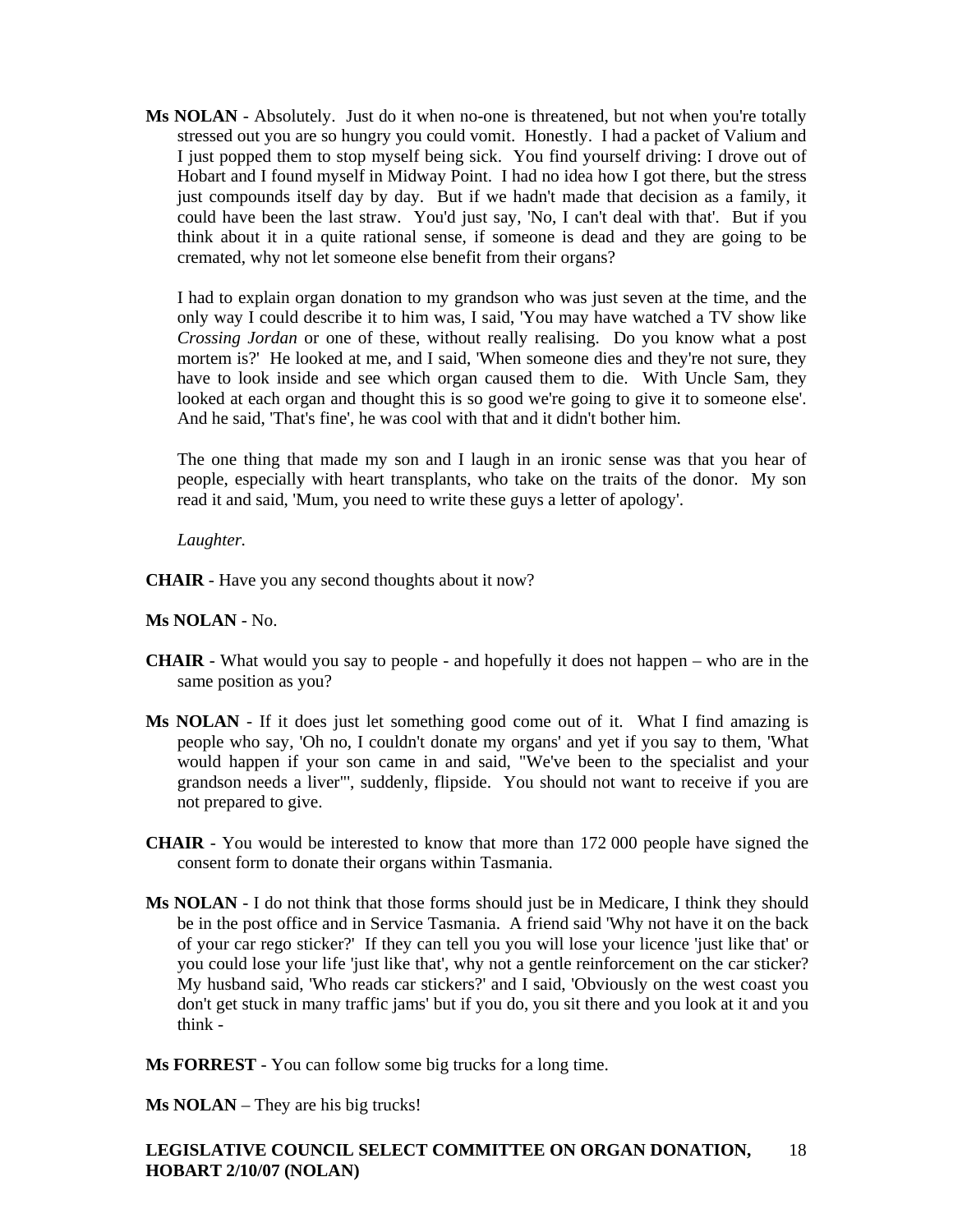**Ms NOLAN** - Absolutely. Just do it when no-one is threatened, but not when you're totally stressed out you are so hungry you could vomit. Honestly. I had a packet of Valium and I just popped them to stop myself being sick. You find yourself driving: I drove out of Hobart and I found myself in Midway Point. I had no idea how I got there, but the stress just compounds itself day by day. But if we hadn't made that decision as a family, it could have been the last straw. You'd just say, 'No, I can't deal with that'. But if you think about it in a quite rational sense, if someone is dead and they are going to be cremated, why not let someone else benefit from their organs?

I had to explain organ donation to my grandson who was just seven at the time, and the only way I could describe it to him was, I said, 'You may have watched a TV show like *Crossing Jordan* or one of these, without really realising. Do you know what a post mortem is?' He looked at me, and I said, 'When someone dies and they're not sure, they have to look inside and see which organ caused them to die. With Uncle Sam, they looked at each organ and thought this is so good we're going to give it to someone else'. And he said, 'That's fine', he was cool with that and it didn't bother him.

The one thing that made my son and I laugh in an ironic sense was that you hear of people, especially with heart transplants, who take on the traits of the donor. My son read it and said, 'Mum, you need to write these guys a letter of apology'.

*Laughter.*

**CHAIR** - Have you any second thoughts about it now?

**Ms NOLAN** - No.

**CHAIR** - What would you say to people - and hopefully it does not happen – who are in the same position as you?

**Ms NOLAN** - If it does just let something good come out of it. What I find amazing is people who say, 'Oh no, I couldn't donate my organs' and yet if you say to them, 'What would happen if your son came in and said, "We've been to the specialist and your grandson needs a liver"', suddenly, flipside. You should not want to receive if you are not prepared to give.

**CHAIR** - You would be interested to know that more than 172 000 people have signed the consent form to donate their organs within Tasmania.

**Ms NOLAN** - I do not think that those forms should just be in Medicare, I think they should be in the post office and in Service Tasmania. A friend said 'Why not have it on the back of your car rego sticker?' If they can tell you you will lose your licence 'just like that' or you could lose your life 'just like that', why not a gentle reinforcement on the car sticker? My husband said, 'Who reads car stickers?' and I said, 'Obviously on the west coast you don't get stuck in many traffic jams' but if you do, you sit there and you look at it and you think -

**Ms FORREST** - You can follow some big trucks for a long time.

**Ms NOLAN** – They are his big trucks!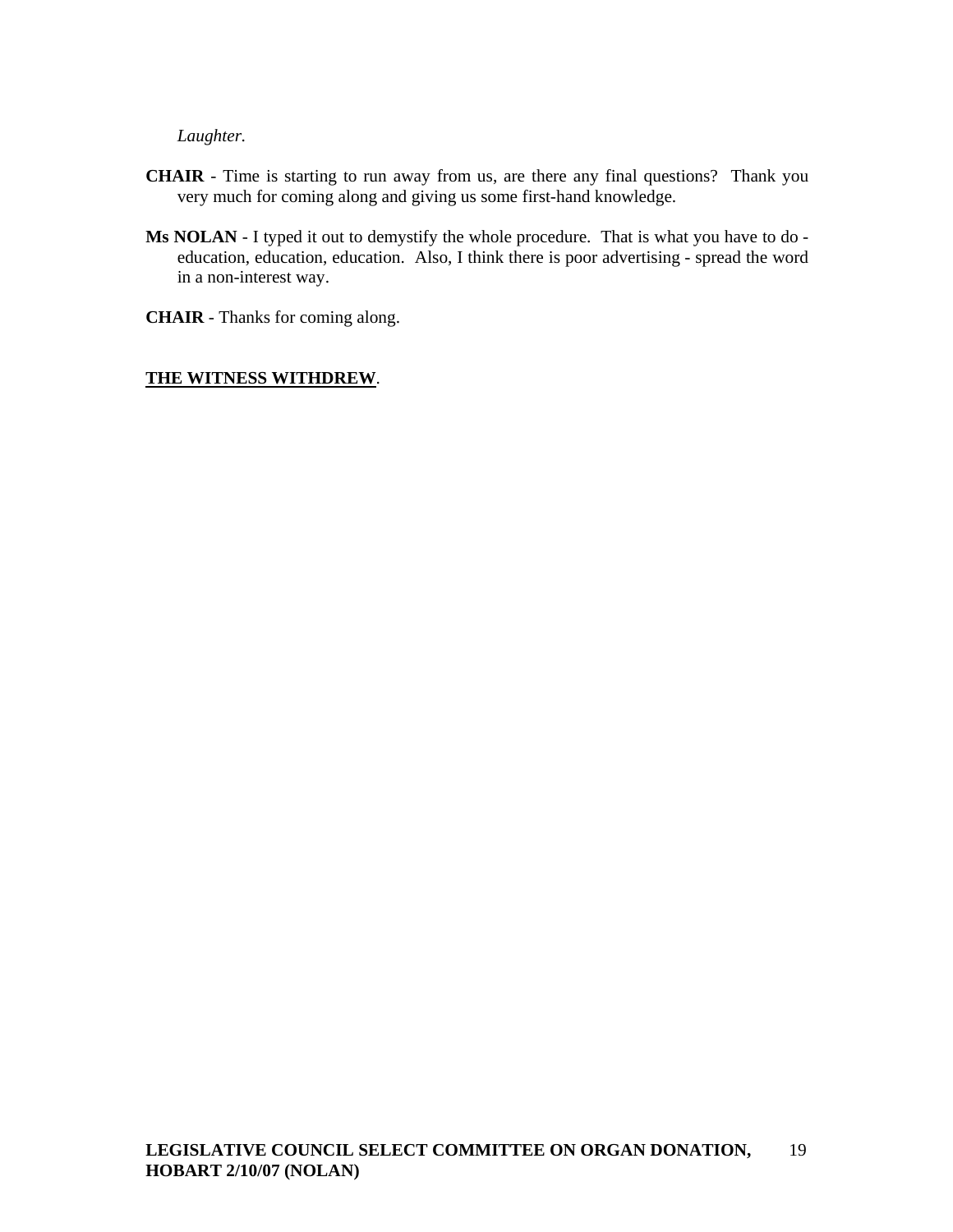*Laughter.*

**CHAIR** - Time is starting to run away from us, are there any final questions? Thank you very much for coming along and giving us some first-hand knowledge.

**Ms NOLAN** - I typed it out to demystify the whole procedure. That is what you have to do - education, education, education. Also, I think there is poor advertising - spread the word in a non-interest way.

**CHAIR** - Thanks for coming along.

**THE WITNESS WITHDREW**.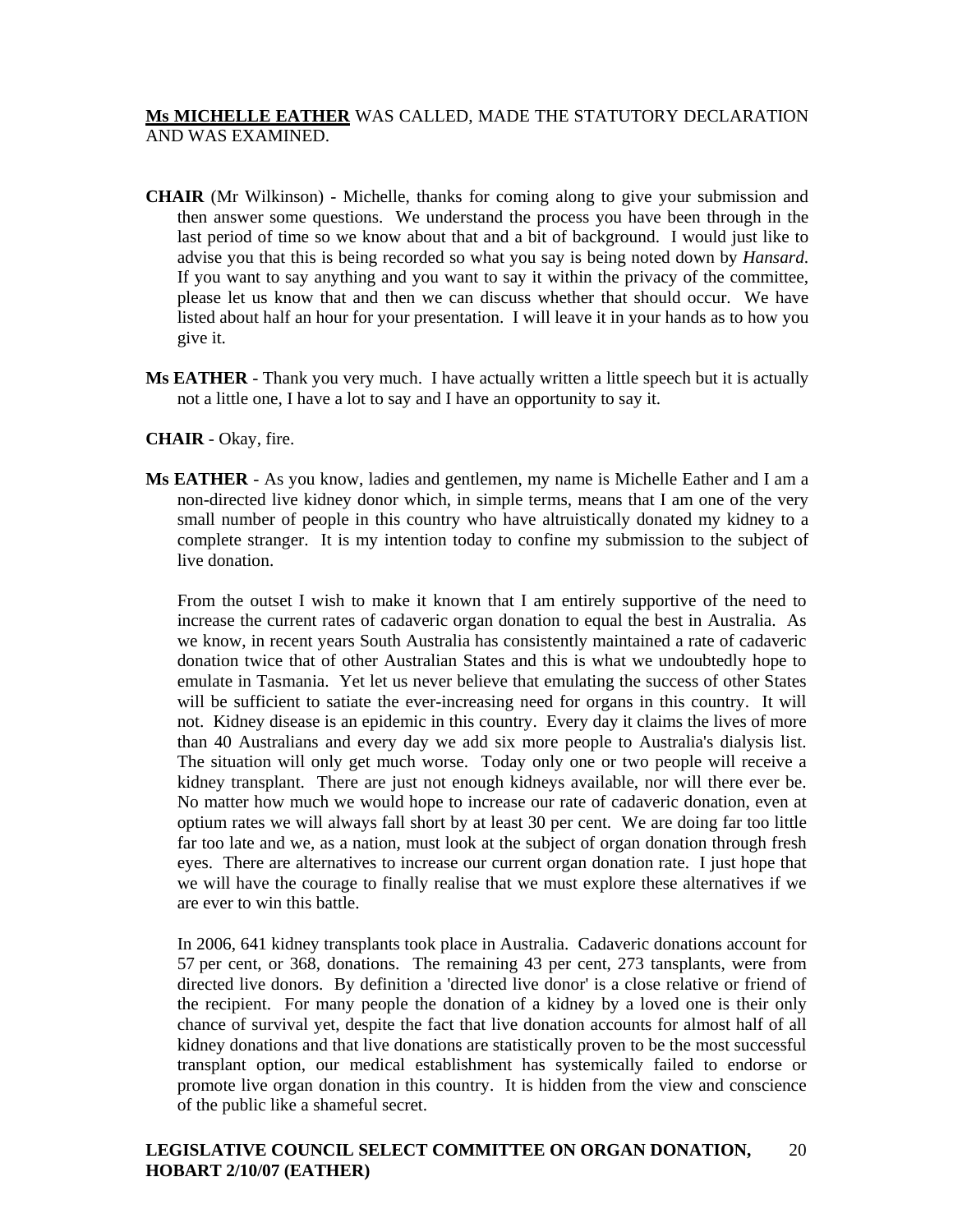**<u>Ms MICHELLE EATHER</u>** WAS CALLED, MADE THE STATUTORY DECLARATION AND WAS EXAMINED.

**CHAIR** (Mr Wilkinson) - Michelle, thanks for coming along to give your submission and then answer some questions. We understand the process you have been through in the last period of time so we know about that and a bit of background. I would just like to advise you that this is being recorded so what you say is being noted down by *Hansard*. If you want to say anything and you want to say it within the privacy of the committee, please let us know that and then we can discuss whether that should occur. We have listed about half an hour for your presentation. I will leave it in your hands as to how you give it.

**Ms EATHER** - Thank you very much. I have actually written a little speech but it is actually not a little one, I have a lot to say and I have an opportunity to say it.

**CHAIR** - Okay, fire.

**Ms EATHER** - As you know, ladies and gentlemen, my name is Michelle Eather and I am a non-directed live kidney donor which, in simple terms, means that I am one of the very small number of people in this country who have altruistically donated my kidney to a complete stranger. It is my intention today to confine my submission to the subject of live donation.

From the outset I wish to make it known that I am entirely supportive of the need to increase the current rates of cadaveric organ donation to equal the best in Australia. As we know, in recent years South Australia has consistently maintained a rate of cadaveric donation twice that of other Australian States and this is what we undoubtedly hope to emulate in Tasmania. Yet let us never believe that emulating the success of other States will be sufficient to satiate the ever-increasing need for organs in this country. It will not. Kidney disease is an epidemic in this country. Every day it claims the lives of more than 40 Australians and every day we add six more people to Australia's dialysis list. The situation will only get much worse. Today only one or two people will receive a kidney transplant. There are just not enough kidneys available, nor will there ever be. No matter how much we would hope to increase our rate of cadaveric donation, even at optium rates we will always fall short by at least 30 per cent. We are doing far too little far too late and we, as a nation, must look at the subject of organ donation through fresh eyes. There are alternatives to increase our current organ donation rate. I just hope that we will have the courage to finally realise that we must explore these alternatives if we are ever to win this battle.

In 2006, 641 kidney transplants took place in Australia. Cadaveric donations account for 57 per cent, or 368, donations. The remaining 43 per cent, 273 tansplants, were from directed live donors. By definition a 'directed live donor' is a close relative or friend of the recipient. For many people the donation of a kidney by a loved one is their only chance of survival yet, despite the fact that live donation accounts for almost half of all kidney donations and that live donations are statistically proven to be the most successful transplant option, our medical establishment has systemically failed to endorse or promote live organ donation in this country. It is hidden from the view and conscience of the public like a shameful secret.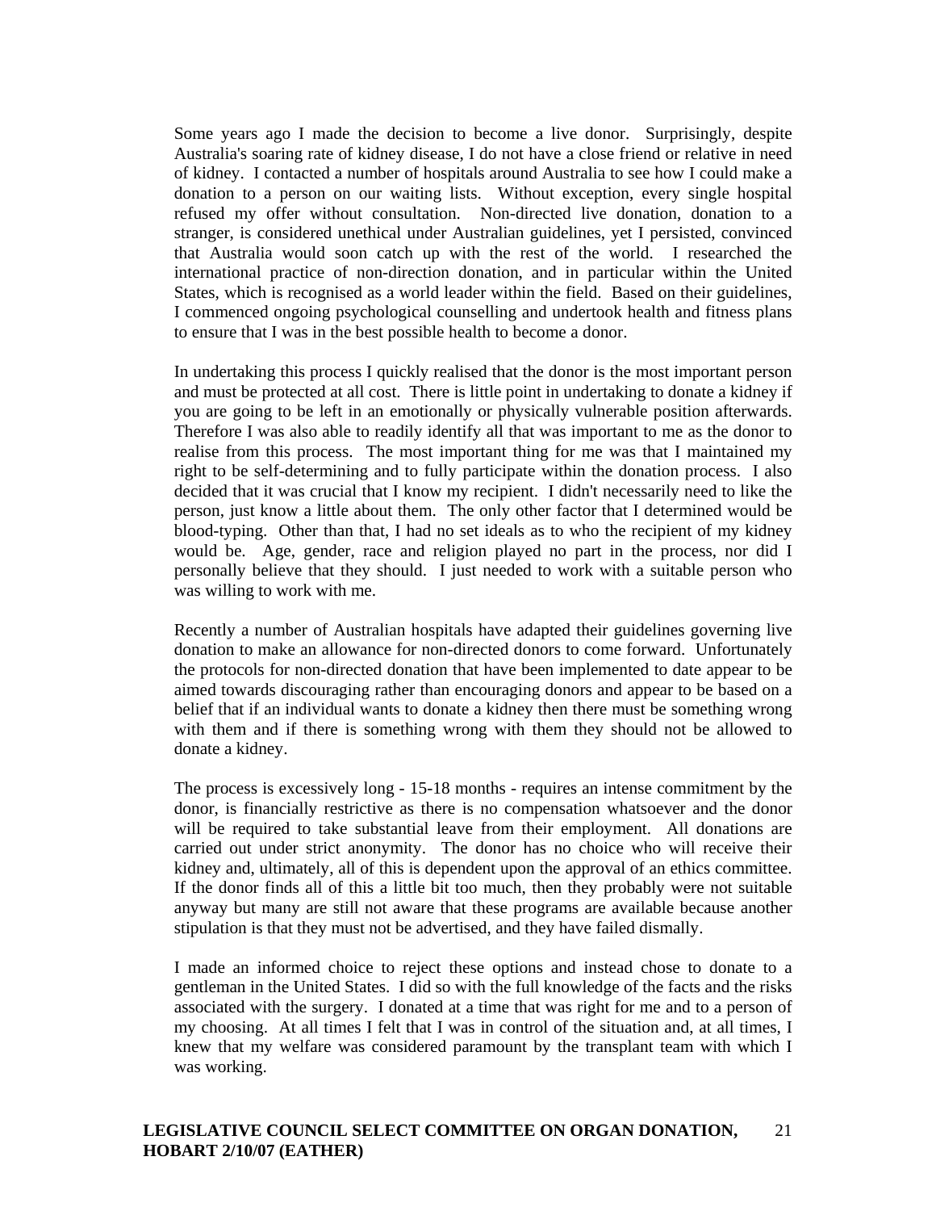Some years ago I made the decision to become a live donor. Surprisingly, despite Australia's soaring rate of kidney disease, I do not have a close friend or relative in need of kidney. I contacted a number of hospitals around Australia to see how I could make a donation to a person on our waiting lists. Without exception, every single hospital refused my offer without consultation. Non-directed live donation, donation to a stranger, is considered unethical under Australian guidelines, yet I persisted, convinced that Australia would soon catch up with the rest of the world. I researched the international practice of non-direction donation, and in particular within the United States, which is recognised as a world leader within the field. Based on their guidelines, I commenced ongoing psychological counselling and undertook health and fitness plans to ensure that I was in the best possible health to become a donor.

In undertaking this process I quickly realised that the donor is the most important person and must be protected at all cost. There is little point in undertaking to donate a kidney if you are going to be left in an emotionally or physically vulnerable position afterwards. Therefore I was also able to readily identify all that was important to me as the donor to realise from this process. The most important thing for me was that I maintained my right to be self-determining and to fully participate within the donation process. I also decided that it was crucial that I know my recipient. I didn't necessarily need to like the person, just know a little about them. The only other factor that I determined would be blood-typing. Other than that, I had no set ideals as to who the recipient of my kidney would be. Age, gender, race and religion played no part in the process, nor did I personally believe that they should. I just needed to work with a suitable person who was willing to work with me.

Recently a number of Australian hospitals have adapted their guidelines governing live donation to make an allowance for non-directed donors to come forward. Unfortunately the protocols for non-directed donation that have been implemented to date appear to be aimed towards discouraging rather than encouraging donors and appear to be based on a belief that if an individual wants to donate a kidney then there must be something wrong with them and if there is something wrong with them they should not be allowed to donate a kidney.

The process is excessively long - 15-18 months - requires an intense commitment by the donor, is financially restrictive as there is no compensation whatsoever and the donor will be required to take substantial leave from their employment. All donations are carried out under strict anonymity. The donor has no choice who will receive their kidney and, ultimately, all of this is dependent upon the approval of an ethics committee. If the donor finds all of this a little bit too much, then they probably were not suitable anyway but many are still not aware that these programs are available because another stipulation is that they must not be advertised, and they have failed dismally.

I made an informed choice to reject these options and instead chose to donate to a gentleman in the United States. I did so with the full knowledge of the facts and the risks associated with the surgery. I donated at a time that was right for me and to a person of my choosing. At all times I felt that I was in control of the situation and, at all times, I knew that my welfare was considered paramount by the transplant team with which I was working.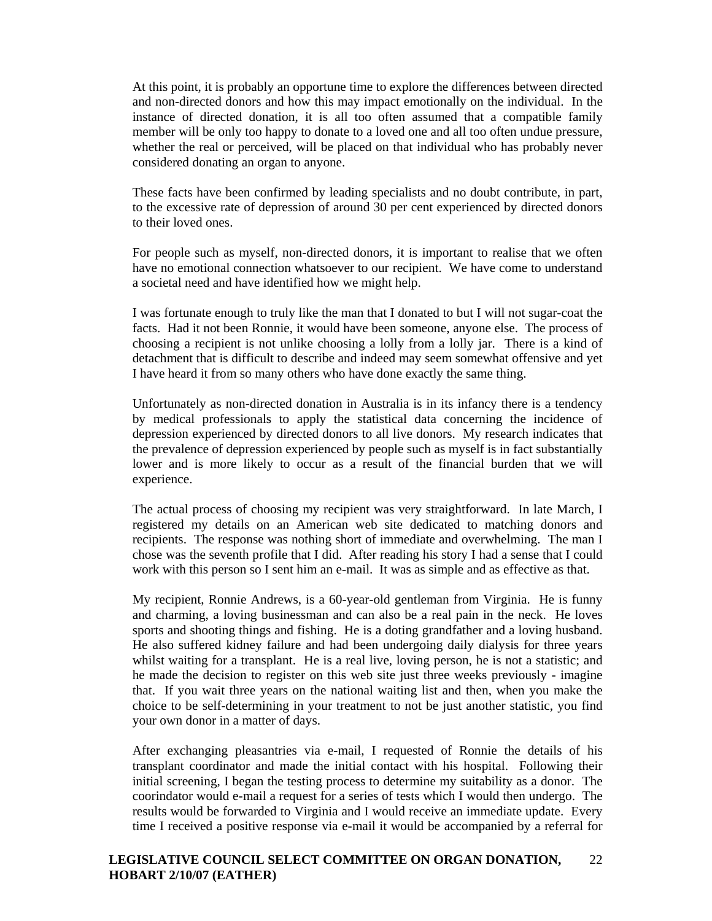At this point, it is probably an opportune time to explore the differences between directed and non-directed donors and how this may impact emotionally on the individual. In the instance of directed donation, it is all too often assumed that a compatible family member will be only too happy to donate to a loved one and all too often undue pressure, whether the real or perceived, will be placed on that individual who has probably never considered donating an organ to anyone.

These facts have been confirmed by leading specialists and no doubt contribute, in part, to the excessive rate of depression of around 30 per cent experienced by directed donors to their loved ones.

For people such as myself, non-directed donors, it is important to realise that we often have no emotional connection whatsoever to our recipient. We have come to understand a societal need and have identified how we might help.

I was fortunate enough to truly like the man that I donated to but I will not sugar-coat the facts. Had it not been Ronnie, it would have been someone, anyone else. The process of choosing a recipient is not unlike choosing a lolly from a lolly jar. There is a kind of detachment that is difficult to describe and indeed may seem somewhat offensive and yet I have heard it from so many others who have done exactly the same thing.

Unfortunately as non-directed donation in Australia is in its infancy there is a tendency by medical professionals to apply the statistical data concerning the incidence of depression experienced by directed donors to all live donors. My research indicates that the prevalence of depression experienced by people such as myself is in fact substantially lower and is more likely to occur as a result of the financial burden that we will experience.

The actual process of choosing my recipient was very straightforward. In late March, I registered my details on an American web site dedicated to matching donors and recipients. The response was nothing short of immediate and overwhelming. The man I chose was the seventh profile that I did. After reading his story I had a sense that I could work with this person so I sent him an e-mail. It was as simple and as effective as that.

My recipient, Ronnie Andrews, is a 60-year-old gentleman from Virginia. He is funny and charming, a loving businessman and can also be a real pain in the neck. He loves sports and shooting things and fishing. He is a doting grandfather and a loving husband. He also suffered kidney failure and had been undergoing daily dialysis for three years whilst waiting for a transplant. He is a real live, loving person, he is not a statistic; and he made the decision to register on this web site just three weeks previously - imagine that. If you wait three years on the national waiting list and then, when you make the choice to be self-determining in your treatment to not be just another statistic, you find your own donor in a matter of days.

After exchanging pleasantries via e-mail, I requested of Ronnie the details of his transplant coordinator and made the initial contact with his hospital. Following their initial screening, I began the testing process to determine my suitability as a donor. The coorindator would e-mail a request for a series of tests which I would then undergo. The results would be forwarded to Virginia and I would receive an immediate update. Every time I received a positive response via e-mail it would be accompanied by a referral for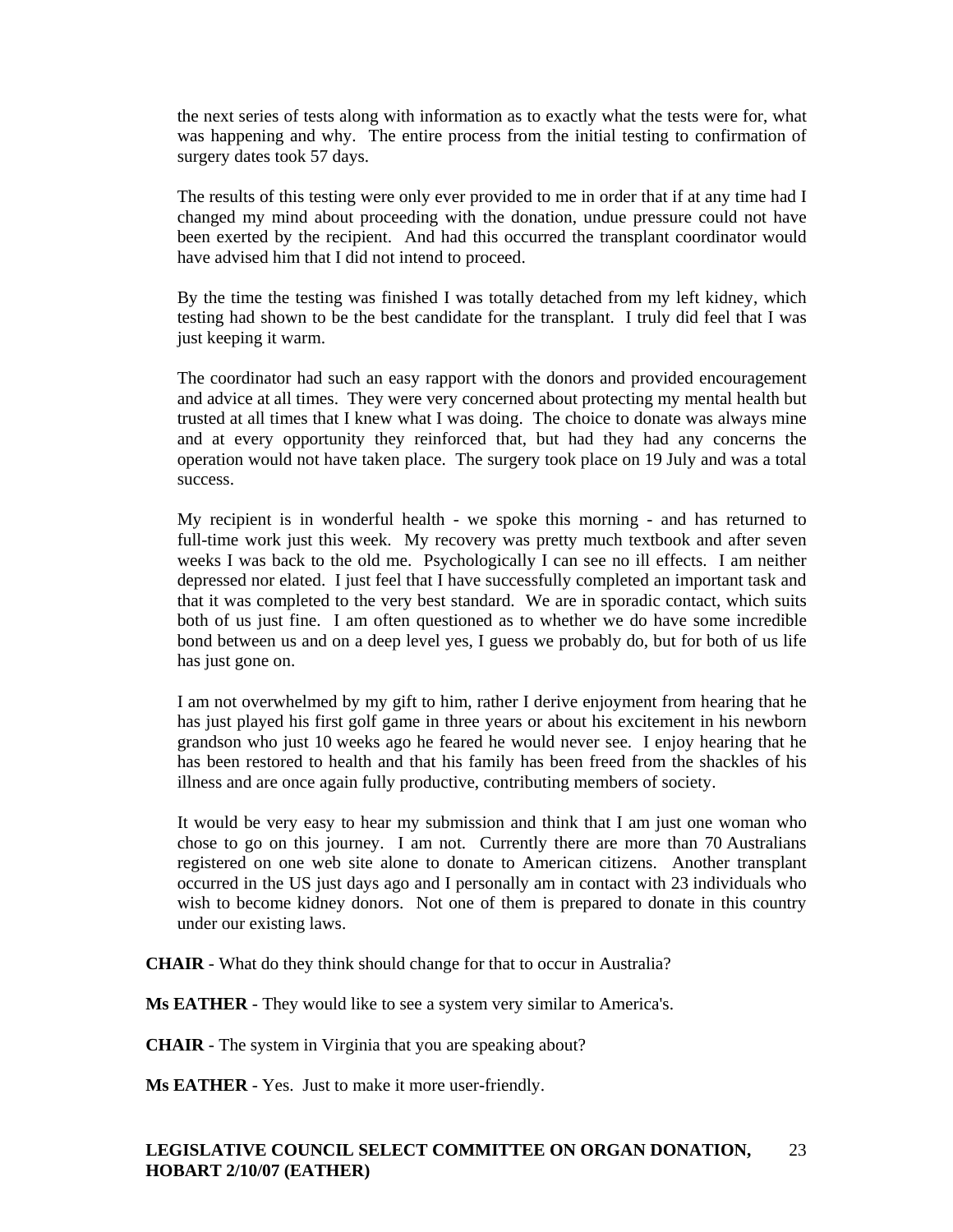the next series of tests along with information as to exactly what the tests were for, what was happening and why. The entire process from the initial testing to confirmation of surgery dates took 57 days.

The results of this testing were only ever provided to me in order that if at any time had I changed my mind about proceeding with the donation, undue pressure could not have been exerted by the recipient. And had this occurred the transplant coordinator would have advised him that I did not intend to proceed.

By the time the testing was finished I was totally detached from my left kidney, which testing had shown to be the best candidate for the transplant. I truly did feel that I was just keeping it warm.

The coordinator had such an easy rapport with the donors and provided encouragement and advice at all times. They were very concerned about protecting my mental health but trusted at all times that I knew what I was doing. The choice to donate was always mine and at every opportunity they reinforced that, but had they had any concerns the operation would not have taken place. The surgery took place on 19 July and was a total success.

My recipient is in wonderful health - we spoke this morning - and has returned to full-time work just this week. My recovery was pretty much textbook and after seven weeks I was back to the old me. Psychologically I can see no ill effects. I am neither depressed nor elated. I just feel that I have successfully completed an important task and that it was completed to the very best standard. We are in sporadic contact, which suits both of us just fine. I am often questioned as to whether we do have some incredible bond between us and on a deep level yes, I guess we probably do, but for both of us life has just gone on.

I am not overwhelmed by my gift to him, rather I derive enjoyment from hearing that he has just played his first golf game in three years or about his excitement in his newborn grandson who just 10 weeks ago he feared he would never see. I enjoy hearing that he has been restored to health and that his family has been freed from the shackles of his illness and are once again fully productive, contributing members of society.

It would be very easy to hear my submission and think that I am just one woman who chose to go on this journey. I am not. Currently there are more than 70 Australians registered on one web site alone to donate to American citizens. Another transplant occurred in the US just days ago and I personally am in contact with 23 individuals who wish to become kidney donors. Not one of them is prepared to donate in this country under our existing laws.

**CHAIR** - What do they think should change for that to occur in Australia?

**Ms EATHER** - They would like to see a system very similar to America's.

**CHAIR** - The system in Virginia that you are speaking about?

**Ms EATHER** - Yes. Just to make it more user-friendly.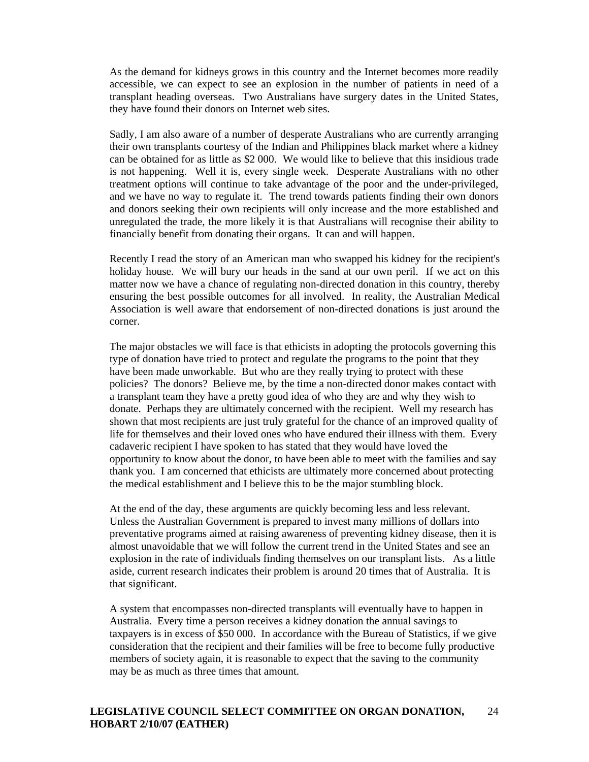As the demand for kidneys grows in this country and the Internet becomes more readily accessible, we can expect to see an explosion in the number of patients in need of a transplant heading overseas. Two Australians have surgery dates in the United States, they have found their donors on Internet web sites.

Sadly, I am also aware of a number of desperate Australians who are currently arranging their own transplants courtesy of the Indian and Philippines black market where a kidney can be obtained for as little as $2 000. We would like to believe that this insidious trade is not happening. Well it is, every single week. Desperate Australians with no other treatment options will continue to take advantage of the poor and the under-privileged, and we have no way to regulate it. The trend towards patients finding their own donors and donors seeking their own recipients will only increase and the more established and unregulated the trade, the more likely it is that Australians will recognise their ability to financially benefit from donating their organs. It can and will happen.

Recently I read the story of an American man who swapped his kidney for the recipient's holiday house. We will bury our heads in the sand at our own peril. If we act on this matter now we have a chance of regulating non-directed donation in this country, thereby ensuring the best possible outcomes for all involved. In reality, the Australian Medical Association is well aware that endorsement of non-directed donations is just around the corner.

The major obstacles we will face is that ethicists in adopting the protocols governing this type of donation have tried to protect and regulate the programs to the point that they have been made unworkable. But who are they really trying to protect with these policies? The donors? Believe me, by the time a non-directed donor makes contact with a transplant team they have a pretty good idea of who they are and why they wish to donate. Perhaps they are ultimately concerned with the recipient. Well my research has shown that most recipients are just truly grateful for the chance of an improved quality of life for themselves and their loved ones who have endured their illness with them. Every cadaveric recipient I have spoken to has stated that they would have loved the opportunity to know about the donor, to have been able to meet with the families and say thank you. I am concerned that ethicists are ultimately more concerned about protecting the medical establishment and I believe this to be the major stumbling block.

At the end of the day, these arguments are quickly becoming less and less relevant. Unless the Australian Government is prepared to invest many millions of dollars into preventative programs aimed at raising awareness of preventing kidney disease, then it is almost unavoidable that we will follow the current trend in the United States and see an explosion in the rate of individuals finding themselves on our transplant lists. As a little aside, current research indicates their problem is around 20 times that of Australia. It is that significant.

A system that encompasses non-directed transplants will eventually have to happen in Australia. Every time a person receives a kidney donation the annual savings to taxpayers is in excess of $50 000. In accordance with the Bureau of Statistics, if we give consideration that the recipient and their families will be free to become fully productive members of society again, it is reasonable to expect that the saving to the community may be as much as three times that amount.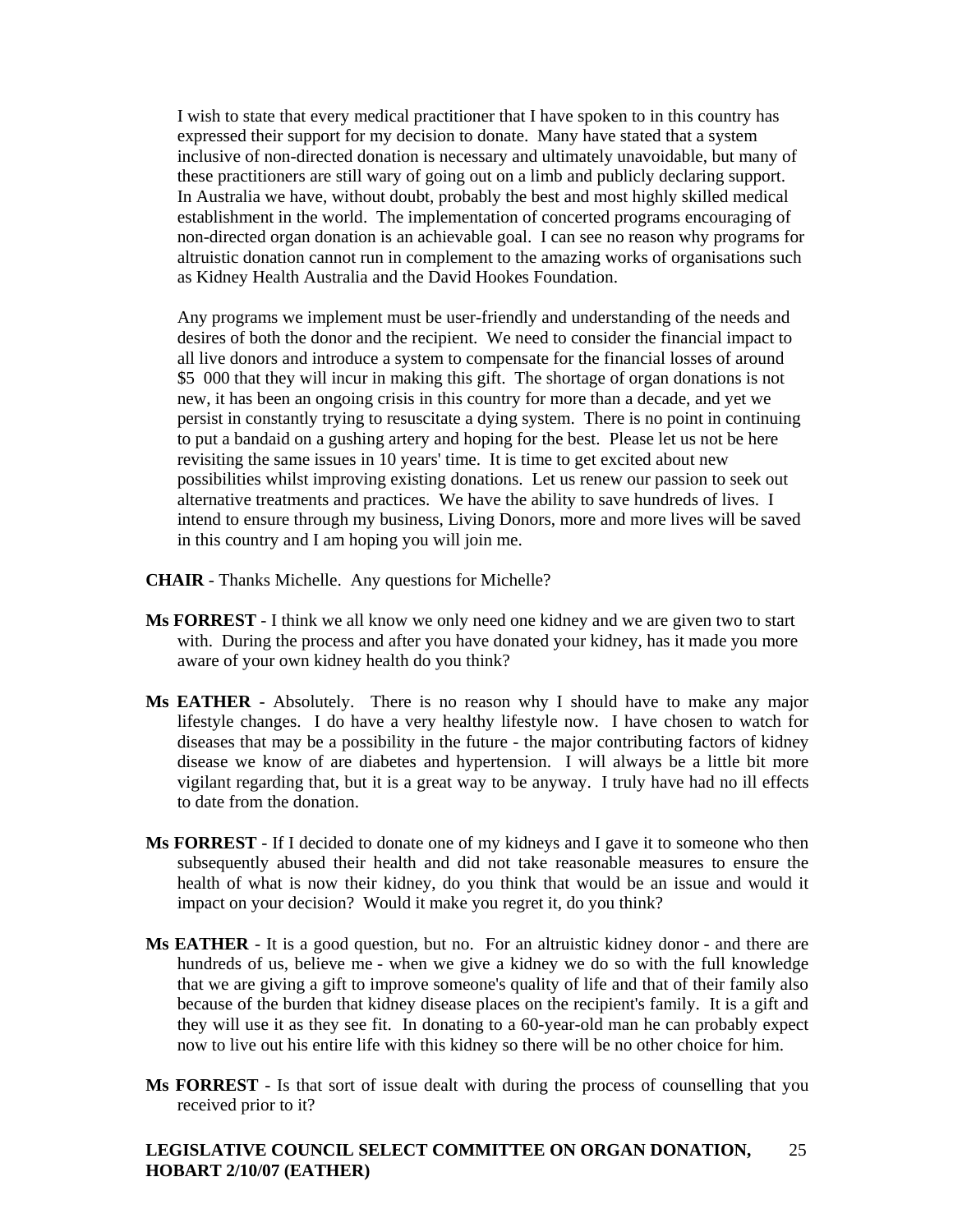I wish to state that every medical practitioner that I have spoken to in this country has expressed their support for my decision to donate. Many have stated that a system inclusive of non-directed donation is necessary and ultimately unavoidable, but many of these practitioners are still wary of going out on a limb and publicly declaring support. In Australia we have, without doubt, probably the best and most highly skilled medical establishment in the world. The implementation of concerted programs encouraging of non-directed organ donation is an achievable goal. I can see no reason why programs for altruistic donation cannot run in complement to the amazing works of organisations such as Kidney Health Australia and the David Hookes Foundation.

Any programs we implement must be user-friendly and understanding of the needs and desires of both the donor and the recipient. We need to consider the financial impact to all live donors and introduce a system to compensate for the financial losses of around $5 000 that they will incur in making this gift. The shortage of organ donations is not new, it has been an ongoing crisis in this country for more than a decade, and yet we persist in constantly trying to resuscitate a dying system. There is no point in continuing to put a bandaid on a gushing artery and hoping for the best. Please let us not be here revisiting the same issues in 10 years' time. It is time to get excited about new possibilities whilst improving existing donations. Let us renew our passion to seek out alternative treatments and practices. We have the ability to save hundreds of lives. I intend to ensure through my business, Living Donors, more and more lives will be saved in this country and I am hoping you will join me.

**CHAIR** - Thanks Michelle. Any questions for Michelle?

**Ms FORREST** - I think we all know we only need one kidney and we are given two to start with. During the process and after you have donated your kidney, has it made you more aware of your own kidney health do you think?

**Ms EATHER** - Absolutely. There is no reason why I should have to make any major lifestyle changes. I do have a very healthy lifestyle now. I have chosen to watch for diseases that may be a possibility in the future - the major contributing factors of kidney disease we know of are diabetes and hypertension. I will always be a little bit more vigilant regarding that, but it is a great way to be anyway. I truly have had no ill effects to date from the donation.

**Ms FORREST** - If I decided to donate one of my kidneys and I gave it to someone who then subsequently abused their health and did not take reasonable measures to ensure the health of what is now their kidney, do you think that would be an issue and would it impact on your decision? Would it make you regret it, do you think?

**Ms EATHER** - It is a good question, but no. For an altruistic kidney donor - and there are hundreds of us, believe me - when we give a kidney we do so with the full knowledge that we are giving a gift to improve someone's quality of life and that of their family also because of the burden that kidney disease places on the recipient's family. It is a gift and they will use it as they see fit. In donating to a 60-year-old man he can probably expect now to live out his entire life with this kidney so there will be no other choice for him.

**Ms FORREST** - Is that sort of issue dealt with during the process of counselling that you received prior to it?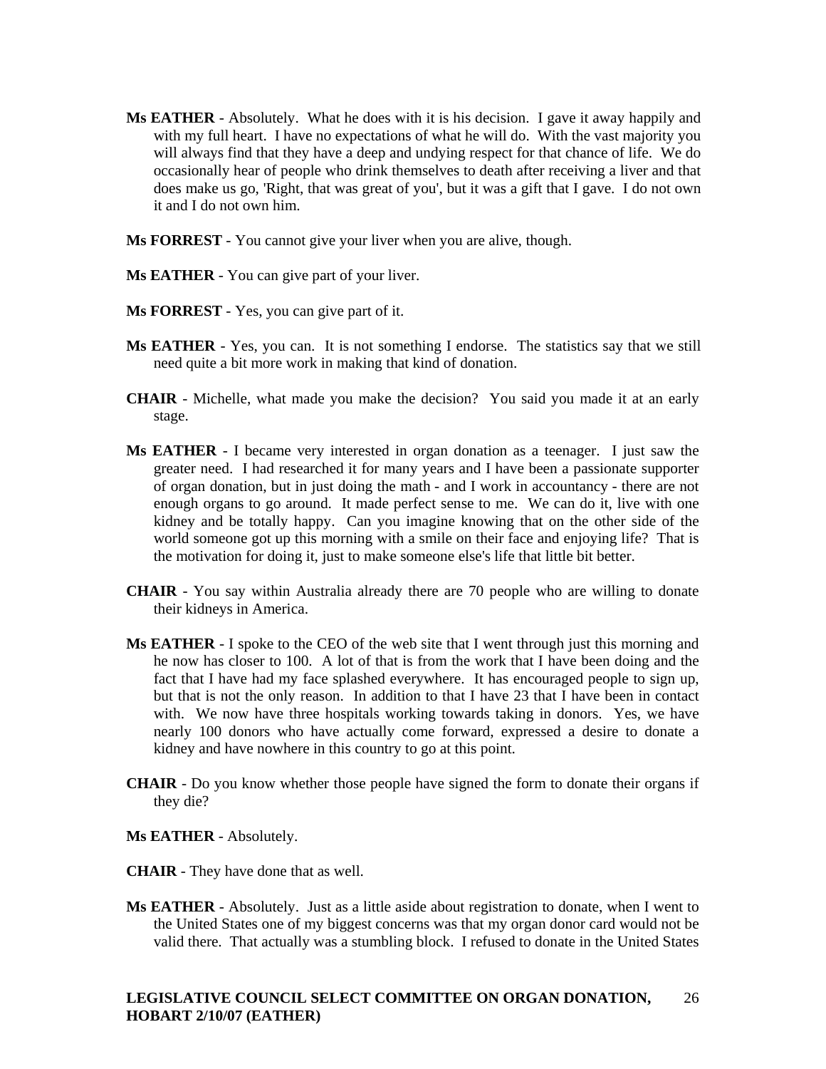**Ms EATHER** - Absolutely. What he does with it is his decision. I gave it away happily and with my full heart. I have no expectations of what he will do. With the vast majority you will always find that they have a deep and undying respect for that chance of life. We do occasionally hear of people who drink themselves to death after receiving a liver and that does make us go, 'Right, that was great of you', but it was a gift that I gave. I do not own it and I do not own him.

**Ms FORREST** - You cannot give your liver when you are alive, though.

**Ms EATHER** - You can give part of your liver.

**Ms FORREST** - Yes, you can give part of it.

**Ms EATHER** - Yes, you can. It is not something I endorse. The statistics say that we still need quite a bit more work in making that kind of donation.

**CHAIR** - Michelle, what made you make the decision? You said you made it at an early stage.

**Ms EATHER** - I became very interested in organ donation as a teenager. I just saw the greater need. I had researched it for many years and I have been a passionate supporter of organ donation, but in just doing the math - and I work in accountancy - there are not enough organs to go around. It made perfect sense to me. We can do it, live with one kidney and be totally happy. Can you imagine knowing that on the other side of the world someone got up this morning with a smile on their face and enjoying life? That is the motivation for doing it, just to make someone else's life that little bit better.

**CHAIR** - You say within Australia already there are 70 people who are willing to donate their kidneys in America.

**Ms EATHER** - I spoke to the CEO of the web site that I went through just this morning and he now has closer to 100. A lot of that is from the work that I have been doing and the fact that I have had my face splashed everywhere. It has encouraged people to sign up, but that is not the only reason. In addition to that I have 23 that I have been in contact with. We now have three hospitals working towards taking in donors. Yes, we have nearly 100 donors who have actually come forward, expressed a desire to donate a kidney and have nowhere in this country to go at this point.

**CHAIR** - Do you know whether those people have signed the form to donate their organs if they die?

**Ms EATHER** - Absolutely.

**CHAIR** - They have done that as well.

**Ms EATHER** - Absolutely. Just as a little aside about registration to donate, when I went to the United States one of my biggest concerns was that my organ donor card would not be valid there. That actually was a stumbling block. I refused to donate in the United States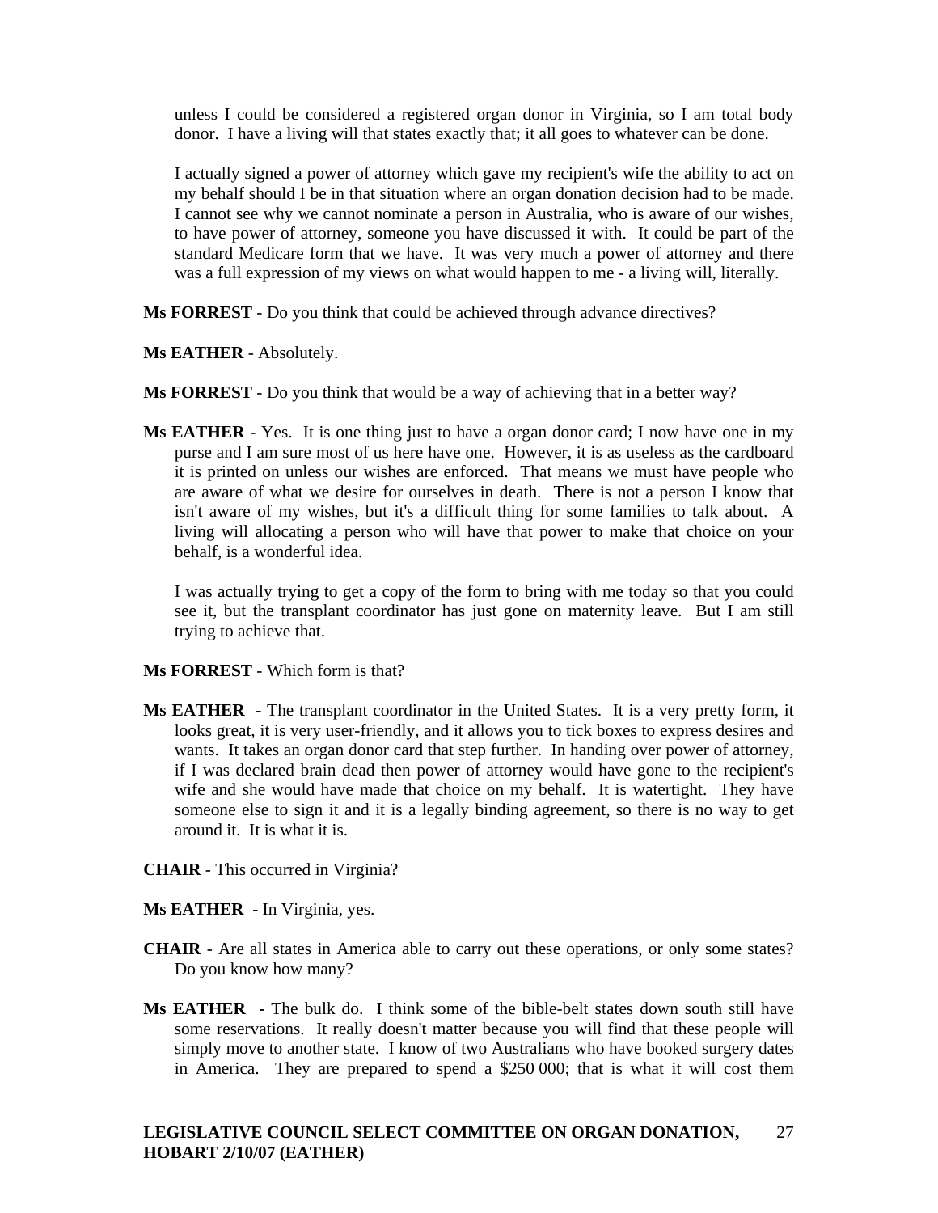unless I could be considered a registered organ donor in Virginia, so I am total body donor. I have a living will that states exactly that; it all goes to whatever can be done.

I actually signed a power of attorney which gave my recipient's wife the ability to act on my behalf should I be in that situation where an organ donation decision had to be made. I cannot see why we cannot nominate a person in Australia, who is aware of our wishes, to have power of attorney, someone you have discussed it with. It could be part of the standard Medicare form that we have. It was very much a power of attorney and there was a full expression of my views on what would happen to me - a living will, literally.

**Ms FORREST** - Do you think that could be achieved through advance directives?

**Ms EATHER** - Absolutely.

**Ms FORREST** - Do you think that would be a way of achieving that in a better way?

**Ms EATHER** - Yes. It is one thing just to have a organ donor card; I now have one in my purse and I am sure most of us here have one. However, it is as useless as the cardboard it is printed on unless our wishes are enforced. That means we must have people who are aware of what we desire for ourselves in death. There is not a person I know that isn't aware of my wishes, but it's a difficult thing for some families to talk about. A living will allocating a person who will have that power to make that choice on your behalf, is a wonderful idea.

I was actually trying to get a copy of the form to bring with me today so that you could see it, but the transplant coordinator has just gone on maternity leave. But I am still trying to achieve that.

**Ms FORREST** - Which form is that?

**Ms EATHER** - The transplant coordinator in the United States. It is a very pretty form, it looks great, it is very user-friendly, and it allows you to tick boxes to express desires and wants. It takes an organ donor card that step further. In handing over power of attorney, if I was declared brain dead then power of attorney would have gone to the recipient's wife and she would have made that choice on my behalf. It is watertight. They have someone else to sign it and it is a legally binding agreement, so there is no way to get around it. It is what it is.

**CHAIR** - This occurred in Virginia?

**Ms EATHER** - In Virginia, yes.

**CHAIR** - Are all states in America able to carry out these operations, or only some states? Do you know how many?

**Ms EATHER** - The bulk do. I think some of the bible-belt states down south still have some reservations. It really doesn't matter because you will find that these people will simply move to another state. I know of two Australians who have booked surgery dates in America. They are prepared to spend a $250 000; that is what it will cost them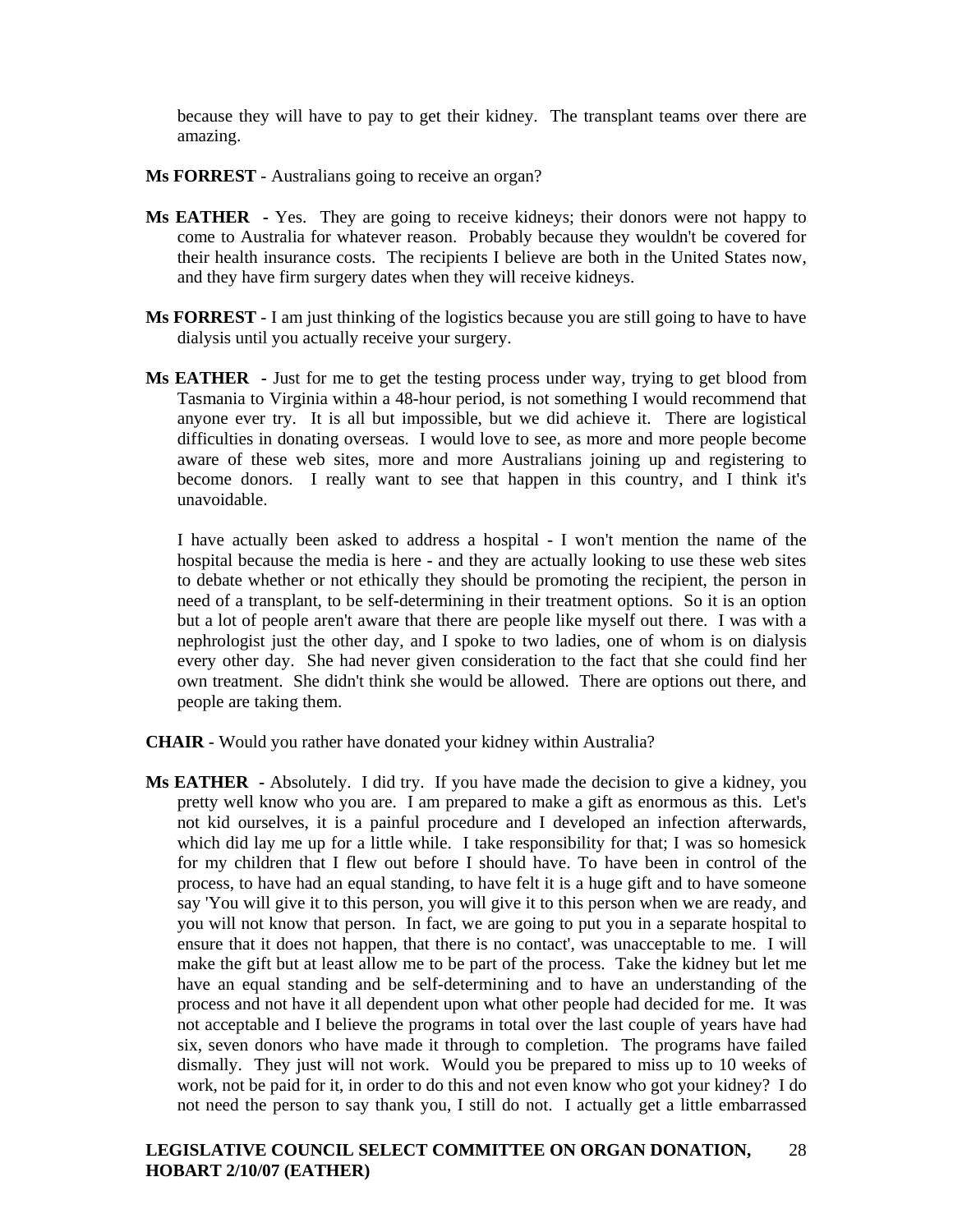because they will have to pay to get their kidney. The transplant teams over there are amazing.

**Ms FORREST** - Australians going to receive an organ?

**Ms EATHER** - Yes. They are going to receive kidneys; their donors were not happy to come to Australia for whatever reason. Probably because they wouldn't be covered for their health insurance costs. The recipients I believe are both in the United States now, and they have firm surgery dates when they will receive kidneys.

**Ms FORREST** - I am just thinking of the logistics because you are still going to have to have dialysis until you actually receive your surgery.

**Ms EATHER** - Just for me to get the testing process under way, trying to get blood from Tasmania to Virginia within a 48-hour period, is not something I would recommend that anyone ever try. It is all but impossible, but we did achieve it. There are logistical difficulties in donating overseas. I would love to see, as more and more people become aware of these web sites, more and more Australians joining up and registering to become donors. I really want to see that happen in this country, and I think it's unavoidable.

I have actually been asked to address a hospital - I won't mention the name of the hospital because the media is here - and they are actually looking to use these web sites to debate whether or not ethically they should be promoting the recipient, the person in need of a transplant, to be self-determining in their treatment options. So it is an option but a lot of people aren't aware that there are people like myself out there. I was with a nephrologist just the other day, and I spoke to two ladies, one of whom is on dialysis every other day. She had never given consideration to the fact that she could find her own treatment. She didn't think she would be allowed. There are options out there, and people are taking them.

**CHAIR** - Would you rather have donated your kidney within Australia?

**Ms EATHER** - Absolutely. I did try. If you have made the decision to give a kidney, you pretty well know who you are. I am prepared to make a gift as enormous as this. Let's not kid ourselves, it is a painful procedure and I developed an infection afterwards, which did lay me up for a little while. I take responsibility for that; I was so homesick for my children that I flew out before I should have. To have been in control of the process, to have had an equal standing, to have felt it is a huge gift and to have someone say 'You will give it to this person, you will give it to this person when we are ready, and you will not know that person. In fact, we are going to put you in a separate hospital to ensure that it does not happen, that there is no contact', was unacceptable to me. I will make the gift but at least allow me to be part of the process. Take the kidney but let me have an equal standing and be self-determining and to have an understanding of the process and not have it all dependent upon what other people had decided for me. It was not acceptable and I believe the programs in total over the last couple of years have had six, seven donors who have made it through to completion. The programs have failed dismally. They just will not work. Would you be prepared to miss up to 10 weeks of work, not be paid for it, in order to do this and not even know who got your kidney? I do not need the person to say thank you, I still do not. I actually get a little embarrassed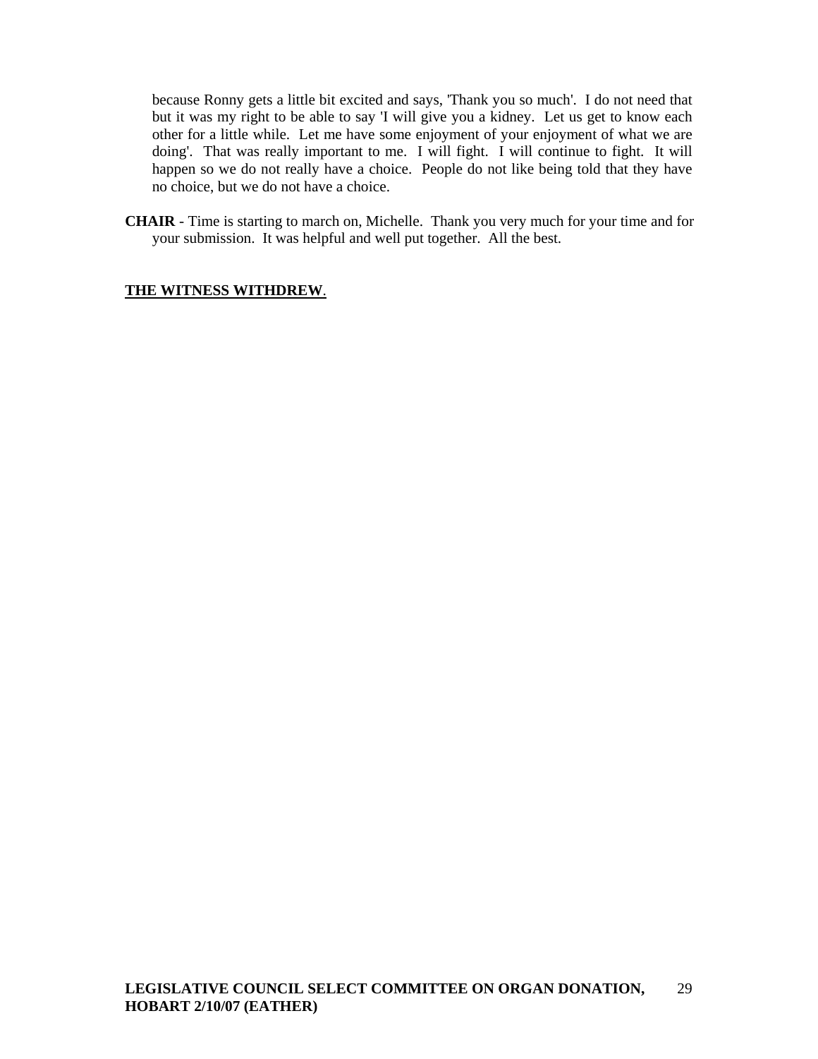because Ronny gets a little bit excited and says, 'Thank you so much'. I do not need that but it was my right to be able to say 'I will give you a kidney. Let us get to know each other for a little while. Let me have some enjoyment of your enjoyment of what we are doing'. That was really important to me. I will fight. I will continue to fight. It will happen so we do not really have a choice. People do not like being told that they have no choice, but we do not have a choice.

**CHAIR** - Time is starting to march on, Michelle. Thank you very much for your time and for your submission. It was helpful and well put together. All the best.

**THE WITNESS WITHDREW**.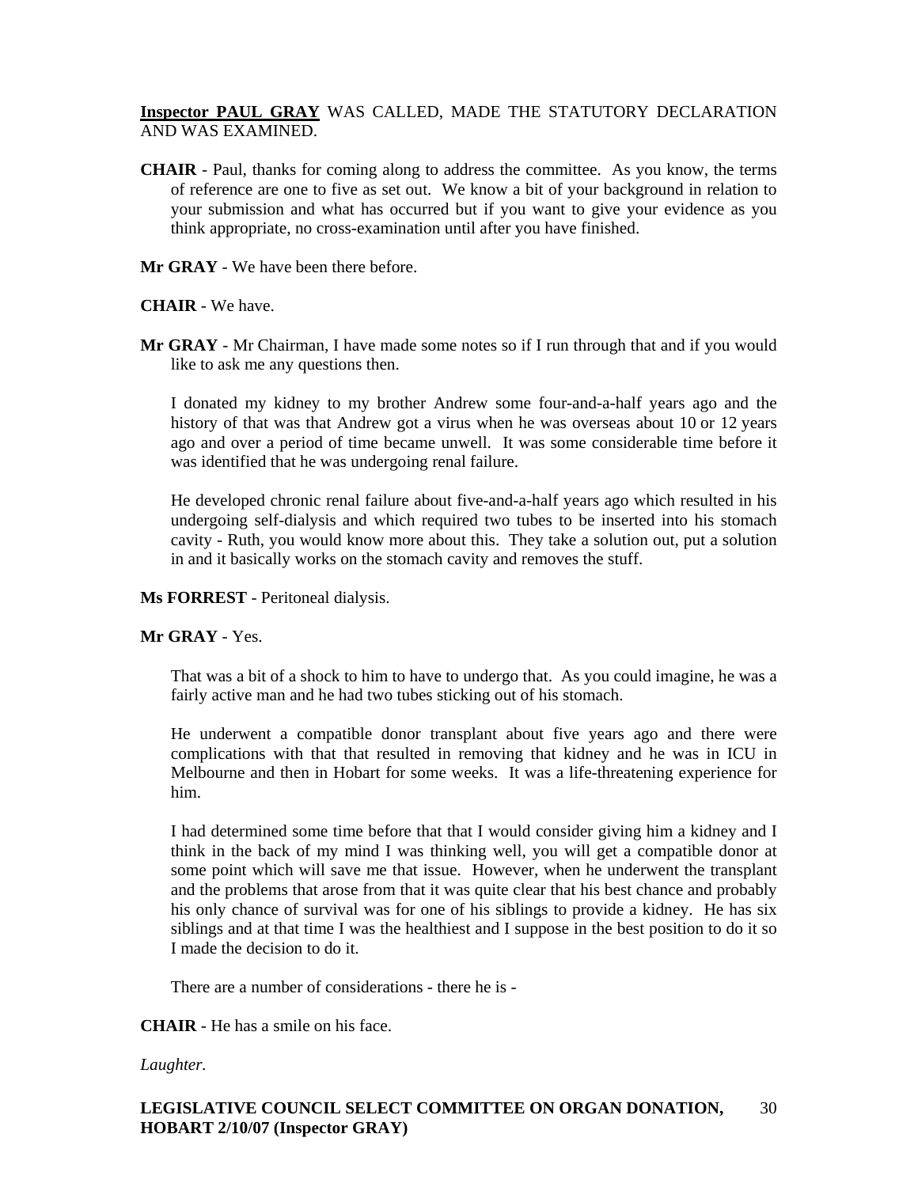**<u>Inspector PAUL GRAY</u>** WAS CALLED, MADE THE STATUTORY DECLARATION AND WAS EXAMINED.

**CHAIR** - Paul, thanks for coming along to address the committee. As you know, the terms of reference are one to five as set out. We know a bit of your background in relation to your submission and what has occurred but if you want to give your evidence as you think appropriate, no cross-examination until after you have finished.

**Mr GRAY** - We have been there before.

**CHAIR** - We have.

**Mr GRAY** - Mr Chairman, I have made some notes so if I run through that and if you would like to ask me any questions then.

I donated my kidney to my brother Andrew some four-and-a-half years ago and the history of that was that Andrew got a virus when he was overseas about 10 or 12 years ago and over a period of time became unwell. It was some considerable time before it was identified that he was undergoing renal failure.

He developed chronic renal failure about five-and-a-half years ago which resulted in his undergoing self-dialysis and which required two tubes to be inserted into his stomach cavity - Ruth, you would know more about this. They take a solution out, put a solution in and it basically works on the stomach cavity and removes the stuff.

**Ms FORREST** - Peritoneal dialysis.

**Mr GRAY** - Yes.

That was a bit of a shock to him to have to undergo that. As you could imagine, he was a fairly active man and he had two tubes sticking out of his stomach.

He underwent a compatible donor transplant about five years ago and there were complications with that that resulted in removing that kidney and he was in ICU in Melbourne and then in Hobart for some weeks. It was a life-threatening experience for him.

I had determined some time before that that I would consider giving him a kidney and I think in the back of my mind I was thinking well, you will get a compatible donor at some point which will save me that issue. However, when he underwent the transplant and the problems that arose from that it was quite clear that his best chance and probably his only chance of survival was for one of his siblings to provide a kidney. He has six siblings and at that time I was the healthiest and I suppose in the best position to do it so I made the decision to do it.

There are a number of considerations - there he is -

**CHAIR** - He has a smile on his face.

*Laughter.*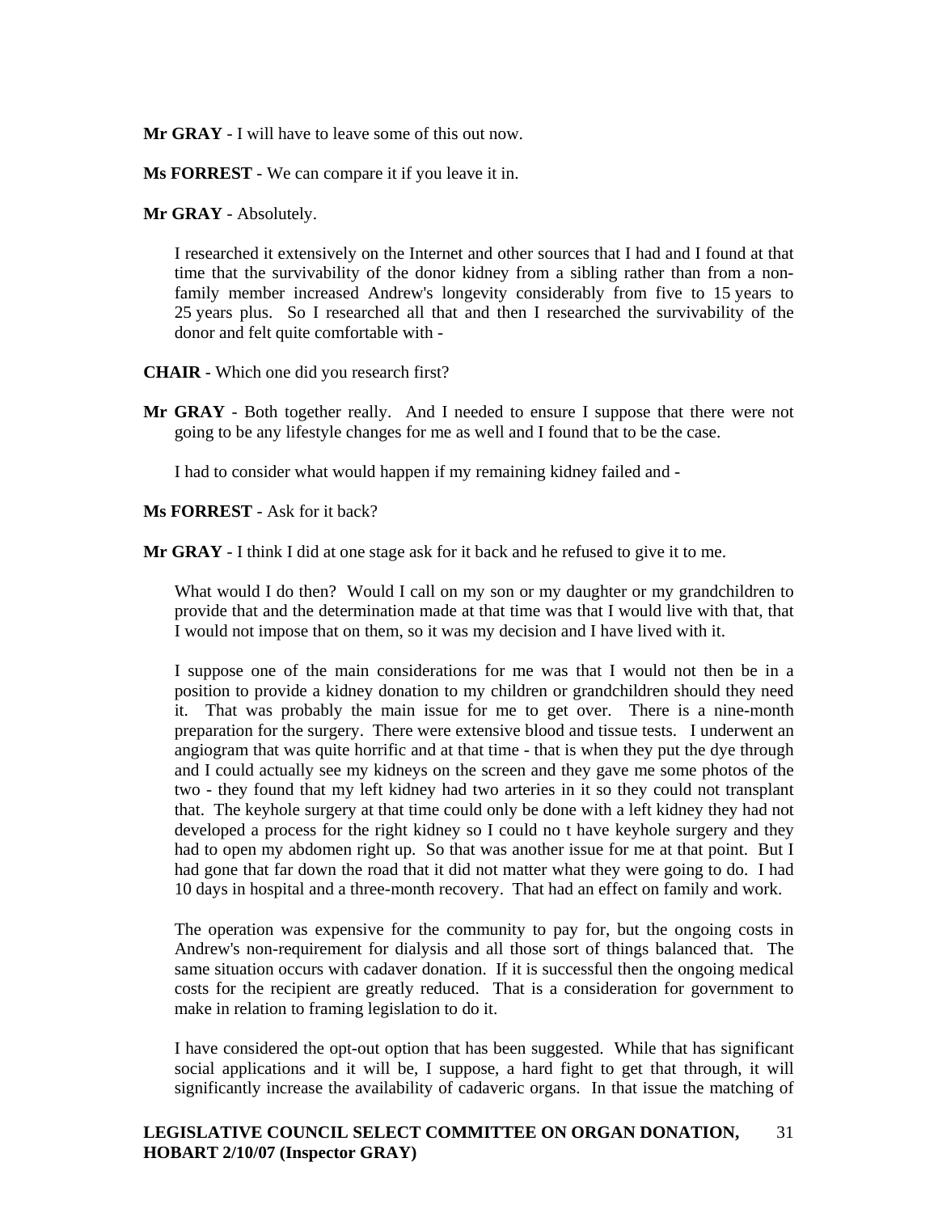**Mr GRAY** - I will have to leave some of this out now.

**Ms FORREST** - We can compare it if you leave it in.

**Mr GRAY** - Absolutely.

I researched it extensively on the Internet and other sources that I had and I found at that time that the survivability of the donor kidney from a sibling rather than from a non-family member increased Andrew's longevity considerably from five to 15 years to 25 years plus. So I researched all that and then I researched the survivability of the donor and felt quite comfortable with -

**CHAIR** - Which one did you research first?

**Mr GRAY** - Both together really. And I needed to ensure I suppose that there were not going to be any lifestyle changes for me as well and I found that to be the case.

I had to consider what would happen if my remaining kidney failed and -

**Ms FORREST** - Ask for it back?

**Mr GRAY** - I think I did at one stage ask for it back and he refused to give it to me.

What would I do then? Would I call on my son or my daughter or my grandchildren to provide that and the determination made at that time was that I would live with that, that I would not impose that on them, so it was my decision and I have lived with it.

I suppose one of the main considerations for me was that I would not then be in a position to provide a kidney donation to my children or grandchildren should they need it. That was probably the main issue for me to get over. There is a nine-month preparation for the surgery. There were extensive blood and tissue tests. I underwent an angiogram that was quite horrific and at that time - that is when they put the dye through and I could actually see my kidneys on the screen and they gave me some photos of the two - they found that my left kidney had two arteries in it so they could not transplant that. The keyhole surgery at that time could only be done with a left kidney they had not developed a process for the right kidney so I could no t have keyhole surgery and they had to open my abdomen right up. So that was another issue for me at that point. But I had gone that far down the road that it did not matter what they were going to do. I had 10 days in hospital and a three-month recovery. That had an effect on family and work.

The operation was expensive for the community to pay for, but the ongoing costs in Andrew's non-requirement for dialysis and all those sort of things balanced that. The same situation occurs with cadaver donation. If it is successful then the ongoing medical costs for the recipient are greatly reduced. That is a consideration for government to make in relation to framing legislation to do it.

I have considered the opt-out option that has been suggested. While that has significant social applications and it will be, I suppose, a hard fight to get that through, it will significantly increase the availability of cadaveric organs. In that issue the matching of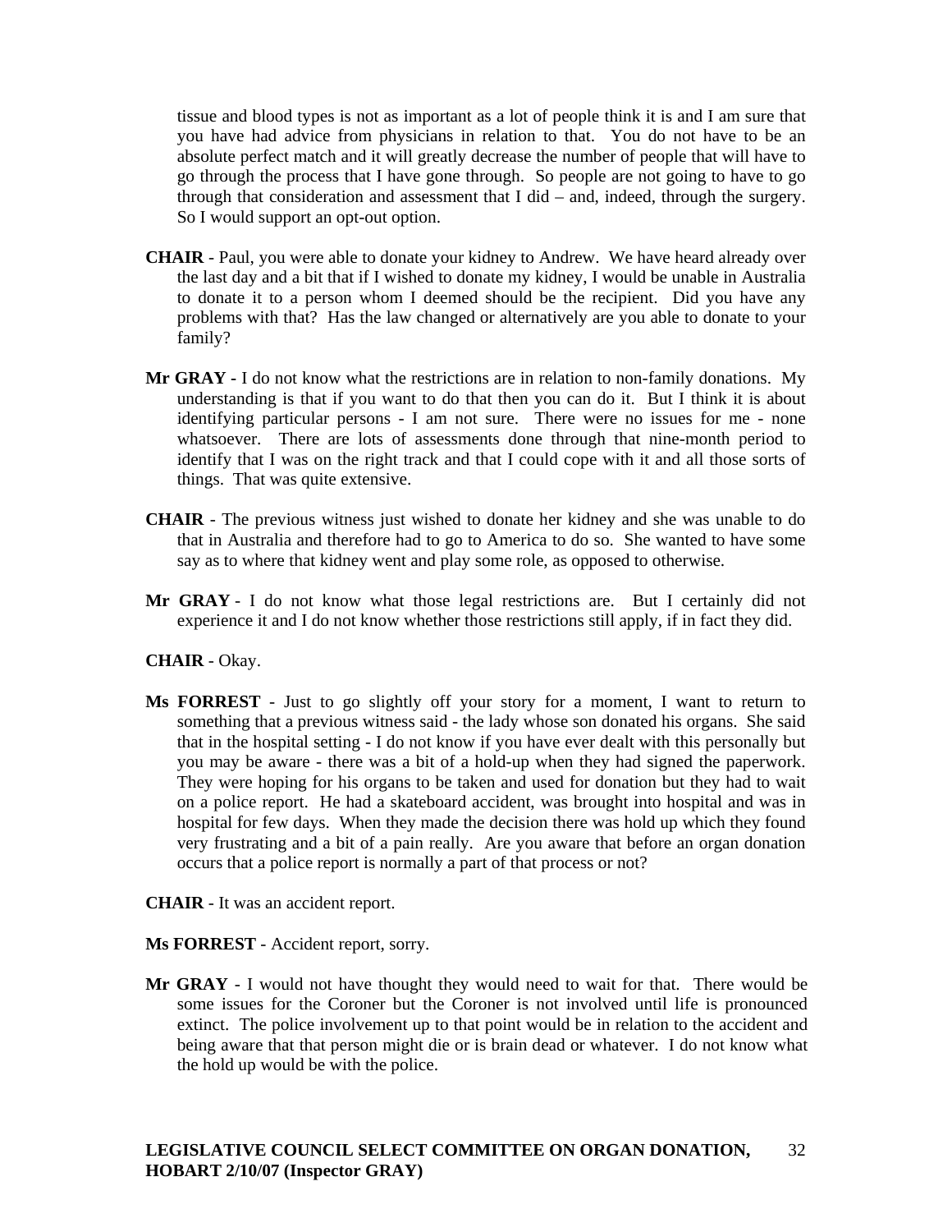tissue and blood types is not as important as a lot of people think it is and I am sure that you have had advice from physicians in relation to that. You do not have to be an absolute perfect match and it will greatly decrease the number of people that will have to go through the process that I have gone through. So people are not going to have to go through that consideration and assessment that I did – and, indeed, through the surgery. So I would support an opt-out option.

**CHAIR** - Paul, you were able to donate your kidney to Andrew. We have heard already over the last day and a bit that if I wished to donate my kidney, I would be unable in Australia to donate it to a person whom I deemed should be the recipient. Did you have any problems with that? Has the law changed or alternatively are you able to donate to your family?

**Mr GRAY** - I do not know what the restrictions are in relation to non-family donations. My understanding is that if you want to do that then you can do it. But I think it is about identifying particular persons - I am not sure. There were no issues for me - none whatsoever. There are lots of assessments done through that nine-month period to identify that I was on the right track and that I could cope with it and all those sorts of things. That was quite extensive.

**CHAIR** - The previous witness just wished to donate her kidney and she was unable to do that in Australia and therefore had to go to America to do so. She wanted to have some say as to where that kidney went and play some role, as opposed to otherwise.

**Mr GRAY** - I do not know what those legal restrictions are. But I certainly did not experience it and I do not know whether those restrictions still apply, if in fact they did.

**CHAIR** - Okay.

**Ms FORREST** - Just to go slightly off your story for a moment, I want to return to something that a previous witness said - the lady whose son donated his organs. She said that in the hospital setting - I do not know if you have ever dealt with this personally but you may be aware - there was a bit of a hold-up when they had signed the paperwork. They were hoping for his organs to be taken and used for donation but they had to wait on a police report. He had a skateboard accident, was brought into hospital and was in hospital for few days. When they made the decision there was hold up which they found very frustrating and a bit of a pain really. Are you aware that before an organ donation occurs that a police report is normally a part of that process or not?

**CHAIR** - It was an accident report.

**Ms FORREST** - Accident report, sorry.

**Mr GRAY** - I would not have thought they would need to wait for that. There would be some issues for the Coroner but the Coroner is not involved until life is pronounced extinct. The police involvement up to that point would be in relation to the accident and being aware that that person might die or is brain dead or whatever. I do not know what the hold up would be with the police.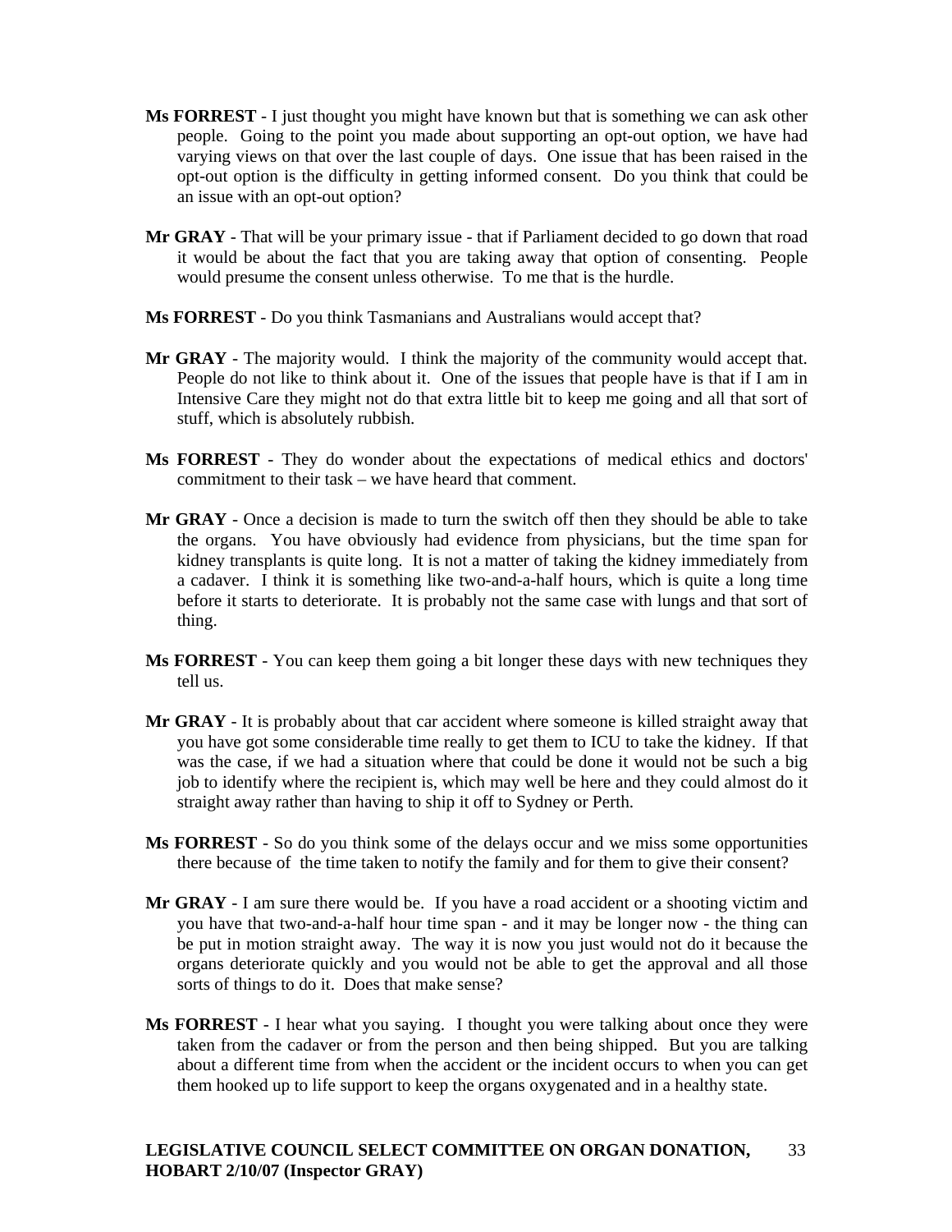**Ms FORREST** - I just thought you might have known but that is something we can ask other people. Going to the point you made about supporting an opt-out option, we have had varying views on that over the last couple of days. One issue that has been raised in the opt-out option is the difficulty in getting informed consent. Do you think that could be an issue with an opt-out option?

**Mr GRAY** - That will be your primary issue - that if Parliament decided to go down that road it would be about the fact that you are taking away that option of consenting. People would presume the consent unless otherwise. To me that is the hurdle.

**Ms FORREST** - Do you think Tasmanians and Australians would accept that?

**Mr GRAY** - The majority would. I think the majority of the community would accept that. People do not like to think about it. One of the issues that people have is that if I am in Intensive Care they might not do that extra little bit to keep me going and all that sort of stuff, which is absolutely rubbish.

**Ms FORREST** - They do wonder about the expectations of medical ethics and doctors' commitment to their task – we have heard that comment.

**Mr GRAY** - Once a decision is made to turn the switch off then they should be able to take the organs. You have obviously had evidence from physicians, but the time span for kidney transplants is quite long. It is not a matter of taking the kidney immediately from a cadaver. I think it is something like two-and-a-half hours, which is quite a long time before it starts to deteriorate. It is probably not the same case with lungs and that sort of thing.

**Ms FORREST** - You can keep them going a bit longer these days with new techniques they tell us.

**Mr GRAY** - It is probably about that car accident where someone is killed straight away that you have got some considerable time really to get them to ICU to take the kidney. If that was the case, if we had a situation where that could be done it would not be such a big job to identify where the recipient is, which may well be here and they could almost do it straight away rather than having to ship it off to Sydney or Perth.

**Ms FORREST** - So do you think some of the delays occur and we miss some opportunities there because of the time taken to notify the family and for them to give their consent?

**Mr GRAY** - I am sure there would be. If you have a road accident or a shooting victim and you have that two-and-a-half hour time span - and it may be longer now - the thing can be put in motion straight away. The way it is now you just would not do it because the organs deteriorate quickly and you would not be able to get the approval and all those sorts of things to do it. Does that make sense?

**Ms FORREST** - I hear what you saying. I thought you were talking about once they were taken from the cadaver or from the person and then being shipped. But you are talking about a different time from when the accident or the incident occurs to when you can get them hooked up to life support to keep the organs oxygenated and in a healthy state.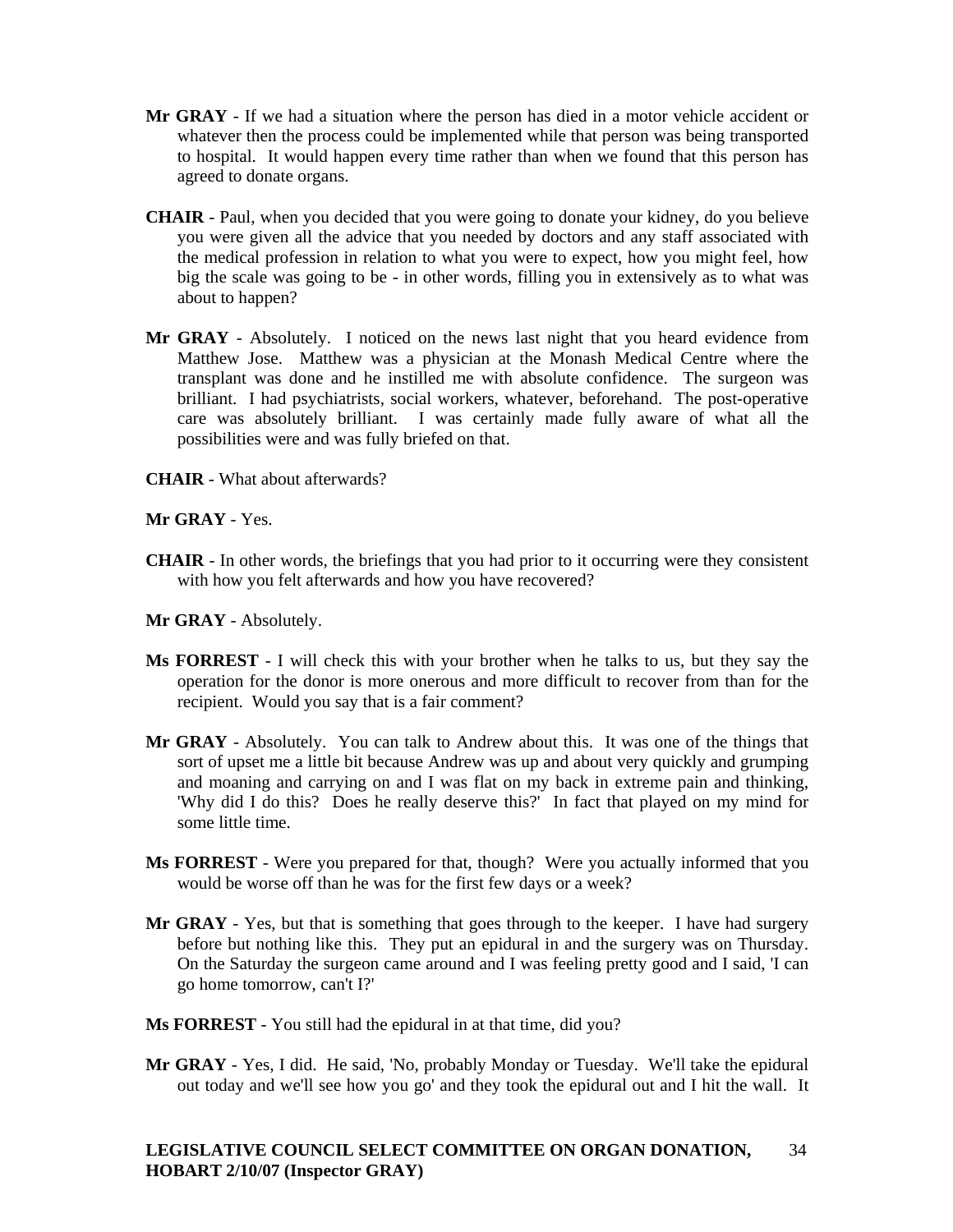**Mr GRAY** - If we had a situation where the person has died in a motor vehicle accident or whatever then the process could be implemented while that person was being transported to hospital. It would happen every time rather than when we found that this person has agreed to donate organs.

**CHAIR** - Paul, when you decided that you were going to donate your kidney, do you believe you were given all the advice that you needed by doctors and any staff associated with the medical profession in relation to what you were to expect, how you might feel, how big the scale was going to be - in other words, filling you in extensively as to what was about to happen?

**Mr GRAY** - Absolutely. I noticed on the news last night that you heard evidence from Matthew Jose. Matthew was a physician at the Monash Medical Centre where the transplant was done and he instilled me with absolute confidence. The surgeon was brilliant. I had psychiatrists, social workers, whatever, beforehand. The post-operative care was absolutely brilliant. I was certainly made fully aware of what all the possibilities were and was fully briefed on that.

**CHAIR** - What about afterwards?

**Mr GRAY** - Yes.

**CHAIR** - In other words, the briefings that you had prior to it occurring were they consistent with how you felt afterwards and how you have recovered?

**Mr GRAY** - Absolutely.

**Ms FORREST** - I will check this with your brother when he talks to us, but they say the operation for the donor is more onerous and more difficult to recover from than for the recipient. Would you say that is a fair comment?

**Mr GRAY** - Absolutely. You can talk to Andrew about this. It was one of the things that sort of upset me a little bit because Andrew was up and about very quickly and grumping and moaning and carrying on and I was flat on my back in extreme pain and thinking, 'Why did I do this? Does he really deserve this?' In fact that played on my mind for some little time.

**Ms FORREST** - Were you prepared for that, though? Were you actually informed that you would be worse off than he was for the first few days or a week?

**Mr GRAY** - Yes, but that is something that goes through to the keeper. I have had surgery before but nothing like this. They put an epidural in and the surgery was on Thursday. On the Saturday the surgeon came around and I was feeling pretty good and I said, 'I can go home tomorrow, can't I?'

**Ms FORREST** - You still had the epidural in at that time, did you?

**Mr GRAY** - Yes, I did. He said, 'No, probably Monday or Tuesday. We'll take the epidural out today and we'll see how you go' and they took the epidural out and I hit the wall. It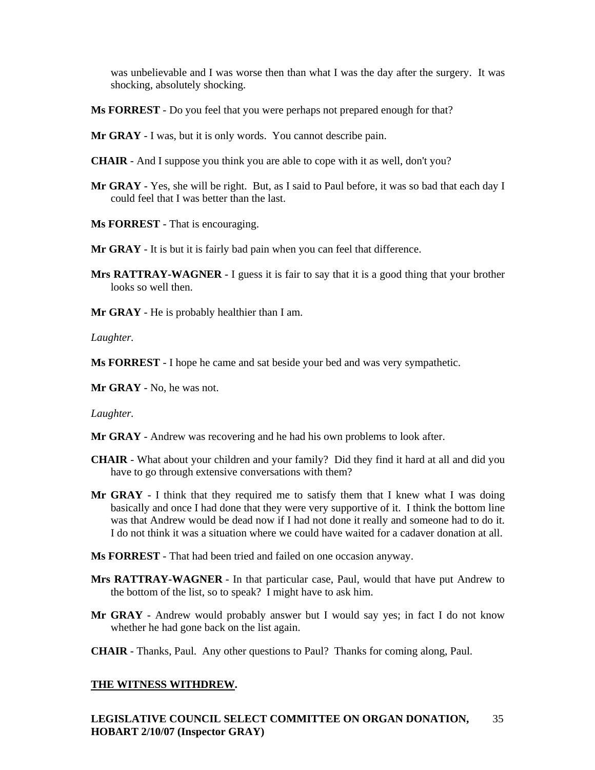was unbelievable and I was worse then than what I was the day after the surgery. It was shocking, absolutely shocking.

**Ms FORREST** - Do you feel that you were perhaps not prepared enough for that?

**Mr GRAY** - I was, but it is only words. You cannot describe pain.

**CHAIR** - And I suppose you think you are able to cope with it as well, don't you?

**Mr GRAY** - Yes, she will be right. But, as I said to Paul before, it was so bad that each day I could feel that I was better than the last.

**Ms FORREST** - That is encouraging.

**Mr GRAY** - It is but it is fairly bad pain when you can feel that difference.

**Mrs RATTRAY-WAGNER** - I guess it is fair to say that it is a good thing that your brother looks so well then.

**Mr GRAY** - He is probably healthier than I am.

*Laughter.*

**Ms FORREST** - I hope he came and sat beside your bed and was very sympathetic.

**Mr GRAY** - No, he was not.

*Laughter.*

**Mr GRAY** - Andrew was recovering and he had his own problems to look after.

**CHAIR** - What about your children and your family? Did they find it hard at all and did you have to go through extensive conversations with them?

**Mr GRAY** - I think that they required me to satisfy them that I knew what I was doing basically and once I had done that they were very supportive of it. I think the bottom line was that Andrew would be dead now if I had not done it really and someone had to do it. I do not think it was a situation where we could have waited for a cadaver donation at all.

**Ms FORREST** - That had been tried and failed on one occasion anyway.

**Mrs RATTRAY-WAGNER** - In that particular case, Paul, would that have put Andrew to the bottom of the list, so to speak? I might have to ask him.

**Mr GRAY** - Andrew would probably answer but I would say yes; in fact I do not know whether he had gone back on the list again.

**CHAIR** - Thanks, Paul. Any other questions to Paul? Thanks for coming along, Paul.

**THE WITNESS WITHDREW.**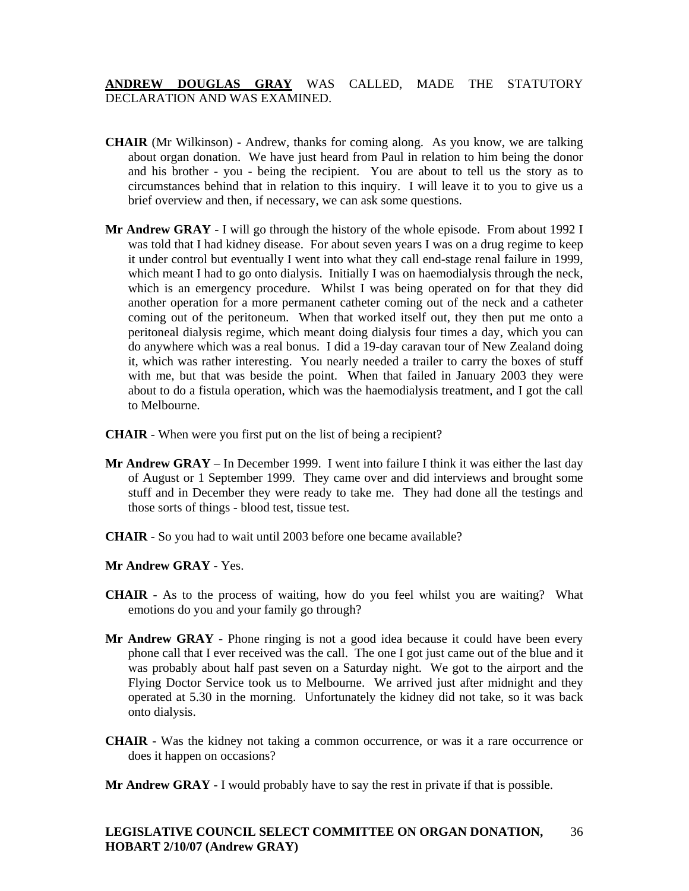**<u>ANDREW DOUGLAS GRAY</u>** WAS CALLED, MADE THE STATUTORY DECLARATION AND WAS EXAMINED.

**CHAIR** (Mr Wilkinson) - Andrew, thanks for coming along. As you know, we are talking about organ donation. We have just heard from Paul in relation to him being the donor and his brother - you - being the recipient. You are about to tell us the story as to circumstances behind that in relation to this inquiry. I will leave it to you to give us a brief overview and then, if necessary, we can ask some questions.

**Mr Andrew GRAY** - I will go through the history of the whole episode. From about 1992 I was told that I had kidney disease. For about seven years I was on a drug regime to keep it under control but eventually I went into what they call end-stage renal failure in 1999, which meant I had to go onto dialysis. Initially I was on haemodialysis through the neck, which is an emergency procedure. Whilst I was being operated on for that they did another operation for a more permanent catheter coming out of the neck and a catheter coming out of the peritoneum. When that worked itself out, they then put me onto a peritoneal dialysis regime, which meant doing dialysis four times a day, which you can do anywhere which was a real bonus. I did a 19-day caravan tour of New Zealand doing it, which was rather interesting. You nearly needed a trailer to carry the boxes of stuff with me, but that was beside the point. When that failed in January 2003 they were about to do a fistula operation, which was the haemodialysis treatment, and I got the call to Melbourne.

**CHAIR** - When were you first put on the list of being a recipient?

**Mr Andrew GRAY** – In December 1999. I went into failure I think it was either the last day of August or 1 September 1999. They came over and did interviews and brought some stuff and in December they were ready to take me. They had done all the testings and those sorts of things - blood test, tissue test.

**CHAIR** - So you had to wait until 2003 before one became available?

**Mr Andrew GRAY** - Yes.

**CHAIR** - As to the process of waiting, how do you feel whilst you are waiting? What emotions do you and your family go through?

**Mr Andrew GRAY** - Phone ringing is not a good idea because it could have been every phone call that I ever received was the call. The one I got just came out of the blue and it was probably about half past seven on a Saturday night. We got to the airport and the Flying Doctor Service took us to Melbourne. We arrived just after midnight and they operated at 5.30 in the morning. Unfortunately the kidney did not take, so it was back onto dialysis.

**CHAIR** - Was the kidney not taking a common occurrence, or was it a rare occurrence or does it happen on occasions?

**Mr Andrew GRAY** - I would probably have to say the rest in private if that is possible.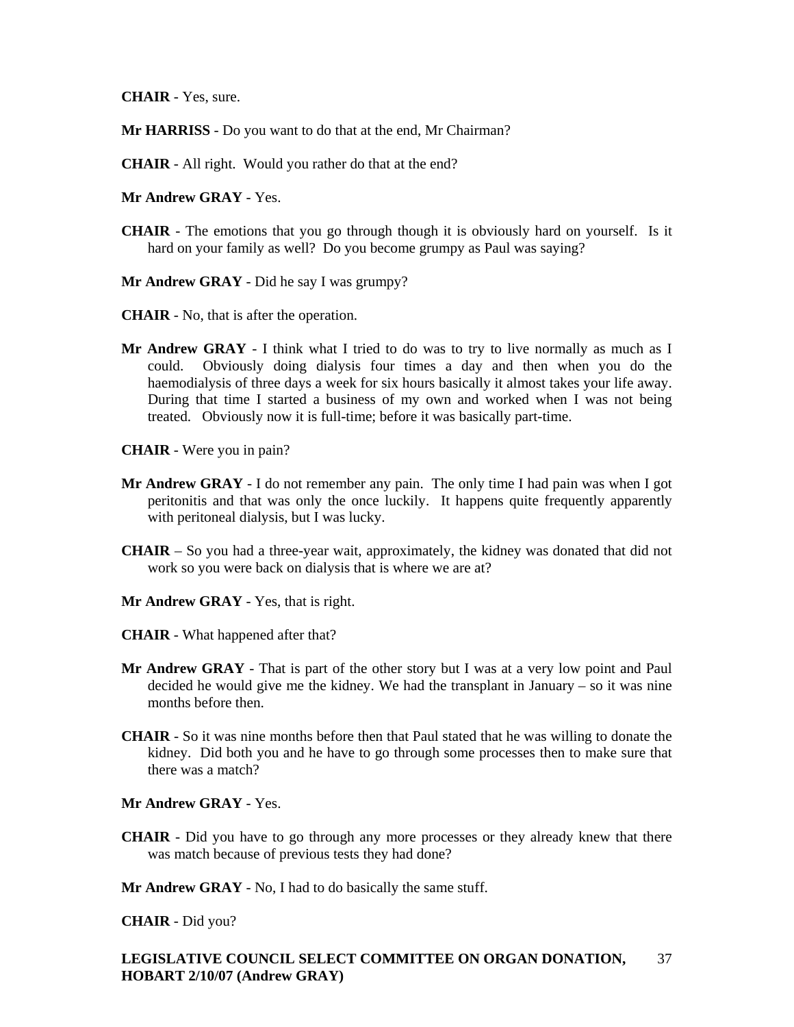**CHAIR** - Yes, sure.

**Mr HARRISS** - Do you want to do that at the end, Mr Chairman?

**CHAIR** - All right. Would you rather do that at the end?

**Mr Andrew GRAY** - Yes.

**CHAIR** - The emotions that you go through though it is obviously hard on yourself. Is it hard on your family as well? Do you become grumpy as Paul was saying?

**Mr Andrew GRAY** - Did he say I was grumpy?

**CHAIR** - No, that is after the operation.

**Mr Andrew GRAY** - I think what I tried to do was to try to live normally as much as I could. Obviously doing dialysis four times a day and then when you do the haemodialysis of three days a week for six hours basically it almost takes your life away. During that time I started a business of my own and worked when I was not being treated. Obviously now it is full-time; before it was basically part-time.

**CHAIR** - Were you in pain?

**Mr Andrew GRAY** - I do not remember any pain. The only time I had pain was when I got peritonitis and that was only the once luckily. It happens quite frequently apparently with peritoneal dialysis, but I was lucky.

**CHAIR** – So you had a three-year wait, approximately, the kidney was donated that did not work so you were back on dialysis that is where we are at?

**Mr Andrew GRAY** - Yes, that is right.

**CHAIR** - What happened after that?

**Mr Andrew GRAY** - That is part of the other story but I was at a very low point and Paul decided he would give me the kidney. We had the transplant in January – so it was nine months before then.

**CHAIR** - So it was nine months before then that Paul stated that he was willing to donate the kidney. Did both you and he have to go through some processes then to make sure that there was a match?

**Mr Andrew GRAY** - Yes.

**CHAIR** - Did you have to go through any more processes or they already knew that there was match because of previous tests they had done?

**Mr Andrew GRAY** - No, I had to do basically the same stuff.

**CHAIR** - Did you?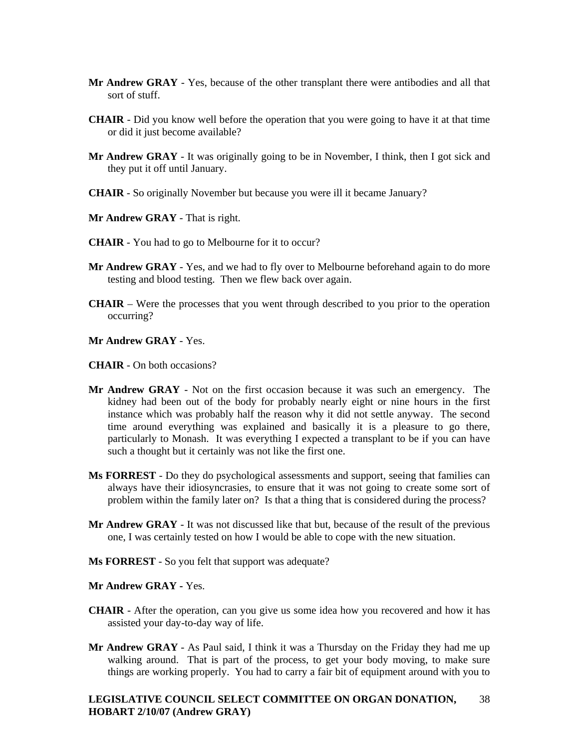**Mr Andrew GRAY** - Yes, because of the other transplant there were antibodies and all that sort of stuff.

**CHAIR** - Did you know well before the operation that you were going to have it at that time or did it just become available?

**Mr Andrew GRAY** - It was originally going to be in November, I think, then I got sick and they put it off until January.

**CHAIR** - So originally November but because you were ill it became January?

**Mr Andrew GRAY** - That is right.

**CHAIR** - You had to go to Melbourne for it to occur?

**Mr Andrew GRAY** - Yes, and we had to fly over to Melbourne beforehand again to do more testing and blood testing. Then we flew back over again.

**CHAIR** – Were the processes that you went through described to you prior to the operation occurring?

**Mr Andrew GRAY** - Yes.

**CHAIR** - On both occasions?

**Mr Andrew GRAY** - Not on the first occasion because it was such an emergency. The kidney had been out of the body for probably nearly eight or nine hours in the first instance which was probably half the reason why it did not settle anyway. The second time around everything was explained and basically it is a pleasure to go there, particularly to Monash. It was everything I expected a transplant to be if you can have such a thought but it certainly was not like the first one.

**Ms FORREST** - Do they do psychological assessments and support, seeing that families can always have their idiosyncrasies, to ensure that it was not going to create some sort of problem within the family later on? Is that a thing that is considered during the process?

**Mr Andrew GRAY** - It was not discussed like that but, because of the result of the previous one, I was certainly tested on how I would be able to cope with the new situation.

**Ms FORREST** - So you felt that support was adequate?

**Mr Andrew GRAY** - Yes.

**CHAIR** - After the operation, can you give us some idea how you recovered and how it has assisted your day-to-day way of life.

**Mr Andrew GRAY** - As Paul said, I think it was a Thursday on the Friday they had me up walking around. That is part of the process, to get your body moving, to make sure things are working properly. You had to carry a fair bit of equipment around with you to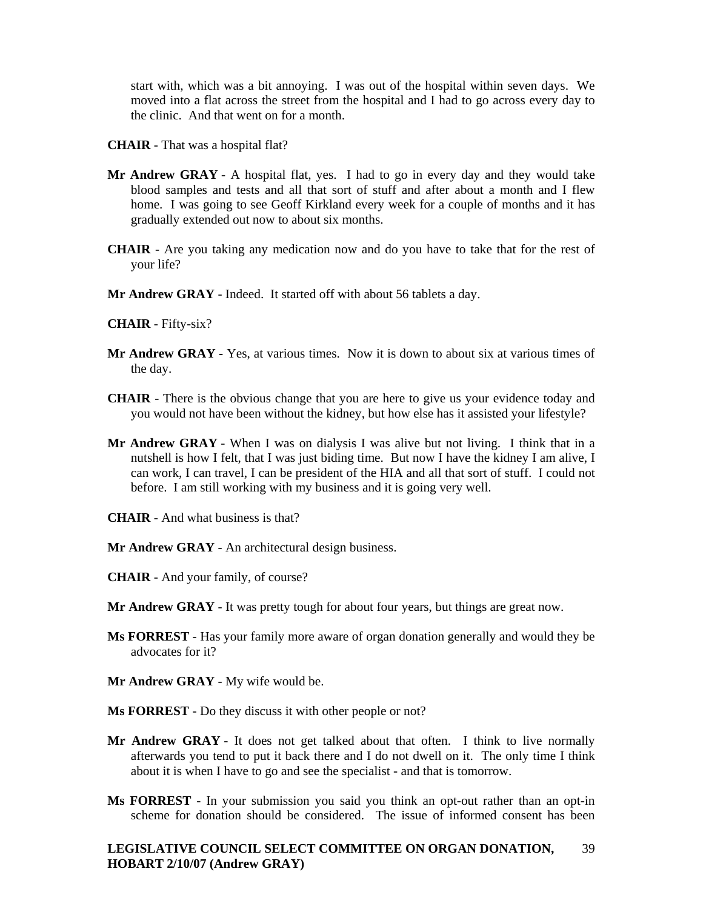start with, which was a bit annoying. I was out of the hospital within seven days. We moved into a flat across the street from the hospital and I had to go across every day to the clinic. And that went on for a month.

**CHAIR** - That was a hospital flat?

**Mr Andrew GRAY** - A hospital flat, yes. I had to go in every day and they would take blood samples and tests and all that sort of stuff and after about a month and I flew home. I was going to see Geoff Kirkland every week for a couple of months and it has gradually extended out now to about six months.

**CHAIR** - Are you taking any medication now and do you have to take that for the rest of your life?

**Mr Andrew GRAY** - Indeed. It started off with about 56 tablets a day.

**CHAIR** - Fifty-six?

**Mr Andrew GRAY -** Yes, at various times. Now it is down to about six at various times of the day.

**CHAIR** - There is the obvious change that you are here to give us your evidence today and you would not have been without the kidney, but how else has it assisted your lifestyle?

**Mr Andrew GRAY** - When I was on dialysis I was alive but not living. I think that in a nutshell is how I felt, that I was just biding time. But now I have the kidney I am alive, I can work, I can travel, I can be president of the HIA and all that sort of stuff. I could not before. I am still working with my business and it is going very well.

**CHAIR** - And what business is that?

**Mr Andrew GRAY** - An architectural design business.

**CHAIR** - And your family, of course?

**Mr Andrew GRAY** - It was pretty tough for about four years, but things are great now.

**Ms FORREST** - Has your family more aware of organ donation generally and would they be advocates for it?

**Mr Andrew GRAY** - My wife would be.

**Ms FORREST** - Do they discuss it with other people or not?

**Mr Andrew GRAY** - It does not get talked about that often. I think to live normally afterwards you tend to put it back there and I do not dwell on it. The only time I think about it is when I have to go and see the specialist - and that is tomorrow.

**Ms FORREST** - In your submission you said you think an opt-out rather than an opt-in scheme for donation should be considered. The issue of informed consent has been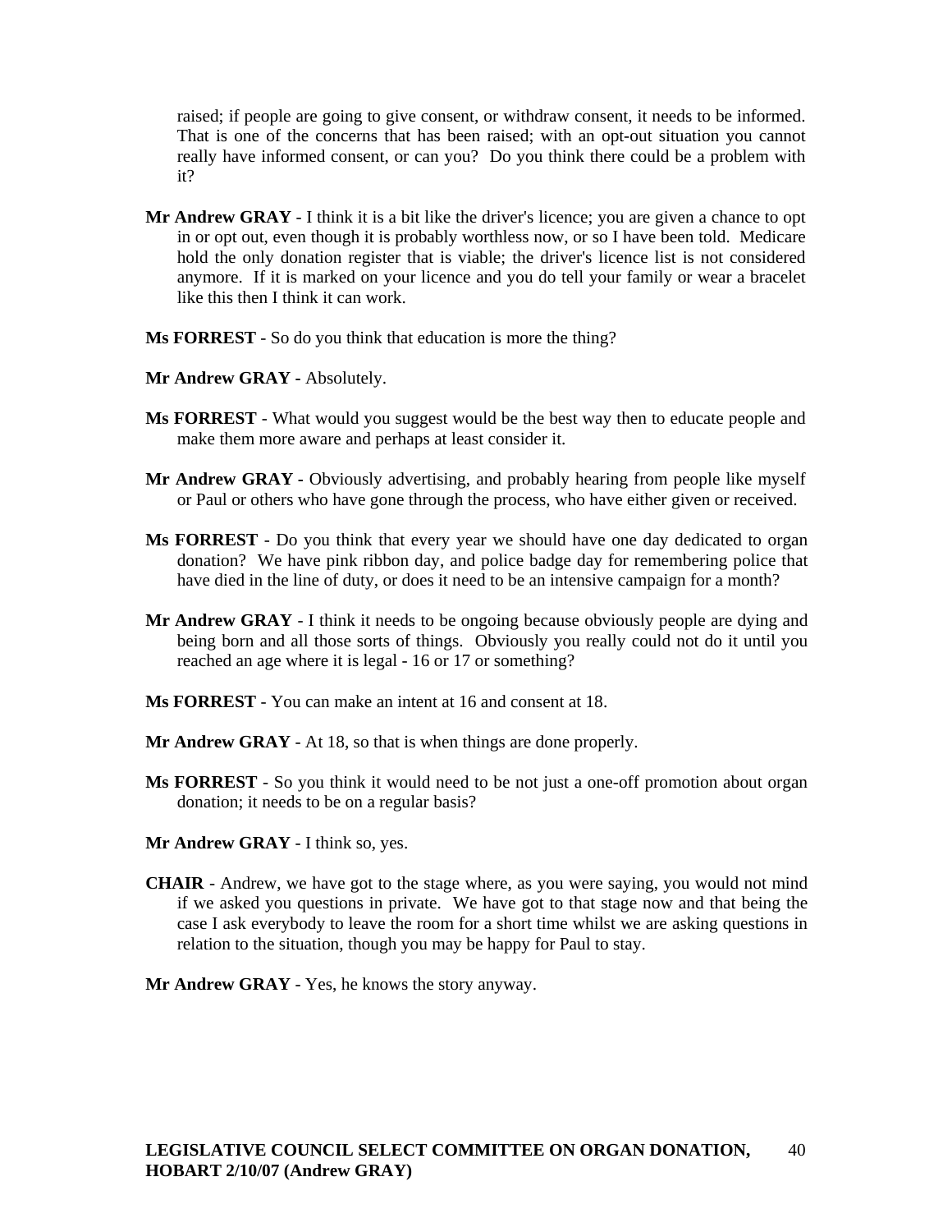raised; if people are going to give consent, or withdraw consent, it needs to be informed. That is one of the concerns that has been raised; with an opt-out situation you cannot really have informed consent, or can you? Do you think there could be a problem with it?

**Mr Andrew GRAY** - I think it is a bit like the driver's licence; you are given a chance to opt in or opt out, even though it is probably worthless now, or so I have been told. Medicare hold the only donation register that is viable; the driver's licence list is not considered anymore. If it is marked on your licence and you do tell your family or wear a bracelet like this then I think it can work.

**Ms FORREST** - So do you think that education is more the thing?

**Mr Andrew GRAY -** Absolutely.

**Ms FORREST** - What would you suggest would be the best way then to educate people and make them more aware and perhaps at least consider it.

**Mr Andrew GRAY -** Obviously advertising, and probably hearing from people like myself or Paul or others who have gone through the process, who have either given or received.

**Ms FORREST** - Do you think that every year we should have one day dedicated to organ donation? We have pink ribbon day, and police badge day for remembering police that have died in the line of duty, or does it need to be an intensive campaign for a month?

**Mr Andrew GRAY** - I think it needs to be ongoing because obviously people are dying and being born and all those sorts of things. Obviously you really could not do it until you reached an age where it is legal - 16 or 17 or something?

**Ms FORREST** - You can make an intent at 16 and consent at 18.

**Mr Andrew GRAY** - At 18, so that is when things are done properly.

**Ms FORREST** - So you think it would need to be not just a one-off promotion about organ donation; it needs to be on a regular basis?

**Mr Andrew GRAY** - I think so, yes.

**CHAIR** - Andrew, we have got to the stage where, as you were saying, you would not mind if we asked you questions in private. We have got to that stage now and that being the case I ask everybody to leave the room for a short time whilst we are asking questions in relation to the situation, though you may be happy for Paul to stay.

**Mr Andrew GRAY** - Yes, he knows the story anyway.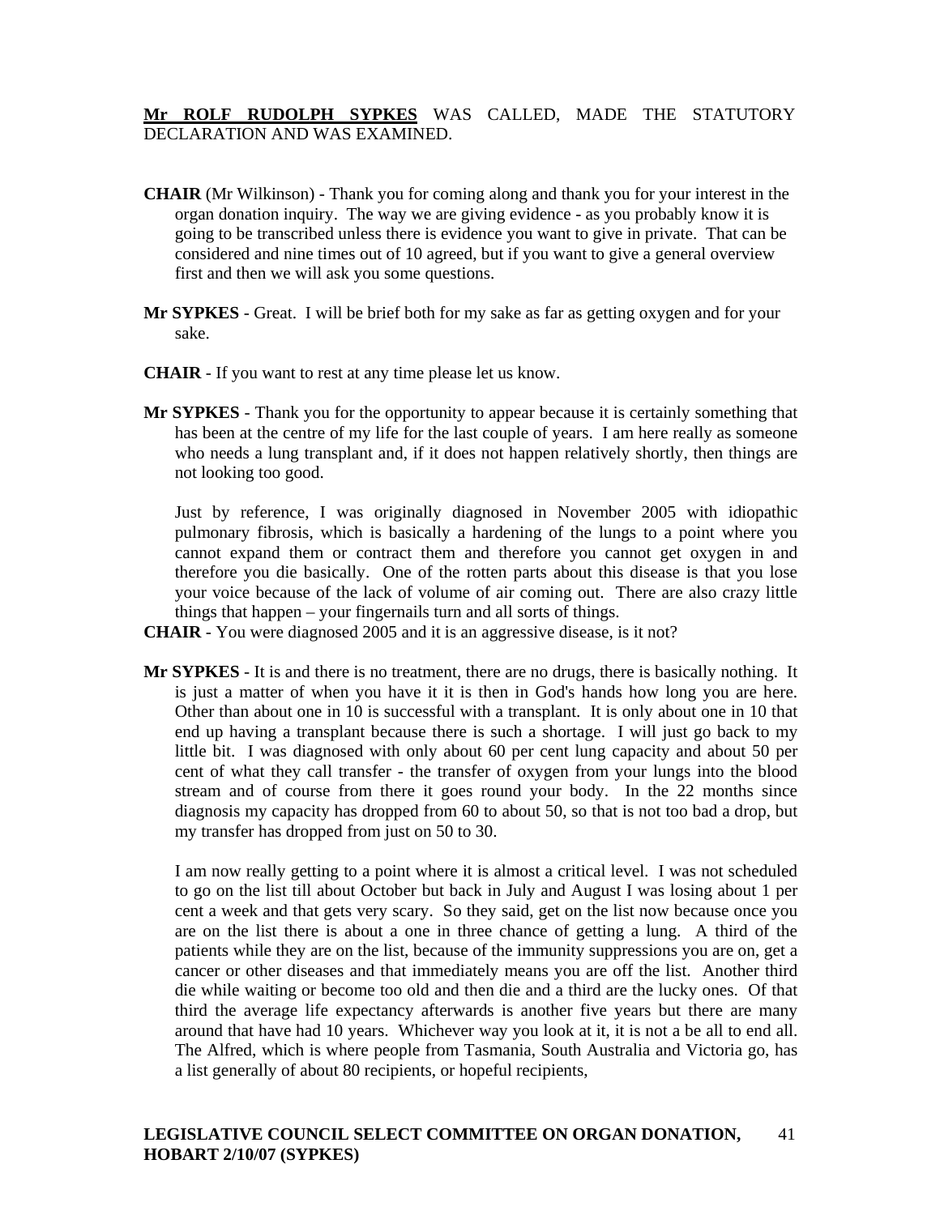**Mr ROLF RUDOLPH SYPKES** WAS CALLED, MADE THE STATUTORY DECLARATION AND WAS EXAMINED.

**CHAIR** (Mr Wilkinson) - Thank you for coming along and thank you for your interest in the organ donation inquiry. The way we are giving evidence - as you probably know it is going to be transcribed unless there is evidence you want to give in private. That can be considered and nine times out of 10 agreed, but if you want to give a general overview first and then we will ask you some questions.

**Mr SYPKES** - Great. I will be brief both for my sake as far as getting oxygen and for your sake.

**CHAIR** - If you want to rest at any time please let us know.

**Mr SYPKES** - Thank you for the opportunity to appear because it is certainly something that has been at the centre of my life for the last couple of years. I am here really as someone who needs a lung transplant and, if it does not happen relatively shortly, then things are not looking too good.

Just by reference, I was originally diagnosed in November 2005 with idiopathic pulmonary fibrosis, which is basically a hardening of the lungs to a point where you cannot expand them or contract them and therefore you cannot get oxygen in and therefore you die basically. One of the rotten parts about this disease is that you lose your voice because of the lack of volume of air coming out. There are also crazy little things that happen – your fingernails turn and all sorts of things.

**CHAIR** - You were diagnosed 2005 and it is an aggressive disease, is it not?

**Mr SYPKES** - It is and there is no treatment, there are no drugs, there is basically nothing. It is just a matter of when you have it it is then in God's hands how long you are here. Other than about one in 10 is successful with a transplant. It is only about one in 10 that end up having a transplant because there is such a shortage. I will just go back to my little bit. I was diagnosed with only about 60 per cent lung capacity and about 50 per cent of what they call transfer - the transfer of oxygen from your lungs into the blood stream and of course from there it goes round your body. In the 22 months since diagnosis my capacity has dropped from 60 to about 50, so that is not too bad a drop, but my transfer has dropped from just on 50 to 30.

I am now really getting to a point where it is almost a critical level. I was not scheduled to go on the list till about October but back in July and August I was losing about 1 per cent a week and that gets very scary. So they said, get on the list now because once you are on the list there is about a one in three chance of getting a lung. A third of the patients while they are on the list, because of the immunity suppressions you are on, get a cancer or other diseases and that immediately means you are off the list. Another third die while waiting or become too old and then die and a third are the lucky ones. Of that third the average life expectancy afterwards is another five years but there are many around that have had 10 years. Whichever way you look at it, it is not a be all to end all. The Alfred, which is where people from Tasmania, South Australia and Victoria go, has a list generally of about 80 recipients, or hopeful recipients,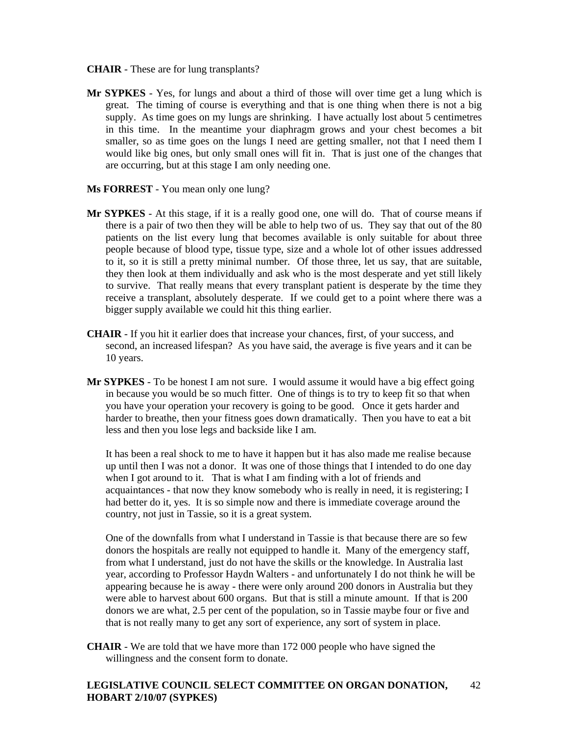**CHAIR** - These are for lung transplants?

**Mr SYPKES** - Yes, for lungs and about a third of those will over time get a lung which is great. The timing of course is everything and that is one thing when there is not a big supply. As time goes on my lungs are shrinking. I have actually lost about 5 centimetres in this time. In the meantime your diaphragm grows and your chest becomes a bit smaller, so as time goes on the lungs I need are getting smaller, not that I need them I would like big ones, but only small ones will fit in. That is just one of the changes that are occurring, but at this stage I am only needing one.

**Ms FORREST** - You mean only one lung?

**Mr SYPKES** - At this stage, if it is a really good one, one will do. That of course means if there is a pair of two then they will be able to help two of us. They say that out of the 80 patients on the list every lung that becomes available is only suitable for about three people because of blood type, tissue type, size and a whole lot of other issues addressed to it, so it is still a pretty minimal number. Of those three, let us say, that are suitable, they then look at them individually and ask who is the most desperate and yet still likely to survive. That really means that every transplant patient is desperate by the time they receive a transplant, absolutely desperate. If we could get to a point where there was a bigger supply available we could hit this thing earlier.

**CHAIR** - If you hit it earlier does that increase your chances, first, of your success, and second, an increased lifespan? As you have said, the average is five years and it can be 10 years.

**Mr SYPKES** - To be honest I am not sure. I would assume it would have a big effect going in because you would be so much fitter. One of things is to try to keep fit so that when you have your operation your recovery is going to be good. Once it gets harder and harder to breathe, then your fitness goes down dramatically. Then you have to eat a bit less and then you lose legs and backside like I am.

It has been a real shock to me to have it happen but it has also made me realise because up until then I was not a donor. It was one of those things that I intended to do one day when I got around to it. That is what I am finding with a lot of friends and acquaintances - that now they know somebody who is really in need, it is registering; I had better do it, yes. It is so simple now and there is immediate coverage around the country, not just in Tassie, so it is a great system.

One of the downfalls from what I understand in Tassie is that because there are so few donors the hospitals are really not equipped to handle it. Many of the emergency staff, from what I understand, just do not have the skills or the knowledge. In Australia last year, according to Professor Haydn Walters - and unfortunately I do not think he will be appearing because he is away - there were only around 200 donors in Australia but they were able to harvest about 600 organs. But that is still a minute amount. If that is 200 donors we are what, 2.5 per cent of the population, so in Tassie maybe four or five and that is not really many to get any sort of experience, any sort of system in place.

**CHAIR** - We are told that we have more than 172 000 people who have signed the willingness and the consent form to donate.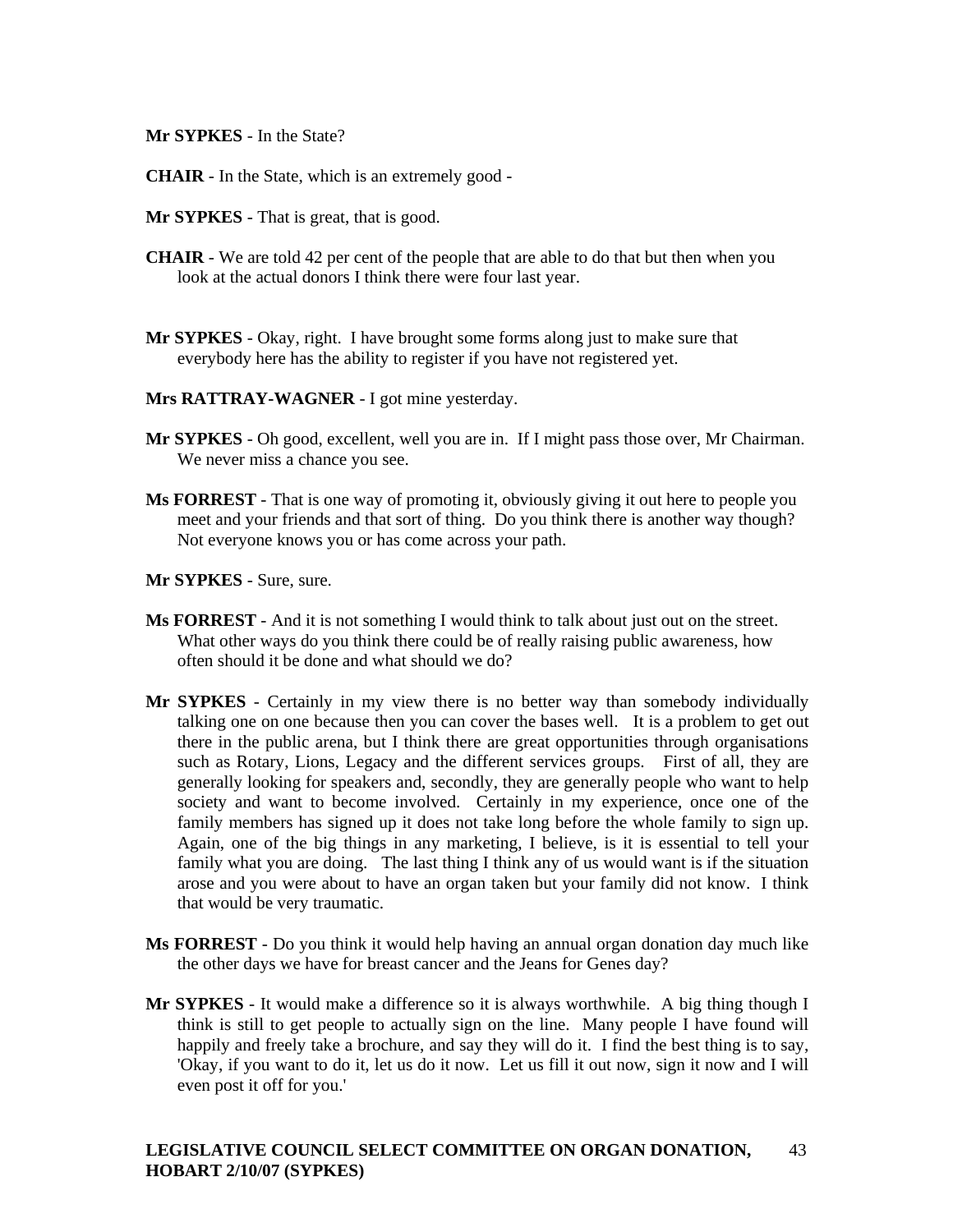**Mr SYPKES** - In the State?

**CHAIR** - In the State, which is an extremely good -

**Mr SYPKES** - That is great, that is good.

**CHAIR** - We are told 42 per cent of the people that are able to do that but then when you look at the actual donors I think there were four last year.

**Mr SYPKES** - Okay, right. I have brought some forms along just to make sure that everybody here has the ability to register if you have not registered yet.

**Mrs RATTRAY-WAGNER** - I got mine yesterday.

**Mr SYPKES** - Oh good, excellent, well you are in. If I might pass those over, Mr Chairman. We never miss a chance you see.

**Ms FORREST** - That is one way of promoting it, obviously giving it out here to people you meet and your friends and that sort of thing. Do you think there is another way though? Not everyone knows you or has come across your path.

**Mr SYPKES** - Sure, sure.

**Ms FORREST** - And it is not something I would think to talk about just out on the street. What other ways do you think there could be of really raising public awareness, how often should it be done and what should we do?

**Mr SYPKES** - Certainly in my view there is no better way than somebody individually talking one on one because then you can cover the bases well. It is a problem to get out there in the public arena, but I think there are great opportunities through organisations such as Rotary, Lions, Legacy and the different services groups. First of all, they are generally looking for speakers and, secondly, they are generally people who want to help society and want to become involved. Certainly in my experience, once one of the family members has signed up it does not take long before the whole family to sign up. Again, one of the big things in any marketing, I believe, is it is essential to tell your family what you are doing. The last thing I think any of us would want is if the situation arose and you were about to have an organ taken but your family did not know. I think that would be very traumatic.

**Ms FORREST** - Do you think it would help having an annual organ donation day much like the other days we have for breast cancer and the Jeans for Genes day?

**Mr SYPKES** - It would make a difference so it is always worthwhile. A big thing though I think is still to get people to actually sign on the line. Many people I have found will happily and freely take a brochure, and say they will do it. I find the best thing is to say, 'Okay, if you want to do it, let us do it now. Let us fill it out now, sign it now and I will even post it off for you.'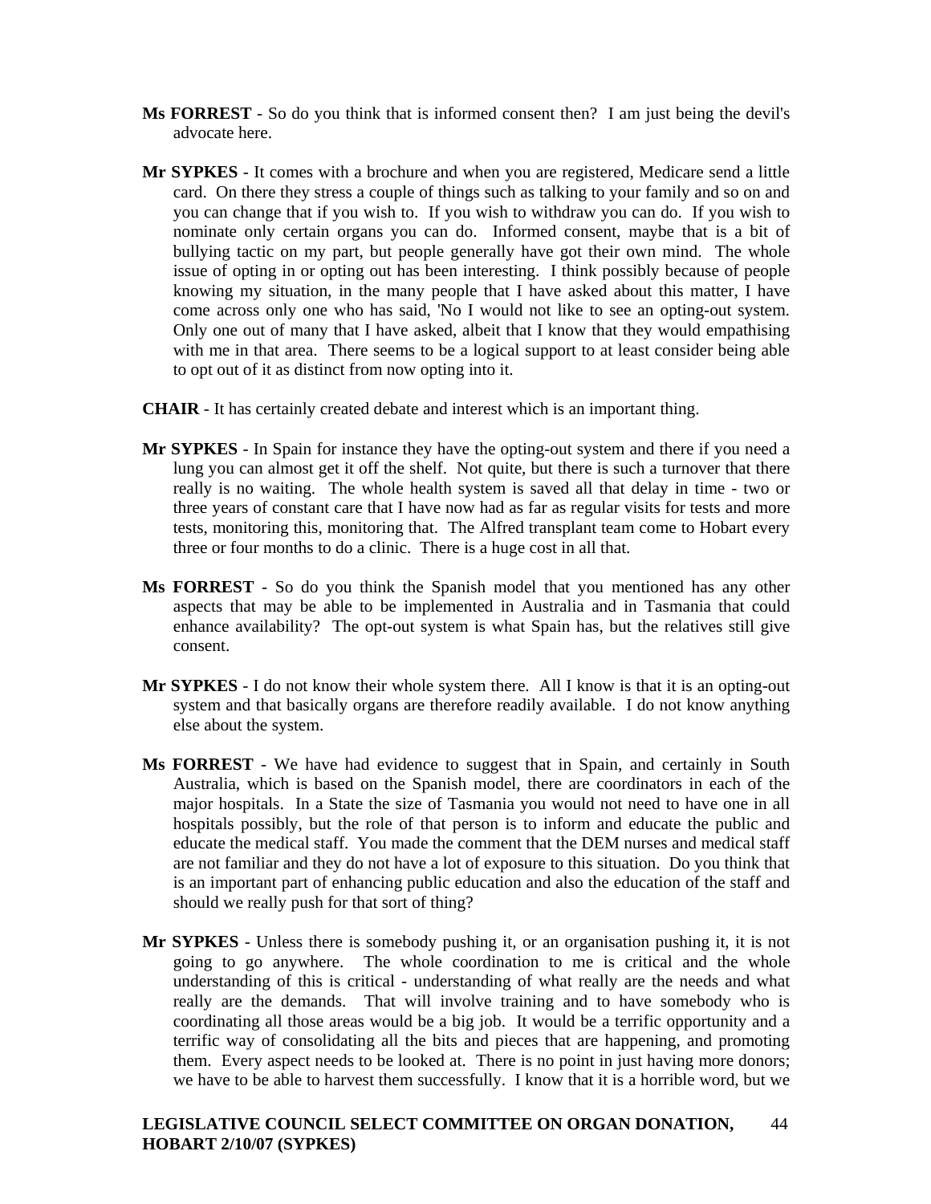**Ms FORREST** - So do you think that is informed consent then? I am just being the devil's advocate here.

**Mr SYPKES** - It comes with a brochure and when you are registered, Medicare send a little card. On there they stress a couple of things such as talking to your family and so on and you can change that if you wish to. If you wish to withdraw you can do. If you wish to nominate only certain organs you can do. Informed consent, maybe that is a bit of bullying tactic on my part, but people generally have got their own mind. The whole issue of opting in or opting out has been interesting. I think possibly because of people knowing my situation, in the many people that I have asked about this matter, I have come across only one who has said, 'No I would not like to see an opting-out system. Only one out of many that I have asked, albeit that I know that they would empathising with me in that area. There seems to be a logical support to at least consider being able to opt out of it as distinct from now opting into it.

**CHAIR** - It has certainly created debate and interest which is an important thing.

**Mr SYPKES** - In Spain for instance they have the opting-out system and there if you need a lung you can almost get it off the shelf. Not quite, but there is such a turnover that there really is no waiting. The whole health system is saved all that delay in time - two or three years of constant care that I have now had as far as regular visits for tests and more tests, monitoring this, monitoring that. The Alfred transplant team come to Hobart every three or four months to do a clinic. There is a huge cost in all that.

**Ms FORREST** - So do you think the Spanish model that you mentioned has any other aspects that may be able to be implemented in Australia and in Tasmania that could enhance availability? The opt-out system is what Spain has, but the relatives still give consent.

**Mr SYPKES** - I do not know their whole system there. All I know is that it is an opting-out system and that basically organs are therefore readily available. I do not know anything else about the system.

**Ms FORREST** - We have had evidence to suggest that in Spain, and certainly in South Australia, which is based on the Spanish model, there are coordinators in each of the major hospitals. In a State the size of Tasmania you would not need to have one in all hospitals possibly, but the role of that person is to inform and educate the public and educate the medical staff. You made the comment that the DEM nurses and medical staff are not familiar and they do not have a lot of exposure to this situation. Do you think that is an important part of enhancing public education and also the education of the staff and should we really push for that sort of thing?

**Mr SYPKES** - Unless there is somebody pushing it, or an organisation pushing it, it is not going to go anywhere. The whole coordination to me is critical and the whole understanding of this is critical - understanding of what really are the needs and what really are the demands. That will involve training and to have somebody who is coordinating all those areas would be a big job. It would be a terrific opportunity and a terrific way of consolidating all the bits and pieces that are happening, and promoting them. Every aspect needs to be looked at. There is no point in just having more donors; we have to be able to harvest them successfully. I know that it is a horrible word, but we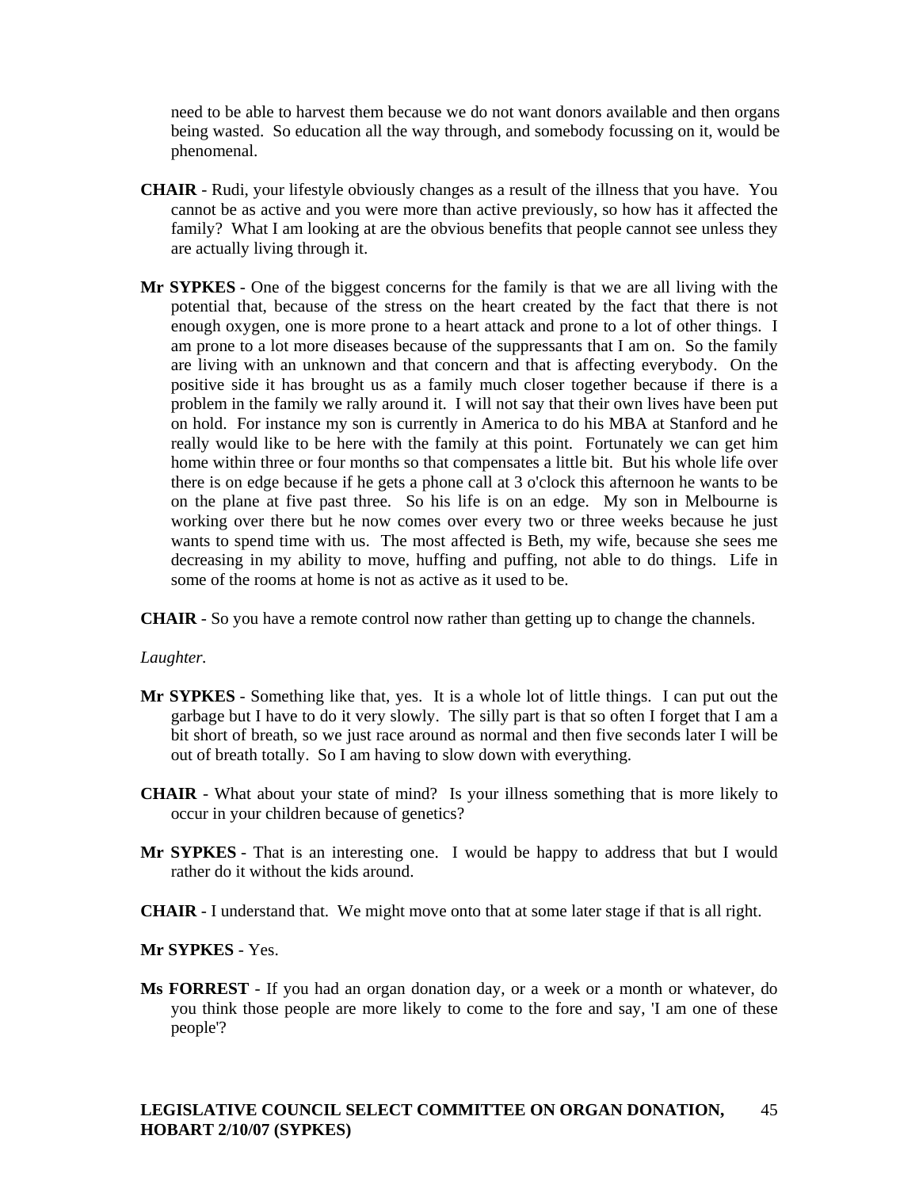need to be able to harvest them because we do not want donors available and then organs being wasted. So education all the way through, and somebody focussing on it, would be phenomenal.

**CHAIR** - Rudi, your lifestyle obviously changes as a result of the illness that you have. You cannot be as active and you were more than active previously, so how has it affected the family? What I am looking at are the obvious benefits that people cannot see unless they are actually living through it.

**Mr SYPKES** - One of the biggest concerns for the family is that we are all living with the potential that, because of the stress on the heart created by the fact that there is not enough oxygen, one is more prone to a heart attack and prone to a lot of other things. I am prone to a lot more diseases because of the suppressants that I am on. So the family are living with an unknown and that concern and that is affecting everybody. On the positive side it has brought us as a family much closer together because if there is a problem in the family we rally around it. I will not say that their own lives have been put on hold. For instance my son is currently in America to do his MBA at Stanford and he really would like to be here with the family at this point. Fortunately we can get him home within three or four months so that compensates a little bit. But his whole life over there is on edge because if he gets a phone call at 3 o'clock this afternoon he wants to be on the plane at five past three. So his life is on an edge. My son in Melbourne is working over there but he now comes over every two or three weeks because he just wants to spend time with us. The most affected is Beth, my wife, because she sees me decreasing in my ability to move, huffing and puffing, not able to do things. Life in some of the rooms at home is not as active as it used to be.

**CHAIR** - So you have a remote control now rather than getting up to change the channels.

*Laughter.*

**Mr SYPKES** - Something like that, yes. It is a whole lot of little things. I can put out the garbage but I have to do it very slowly. The silly part is that so often I forget that I am a bit short of breath, so we just race around as normal and then five seconds later I will be out of breath totally. So I am having to slow down with everything.

**CHAIR** - What about your state of mind? Is your illness something that is more likely to occur in your children because of genetics?

**Mr SYPKES** - That is an interesting one. I would be happy to address that but I would rather do it without the kids around.

**CHAIR** - I understand that. We might move onto that at some later stage if that is all right.

**Mr SYPKES** - Yes.

**Ms FORREST** - If you had an organ donation day, or a week or a month or whatever, do you think those people are more likely to come to the fore and say, 'I am one of these people'?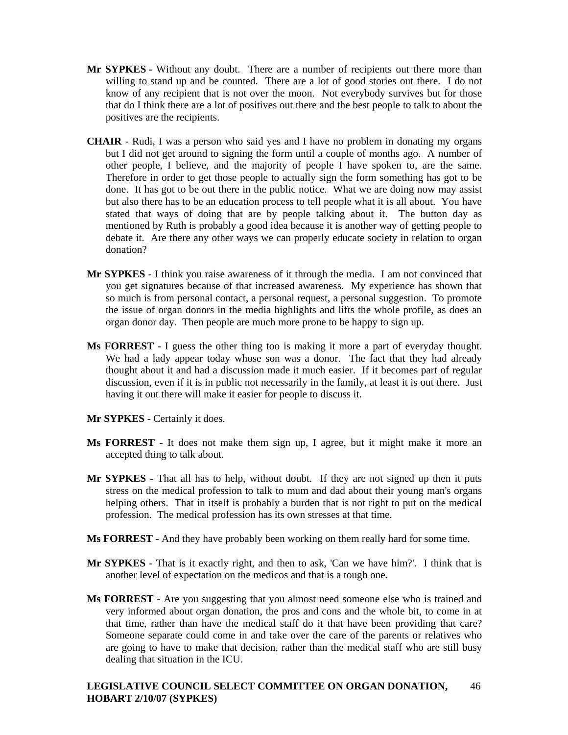**Mr SYPKES** - Without any doubt. There are a number of recipients out there more than willing to stand up and be counted. There are a lot of good stories out there. I do not know of any recipient that is not over the moon. Not everybody survives but for those that do I think there are a lot of positives out there and the best people to talk to about the positives are the recipients.

**CHAIR** - Rudi, I was a person who said yes and I have no problem in donating my organs but I did not get around to signing the form until a couple of months ago. A number of other people, I believe, and the majority of people I have spoken to, are the same. Therefore in order to get those people to actually sign the form something has got to be done. It has got to be out there in the public notice. What we are doing now may assist but also there has to be an education process to tell people what it is all about. You have stated that ways of doing that are by people talking about it. The button day as mentioned by Ruth is probably a good idea because it is another way of getting people to debate it. Are there any other ways we can properly educate society in relation to organ donation?

**Mr SYPKES** - I think you raise awareness of it through the media. I am not convinced that you get signatures because of that increased awareness. My experience has shown that so much is from personal contact, a personal request, a personal suggestion. To promote the issue of organ donors in the media highlights and lifts the whole profile, as does an organ donor day. Then people are much more prone to be happy to sign up.

**Ms FORREST** - I guess the other thing too is making it more a part of everyday thought. We had a lady appear today whose son was a donor. The fact that they had already thought about it and had a discussion made it much easier. If it becomes part of regular discussion, even if it is in public not necessarily in the family, at least it is out there. Just having it out there will make it easier for people to discuss it.

**Mr SYPKES** - Certainly it does.

**Ms FORREST** - It does not make them sign up, I agree, but it might make it more an accepted thing to talk about.

**Mr SYPKES** - That all has to help, without doubt. If they are not signed up then it puts stress on the medical profession to talk to mum and dad about their young man's organs helping others. That in itself is probably a burden that is not right to put on the medical profession. The medical profession has its own stresses at that time.

**Ms FORREST** - And they have probably been working on them really hard for some time.

**Mr SYPKES** - That is it exactly right, and then to ask, 'Can we have him?'. I think that is another level of expectation on the medicos and that is a tough one.

**Ms FORREST** - Are you suggesting that you almost need someone else who is trained and very informed about organ donation, the pros and cons and the whole bit, to come in at that time, rather than have the medical staff do it that have been providing that care? Someone separate could come in and take over the care of the parents or relatives who are going to have to make that decision, rather than the medical staff who are still busy dealing that situation in the ICU.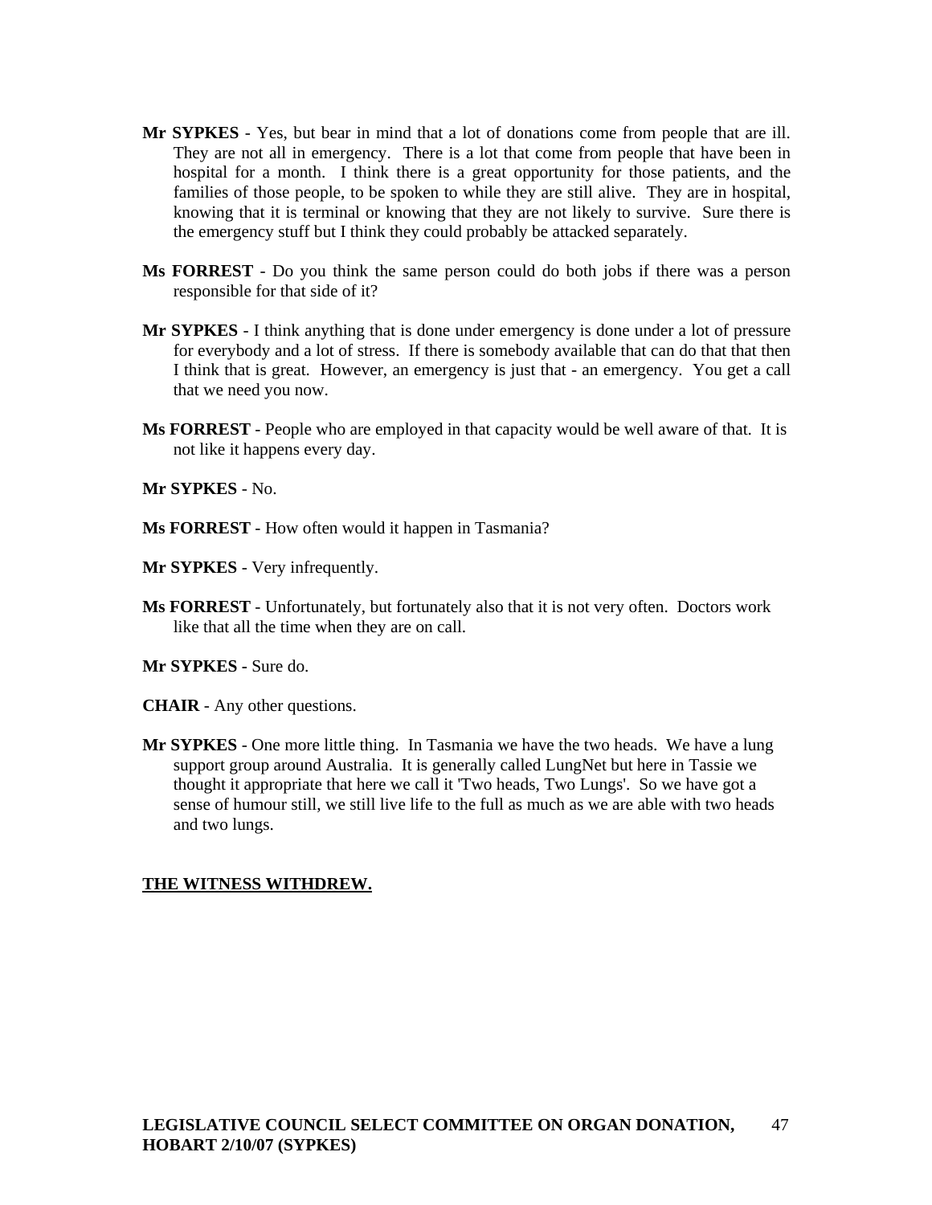**Mr SYPKES** - Yes, but bear in mind that a lot of donations come from people that are ill. They are not all in emergency. There is a lot that come from people that have been in hospital for a month. I think there is a great opportunity for those patients, and the families of those people, to be spoken to while they are still alive. They are in hospital, knowing that it is terminal or knowing that they are not likely to survive. Sure there is the emergency stuff but I think they could probably be attacked separately.

**Ms FORREST** - Do you think the same person could do both jobs if there was a person responsible for that side of it?

**Mr SYPKES** - I think anything that is done under emergency is done under a lot of pressure for everybody and a lot of stress. If there is somebody available that can do that that then I think that is great. However, an emergency is just that - an emergency. You get a call that we need you now.

**Ms FORREST** - People who are employed in that capacity would be well aware of that. It is not like it happens every day.

**Mr SYPKES** - No.

**Ms FORREST** - How often would it happen in Tasmania?

**Mr SYPKES** - Very infrequently.

**Ms FORREST** - Unfortunately, but fortunately also that it is not very often. Doctors work like that all the time when they are on call.

**Mr SYPKES -** Sure do.

**CHAIR** - Any other questions.

**Mr SYPKES** - One more little thing. In Tasmania we have the two heads. We have a lung support group around Australia. It is generally called LungNet but here in Tassie we thought it appropriate that here we call it 'Two heads, Two Lungs'. So we have got a sense of humour still, we still live life to the full as much as we are able with two heads and two lungs.

**<u>THE WITNESS WITHDREW.</u>**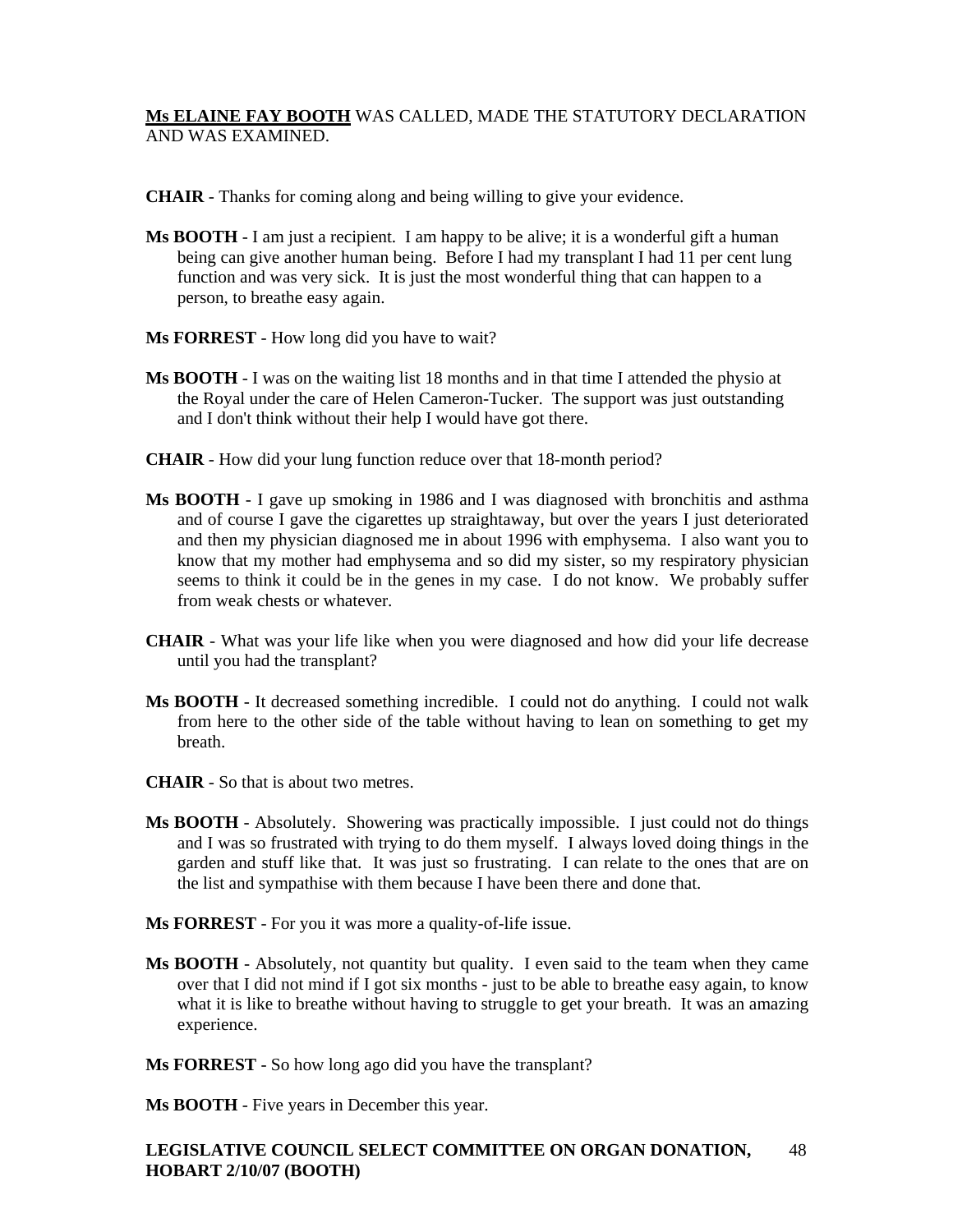**Ms ELAINE FAY BOOTH** WAS CALLED, MADE THE STATUTORY DECLARATION AND WAS EXAMINED.

**CHAIR** - Thanks for coming along and being willing to give your evidence.

**Ms BOOTH** - I am just a recipient. I am happy to be alive; it is a wonderful gift a human being can give another human being. Before I had my transplant I had 11 per cent lung function and was very sick. It is just the most wonderful thing that can happen to a person, to breathe easy again.

**Ms FORREST** - How long did you have to wait?

**Ms BOOTH** - I was on the waiting list 18 months and in that time I attended the physio at the Royal under the care of Helen Cameron-Tucker. The support was just outstanding and I don't think without their help I would have got there.

**CHAIR** - How did your lung function reduce over that 18-month period?

**Ms BOOTH** - I gave up smoking in 1986 and I was diagnosed with bronchitis and asthma and of course I gave the cigarettes up straightaway, but over the years I just deteriorated and then my physician diagnosed me in about 1996 with emphysema. I also want you to know that my mother had emphysema and so did my sister, so my respiratory physician seems to think it could be in the genes in my case. I do not know. We probably suffer from weak chests or whatever.

**CHAIR** - What was your life like when you were diagnosed and how did your life decrease until you had the transplant?

**Ms BOOTH** - It decreased something incredible. I could not do anything. I could not walk from here to the other side of the table without having to lean on something to get my breath.

**CHAIR** - So that is about two metres.

**Ms BOOTH** - Absolutely. Showering was practically impossible. I just could not do things and I was so frustrated with trying to do them myself. I always loved doing things in the garden and stuff like that. It was just so frustrating. I can relate to the ones that are on the list and sympathise with them because I have been there and done that.

**Ms FORREST** - For you it was more a quality-of-life issue.

**Ms BOOTH** - Absolutely, not quantity but quality. I even said to the team when they came over that I did not mind if I got six months - just to be able to breathe easy again, to know what it is like to breathe without having to struggle to get your breath. It was an amazing experience.

**Ms FORREST** - So how long ago did you have the transplant?

**Ms BOOTH** - Five years in December this year.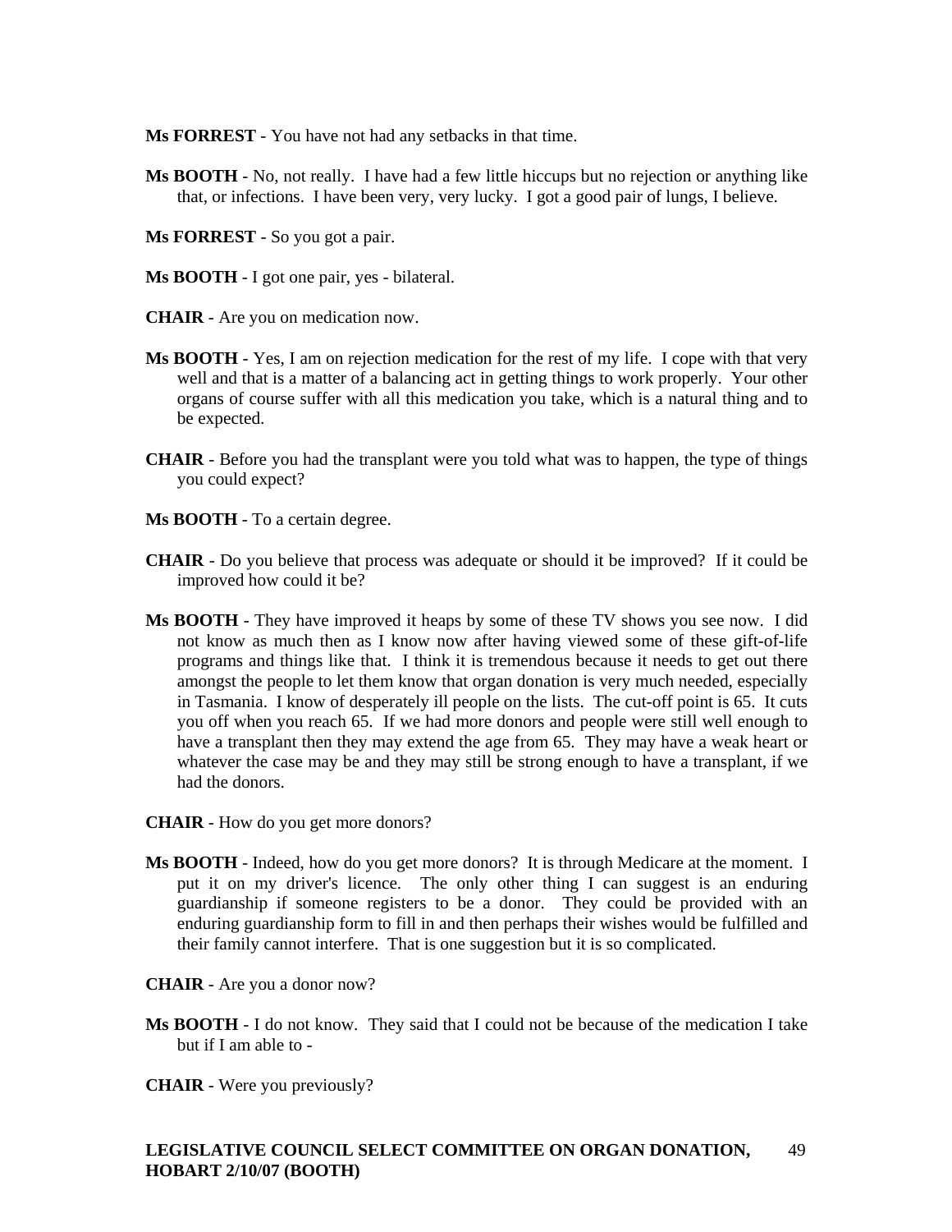**Ms FORREST** - You have not had any setbacks in that time.

**Ms BOOTH** - No, not really. I have had a few little hiccups but no rejection or anything like that, or infections. I have been very, very lucky. I got a good pair of lungs, I believe.

**Ms FORREST** - So you got a pair.

**Ms BOOTH** - I got one pair, yes - bilateral.

**CHAIR** - Are you on medication now.

**Ms BOOTH** - Yes, I am on rejection medication for the rest of my life. I cope with that very well and that is a matter of a balancing act in getting things to work properly. Your other organs of course suffer with all this medication you take, which is a natural thing and to be expected.

**CHAIR** - Before you had the transplant were you told what was to happen, the type of things you could expect?

**Ms BOOTH** - To a certain degree.

**CHAIR** - Do you believe that process was adequate or should it be improved? If it could be improved how could it be?

**Ms BOOTH** - They have improved it heaps by some of these TV shows you see now. I did not know as much then as I know now after having viewed some of these gift-of-life programs and things like that. I think it is tremendous because it needs to get out there amongst the people to let them know that organ donation is very much needed, especially in Tasmania. I know of desperately ill people on the lists. The cut-off point is 65. It cuts you off when you reach 65. If we had more donors and people were still well enough to have a transplant then they may extend the age from 65. They may have a weak heart or whatever the case may be and they may still be strong enough to have a transplant, if we had the donors.

**CHAIR** - How do you get more donors?

**Ms BOOTH** - Indeed, how do you get more donors? It is through Medicare at the moment. I put it on my driver's licence. The only other thing I can suggest is an enduring guardianship if someone registers to be a donor. They could be provided with an enduring guardianship form to fill in and then perhaps their wishes would be fulfilled and their family cannot interfere. That is one suggestion but it is so complicated.

**CHAIR** - Are you a donor now?

**Ms BOOTH** - I do not know. They said that I could not be because of the medication I take but if I am able to -

**CHAIR** - Were you previously?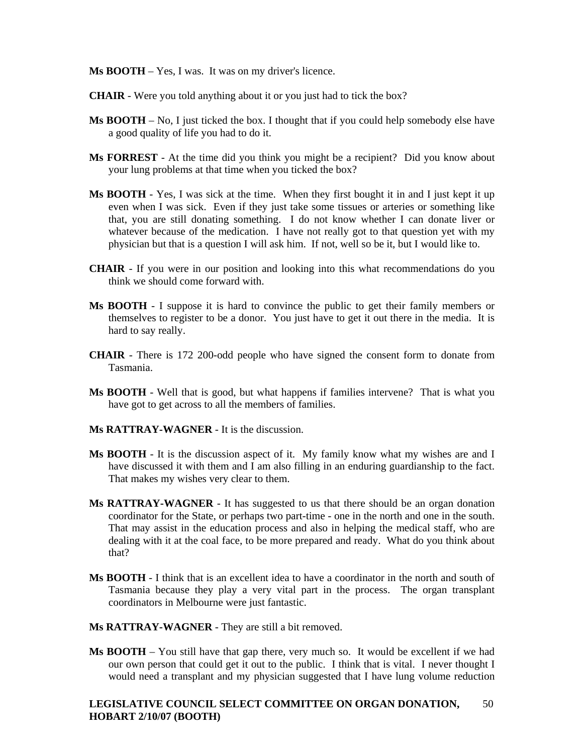**Ms BOOTH** – Yes, I was. It was on my driver's licence.

**CHAIR** - Were you told anything about it or you just had to tick the box?

**Ms BOOTH** – No, I just ticked the box. I thought that if you could help somebody else have a good quality of life you had to do it.

**Ms FORREST** - At the time did you think you might be a recipient? Did you know about your lung problems at that time when you ticked the box?

**Ms BOOTH** - Yes, I was sick at the time. When they first bought it in and I just kept it up even when I was sick. Even if they just take some tissues or arteries or something like that, you are still donating something. I do not know whether I can donate liver or whatever because of the medication. I have not really got to that question yet with my physician but that is a question I will ask him. If not, well so be it, but I would like to.

**CHAIR** - If you were in our position and looking into this what recommendations do you think we should come forward with.

**Ms BOOTH** - I suppose it is hard to convince the public to get their family members or themselves to register to be a donor. You just have to get it out there in the media. It is hard to say really.

**CHAIR** - There is 172 200-odd people who have signed the consent form to donate from Tasmania.

**Ms BOOTH** - Well that is good, but what happens if families intervene? That is what you have got to get across to all the members of families.

**Ms RATTRAY-WAGNER** - It is the discussion.

**Ms BOOTH** - It is the discussion aspect of it. My family know what my wishes are and I have discussed it with them and I am also filling in an enduring guardianship to the fact. That makes my wishes very clear to them.

**Ms RATTRAY-WAGNER** - It has suggested to us that there should be an organ donation coordinator for the State, or perhaps two part-time - one in the north and one in the south. That may assist in the education process and also in helping the medical staff, who are dealing with it at the coal face, to be more prepared and ready. What do you think about that?

**Ms BOOTH** - I think that is an excellent idea to have a coordinator in the north and south of Tasmania because they play a very vital part in the process. The organ transplant coordinators in Melbourne were just fantastic.

**Ms RATTRAY-WAGNER** - They are still a bit removed.

**Ms BOOTH** – You still have that gap there, very much so. It would be excellent if we had our own person that could get it out to the public. I think that is vital. I never thought I would need a transplant and my physician suggested that I have lung volume reduction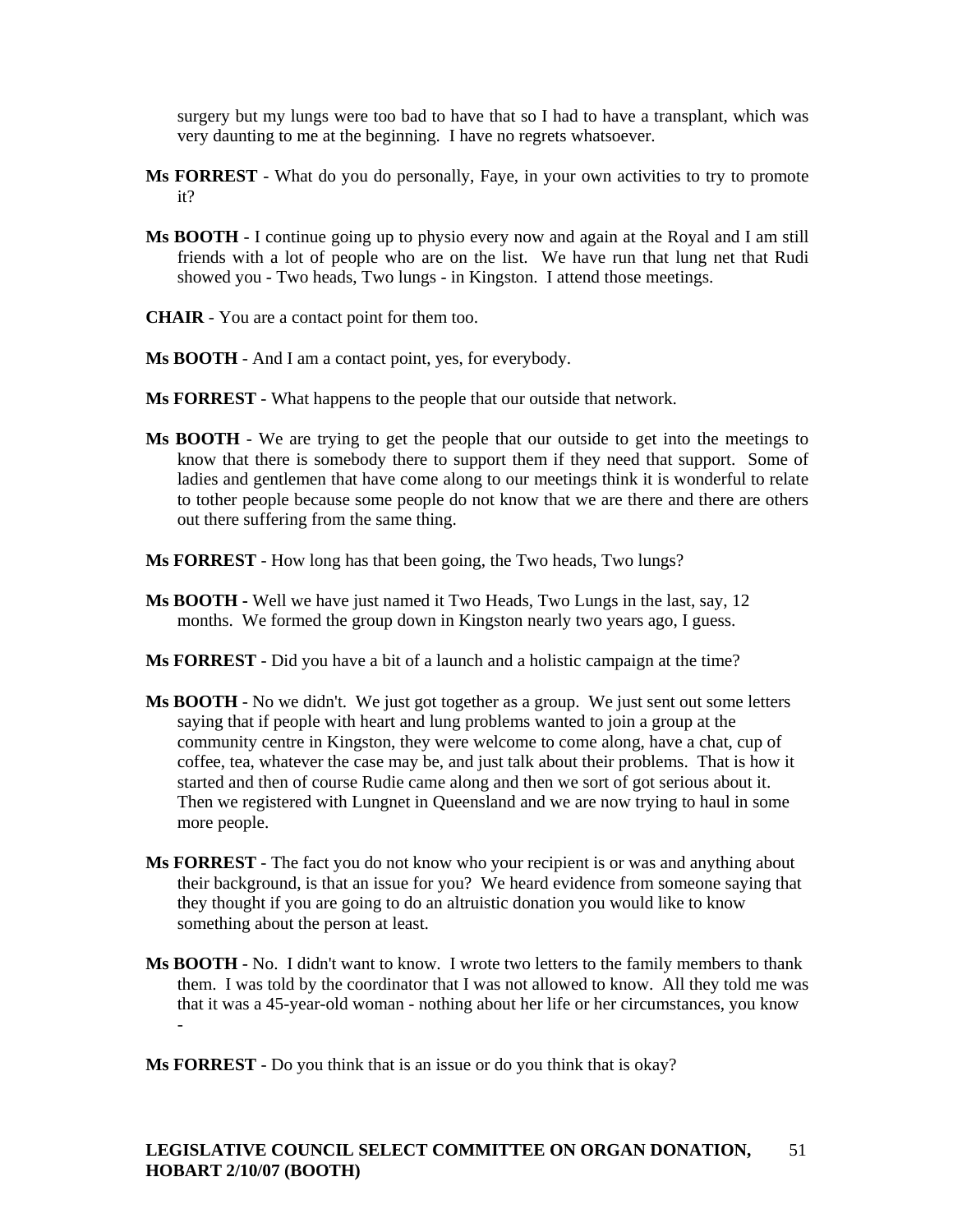surgery but my lungs were too bad to have that so I had to have a transplant, which was very daunting to me at the beginning. I have no regrets whatsoever.

**Ms FORREST** - What do you do personally, Faye, in your own activities to try to promote it?

**Ms BOOTH** - I continue going up to physio every now and again at the Royal and I am still friends with a lot of people who are on the list. We have run that lung net that Rudi showed you - Two heads, Two lungs - in Kingston. I attend those meetings.

**CHAIR** - You are a contact point for them too.

**Ms BOOTH** - And I am a contact point, yes, for everybody.

**Ms FORREST** - What happens to the people that our outside that network.

**Ms BOOTH** - We are trying to get the people that our outside to get into the meetings to know that there is somebody there to support them if they need that support. Some of ladies and gentlemen that have come along to our meetings think it is wonderful to relate to tother people because some people do not know that we are there and there are others out there suffering from the same thing.

**Ms FORREST** - How long has that been going, the Two heads, Two lungs?

**Ms BOOTH -** Well we have just named it Two Heads, Two Lungs in the last, say, 12 months. We formed the group down in Kingston nearly two years ago, I guess.

**Ms FORREST** - Did you have a bit of a launch and a holistic campaign at the time?

**Ms BOOTH** - No we didn't. We just got together as a group. We just sent out some letters saying that if people with heart and lung problems wanted to join a group at the community centre in Kingston, they were welcome to come along, have a chat, cup of coffee, tea, whatever the case may be, and just talk about their problems. That is how it started and then of course Rudie came along and then we sort of got serious about it. Then we registered with Lungnet in Queensland and we are now trying to haul in some more people.

**Ms FORREST -** The fact you do not know who your recipient is or was and anything about their background, is that an issue for you? We heard evidence from someone saying that they thought if you are going to do an altruistic donation you would like to know something about the person at least.

**Ms BOOTH** - No. I didn't want to know. I wrote two letters to the family members to thank them. I was told by the coordinator that I was not allowed to know. All they told me was that it was a 45-year-old woman - nothing about her life or her circumstances, you know -

**Ms FORREST** - Do you think that is an issue or do you think that is okay?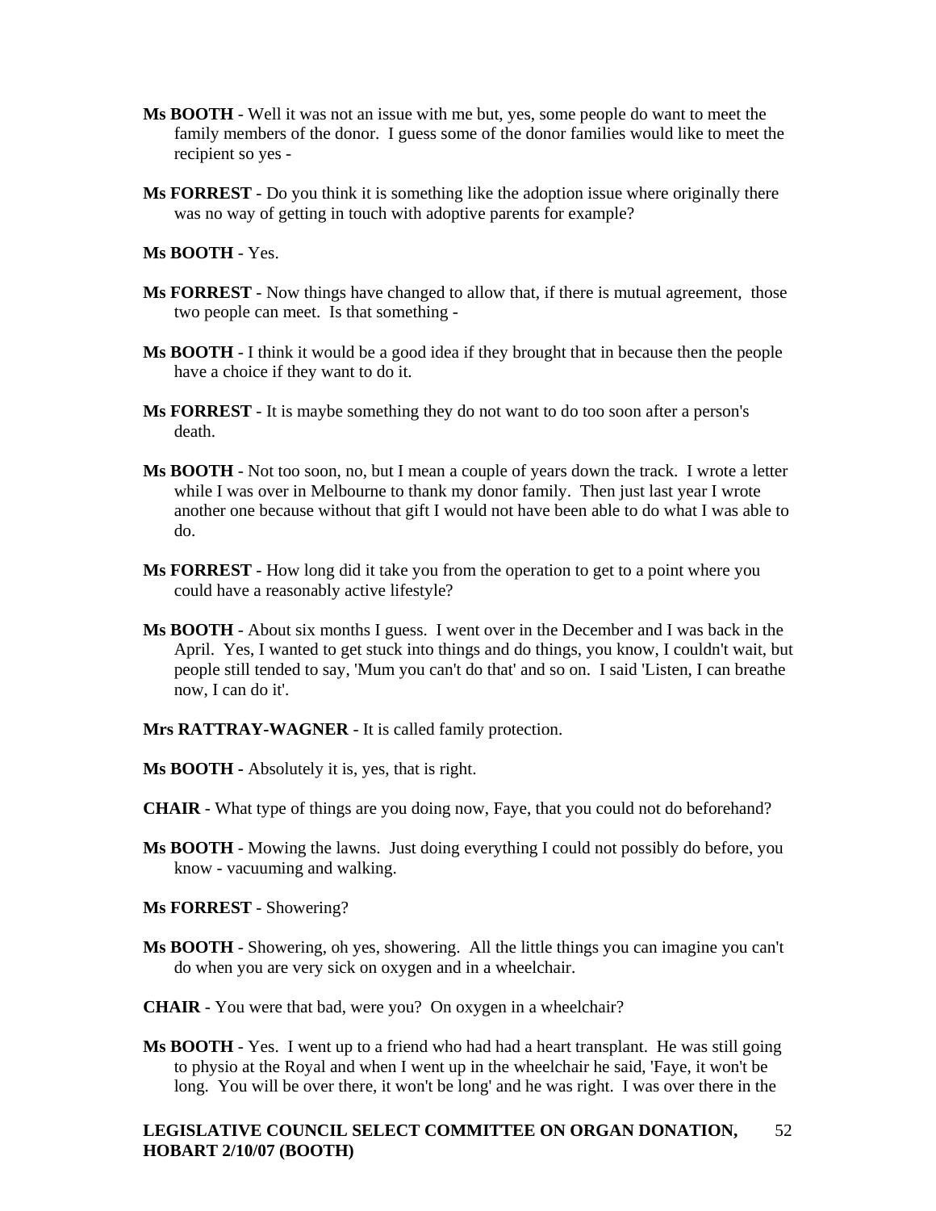**Ms BOOTH** - Well it was not an issue with me but, yes, some people do want to meet the family members of the donor. I guess some of the donor families would like to meet the recipient so yes -

**Ms FORREST** - Do you think it is something like the adoption issue where originally there was no way of getting in touch with adoptive parents for example?

**Ms BOOTH** - Yes.

**Ms FORREST** - Now things have changed to allow that, if there is mutual agreement, those two people can meet. Is that something -

**Ms BOOTH** - I think it would be a good idea if they brought that in because then the people have a choice if they want to do it.

**Ms FORREST** - It is maybe something they do not want to do too soon after a person's death.

**Ms BOOTH** - Not too soon, no, but I mean a couple of years down the track. I wrote a letter while I was over in Melbourne to thank my donor family. Then just last year I wrote another one because without that gift I would not have been able to do what I was able to do.

**Ms FORREST** - How long did it take you from the operation to get to a point where you could have a reasonably active lifestyle?

**Ms BOOTH** - About six months I guess. I went over in the December and I was back in the April. Yes, I wanted to get stuck into things and do things, you know, I couldn't wait, but people still tended to say, 'Mum you can't do that' and so on. I said 'Listen, I can breathe now, I can do it'.

**Mrs RATTRAY-WAGNER** - It is called family protection.

**Ms BOOTH -** Absolutely it is, yes, that is right.

**CHAIR** - What type of things are you doing now, Faye, that you could not do beforehand?

**Ms BOOTH** - Mowing the lawns. Just doing everything I could not possibly do before, you know - vacuuming and walking.

**Ms FORREST** - Showering?

**Ms BOOTH** - Showering, oh yes, showering. All the little things you can imagine you can't do when you are very sick on oxygen and in a wheelchair.

**CHAIR** - You were that bad, were you? On oxygen in a wheelchair?

**Ms BOOTH** - Yes. I went up to a friend who had had a heart transplant. He was still going to physio at the Royal and when I went up in the wheelchair he said, 'Faye, it won't be long. You will be over there, it won't be long' and he was right. I was over there in the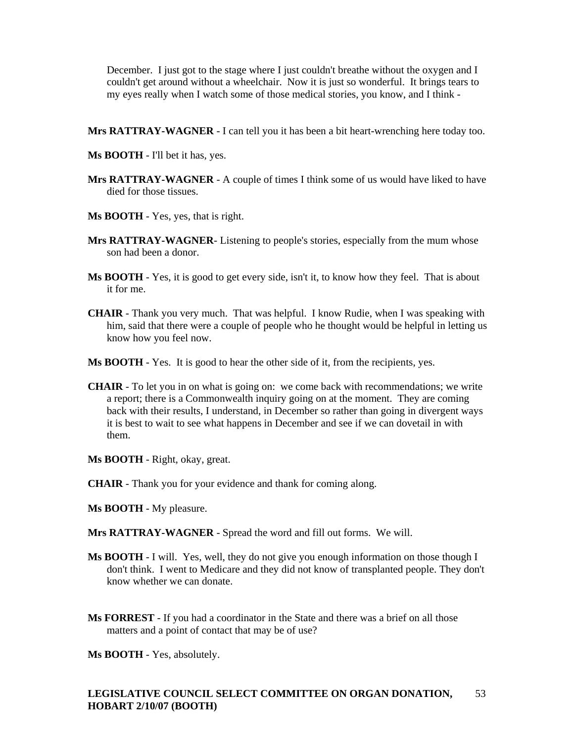December. I just got to the stage where I just couldn't breathe without the oxygen and I couldn't get around without a wheelchair. Now it is just so wonderful. It brings tears to my eyes really when I watch some of those medical stories, you know, and I think -

**Mrs RATTRAY-WAGNER** - I can tell you it has been a bit heart-wrenching here today too.

**Ms BOOTH** - I'll bet it has, yes.

**Mrs RATTRAY-WAGNER** - A couple of times I think some of us would have liked to have died for those tissues.

**Ms BOOTH** - Yes, yes, that is right.

**Mrs RATTRAY-WAGNER**- Listening to people's stories, especially from the mum whose son had been a donor.

**Ms BOOTH** - Yes, it is good to get every side, isn't it, to know how they feel. That is about it for me.

**CHAIR** - Thank you very much. That was helpful. I know Rudie, when I was speaking with him, said that there were a couple of people who he thought would be helpful in letting us know how you feel now.

**Ms BOOTH** - Yes. It is good to hear the other side of it, from the recipients, yes.

**CHAIR** - To let you in on what is going on: we come back with recommendations; we write a report; there is a Commonwealth inquiry going on at the moment. They are coming back with their results, I understand, in December so rather than going in divergent ways it is best to wait to see what happens in December and see if we can dovetail in with them.

**Ms BOOTH** - Right, okay, great.

**CHAIR** - Thank you for your evidence and thank for coming along.

**Ms BOOTH** - My pleasure.

**Mrs RATTRAY-WAGNER** - Spread the word and fill out forms. We will.

**Ms BOOTH** - I will. Yes, well, they do not give you enough information on those though I don't think. I went to Medicare and they did not know of transplanted people. They don't know whether we can donate.

**Ms FORREST** - If you had a coordinator in the State and there was a brief on all those matters and a point of contact that may be of use?

**Ms BOOTH** - Yes, absolutely.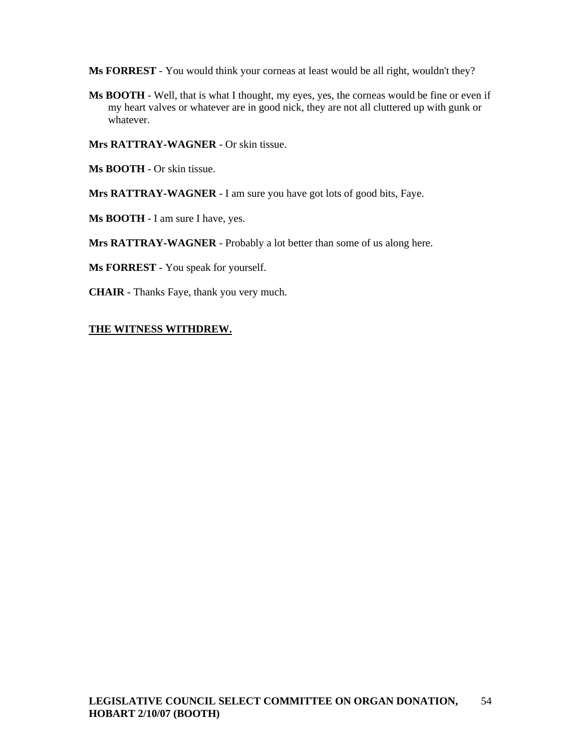**Ms FORREST** - You would think your corneas at least would be all right, wouldn't they?

**Ms BOOTH** - Well, that is what I thought, my eyes, yes, the corneas would be fine or even if my heart valves or whatever are in good nick, they are not all cluttered up with gunk or whatever.

**Mrs RATTRAY-WAGNER** - Or skin tissue.

**Ms BOOTH** - Or skin tissue.

**Mrs RATTRAY-WAGNER** - I am sure you have got lots of good bits, Faye.

**Ms BOOTH** - I am sure I have, yes.

**Mrs RATTRAY-WAGNER** - Probably a lot better than some of us along here.

**Ms FORREST** - You speak for yourself.

**CHAIR** - Thanks Faye, thank you very much.

**THE WITNESS WITHDREW.**